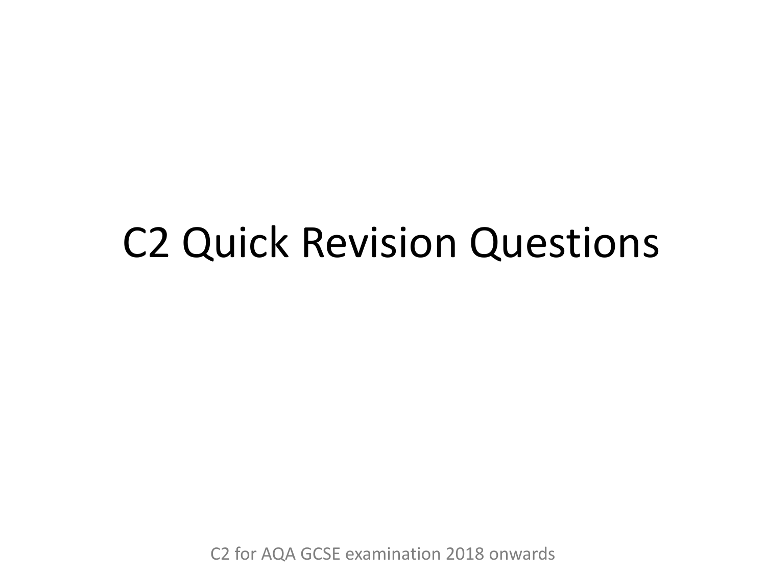# C2 Quick Revision Questions

C2 for AQA GCSE examination 2018 onwards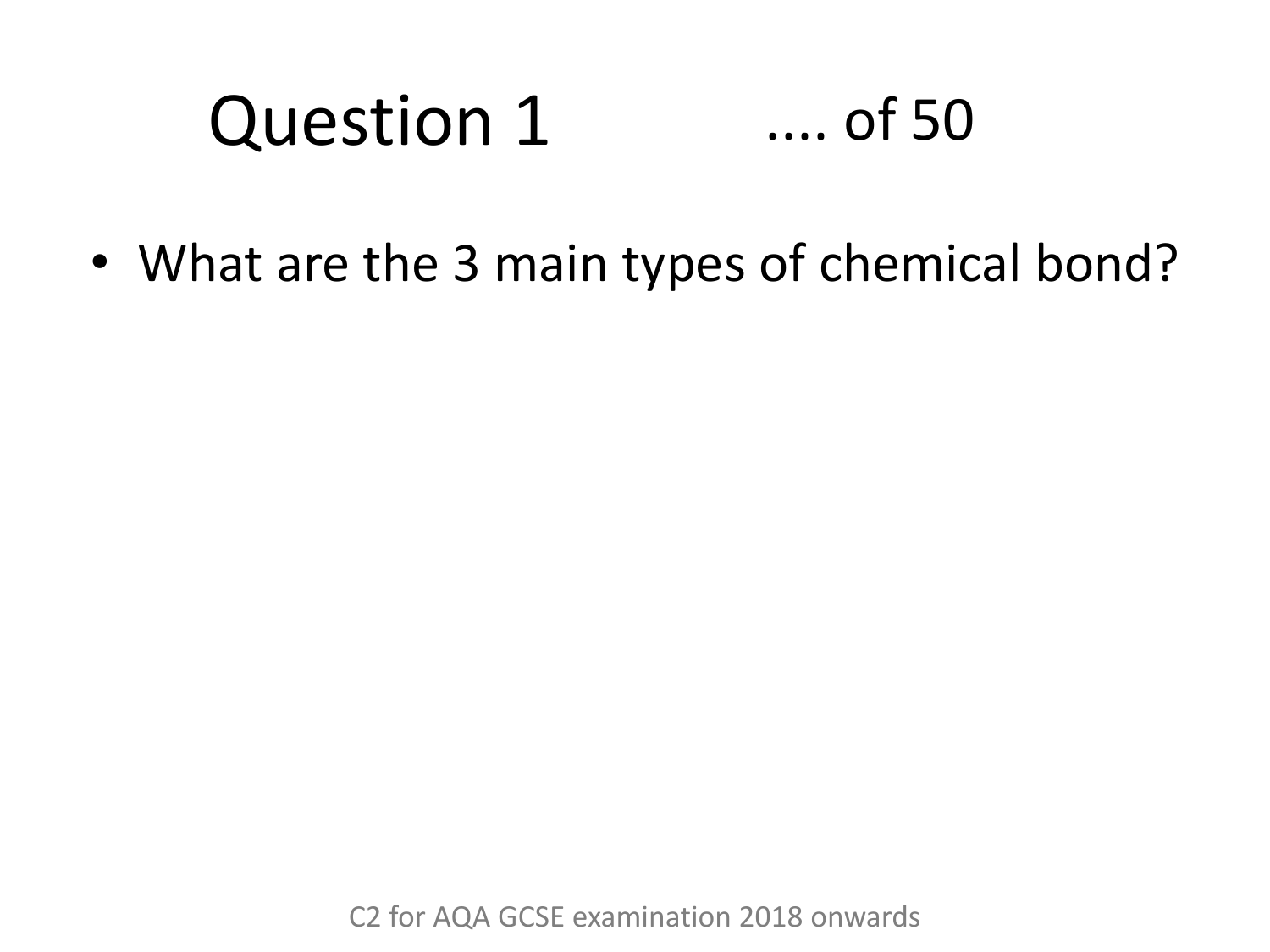# Question 1 .... of 50

- What are the 3 main types of chemical bond?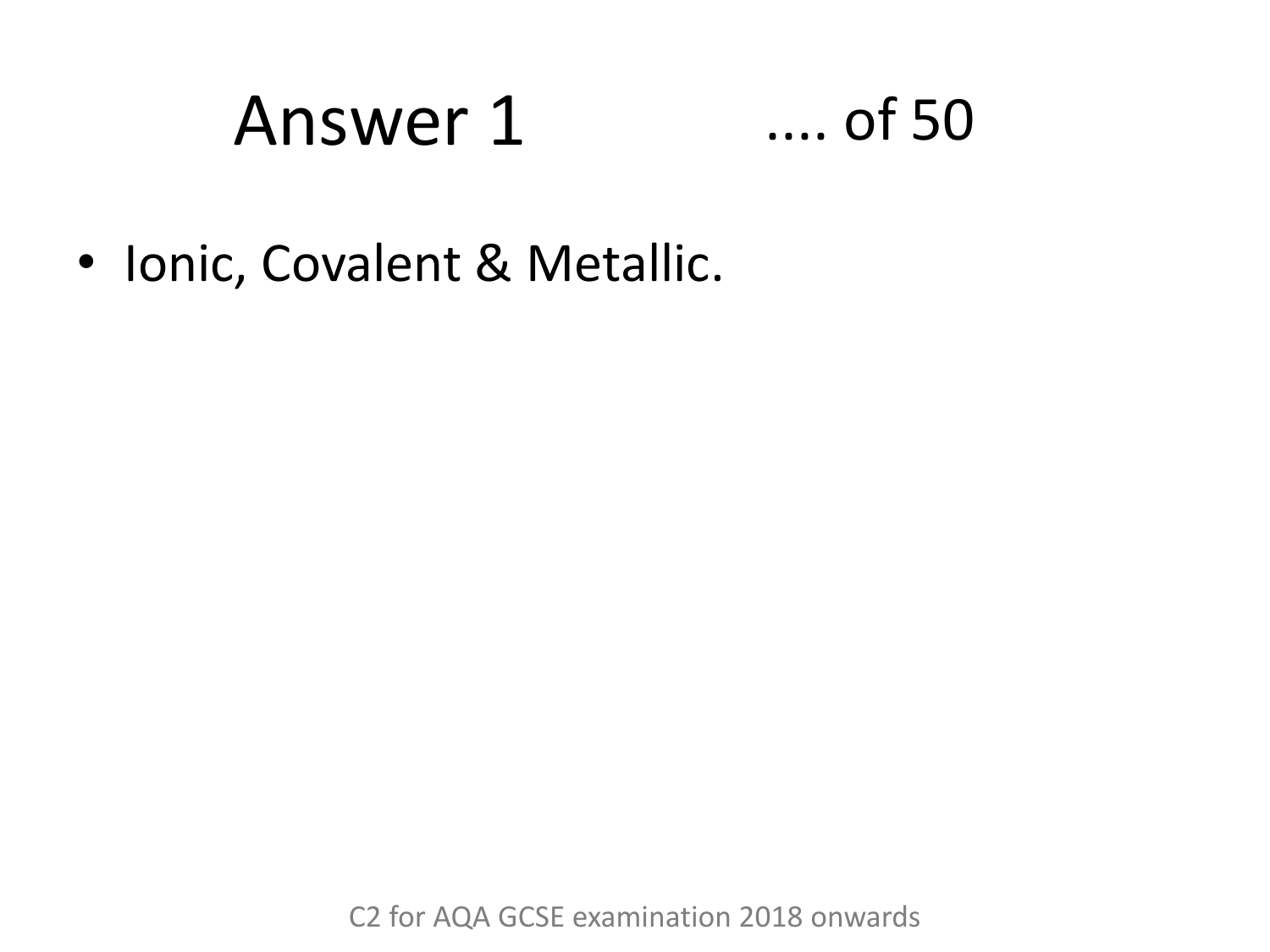# Answer 1 .... of 50

- Ionic, Covalent & Metallic.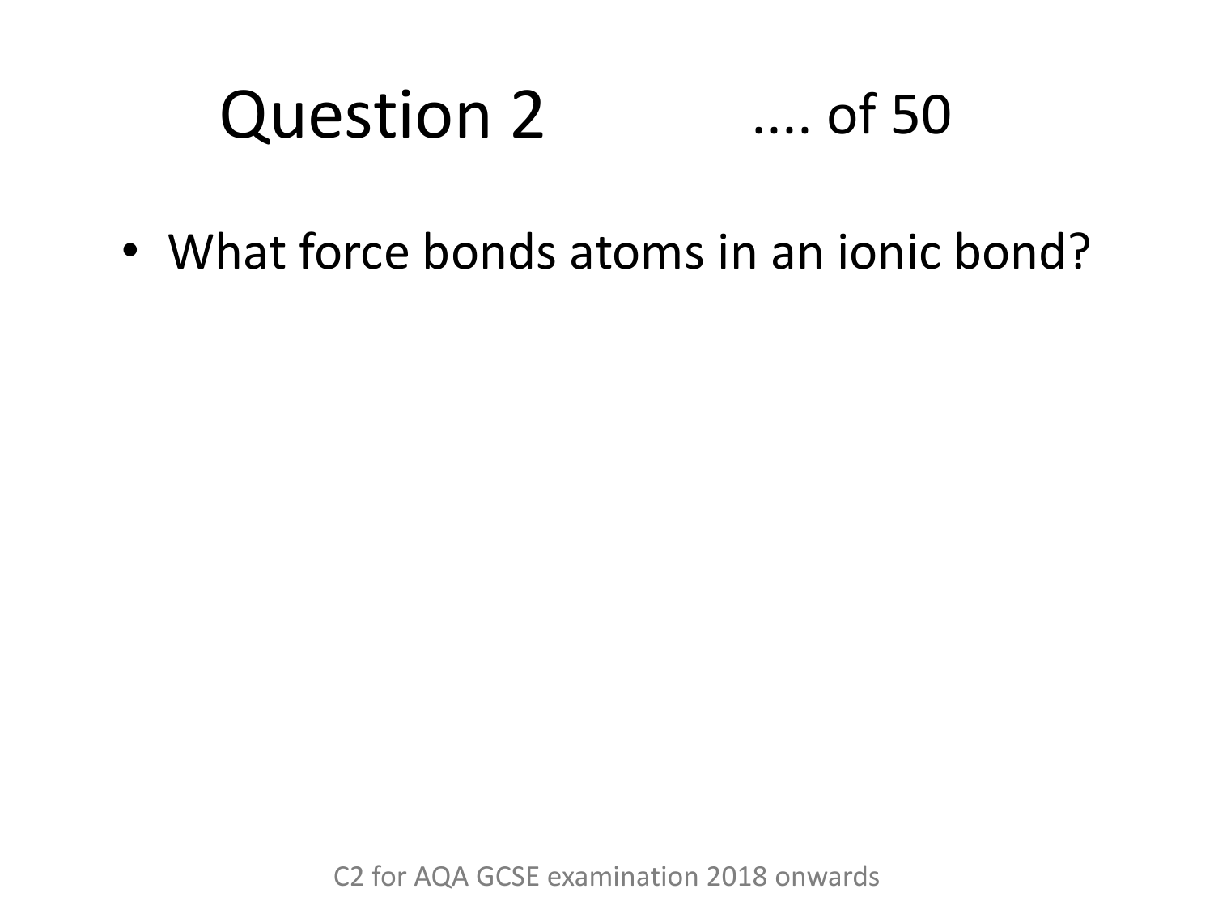# Question 2 .... of 50

- What force bonds atoms in an ionic bond?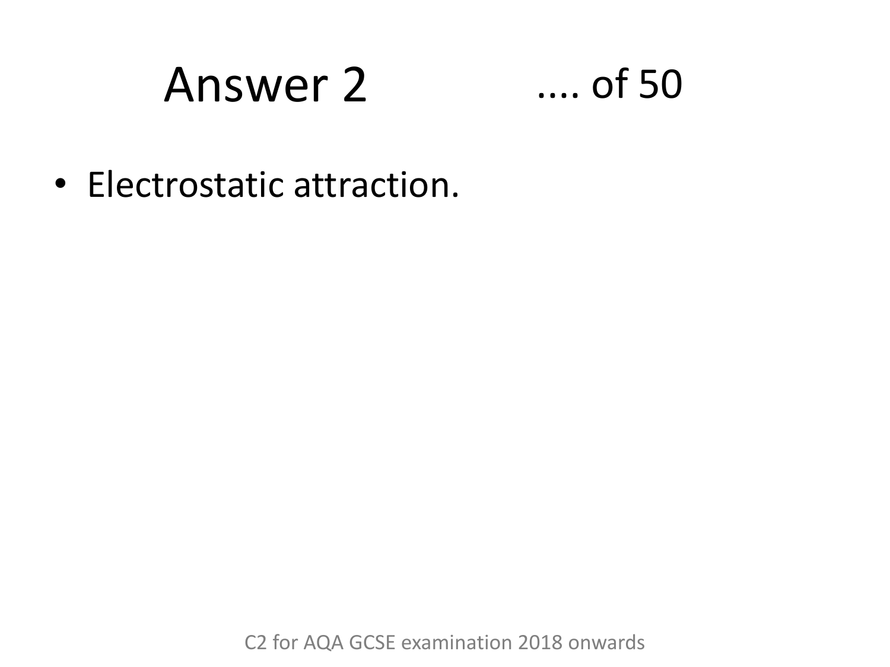# Answer 2 .... of 50

- Electrostatic attraction.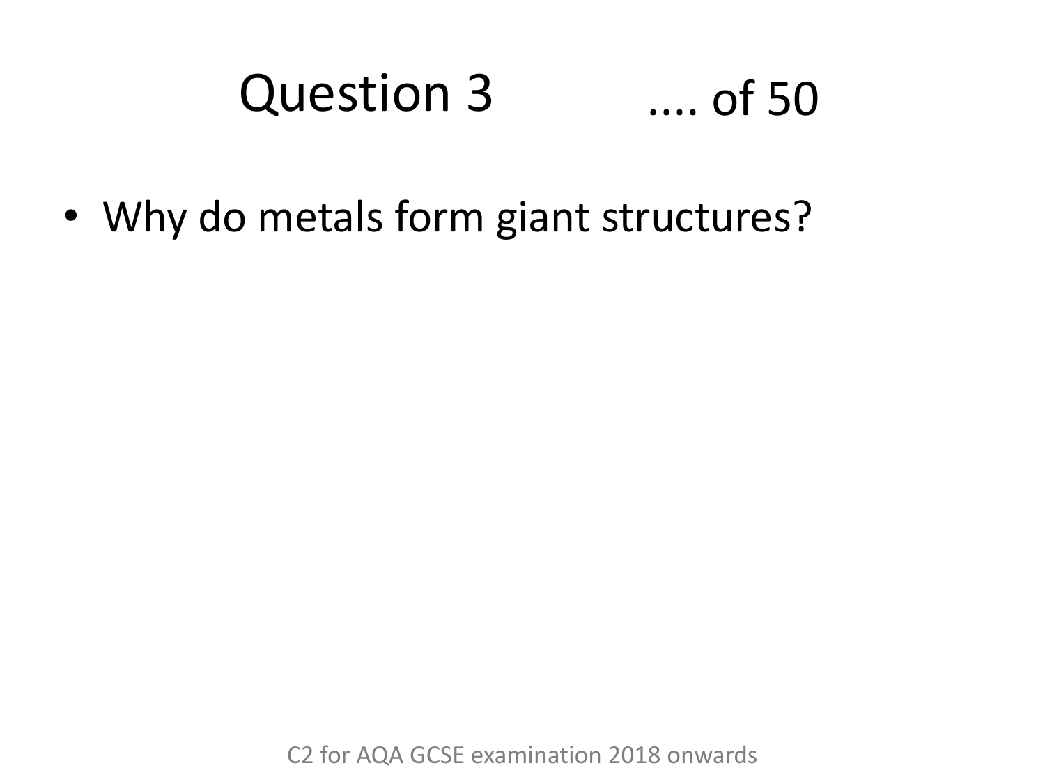# Question 3 .... of 50

- Why do metals form giant structures?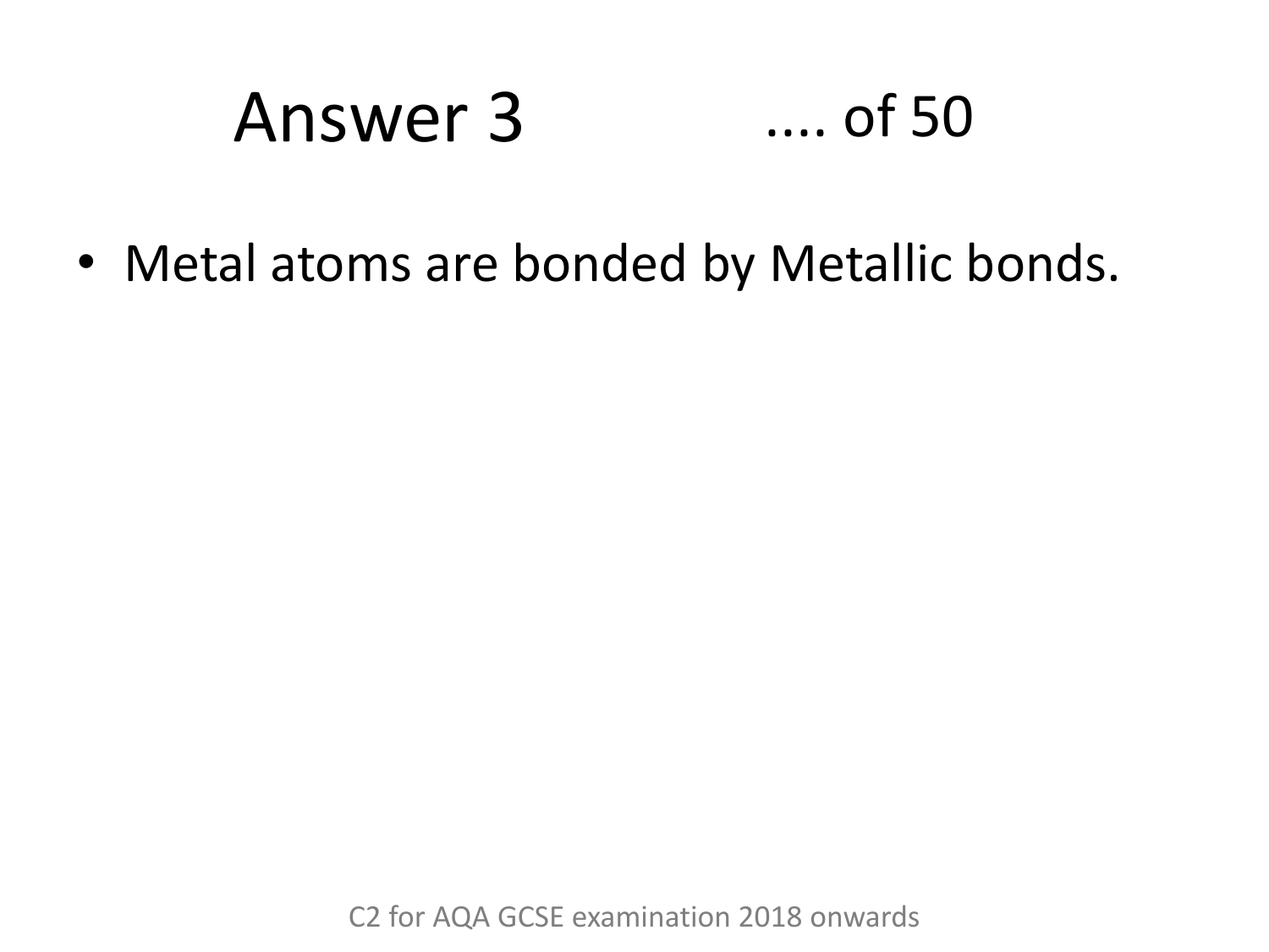# Answer 3

.... of 50

- Metal atoms are bonded by Metallic bonds.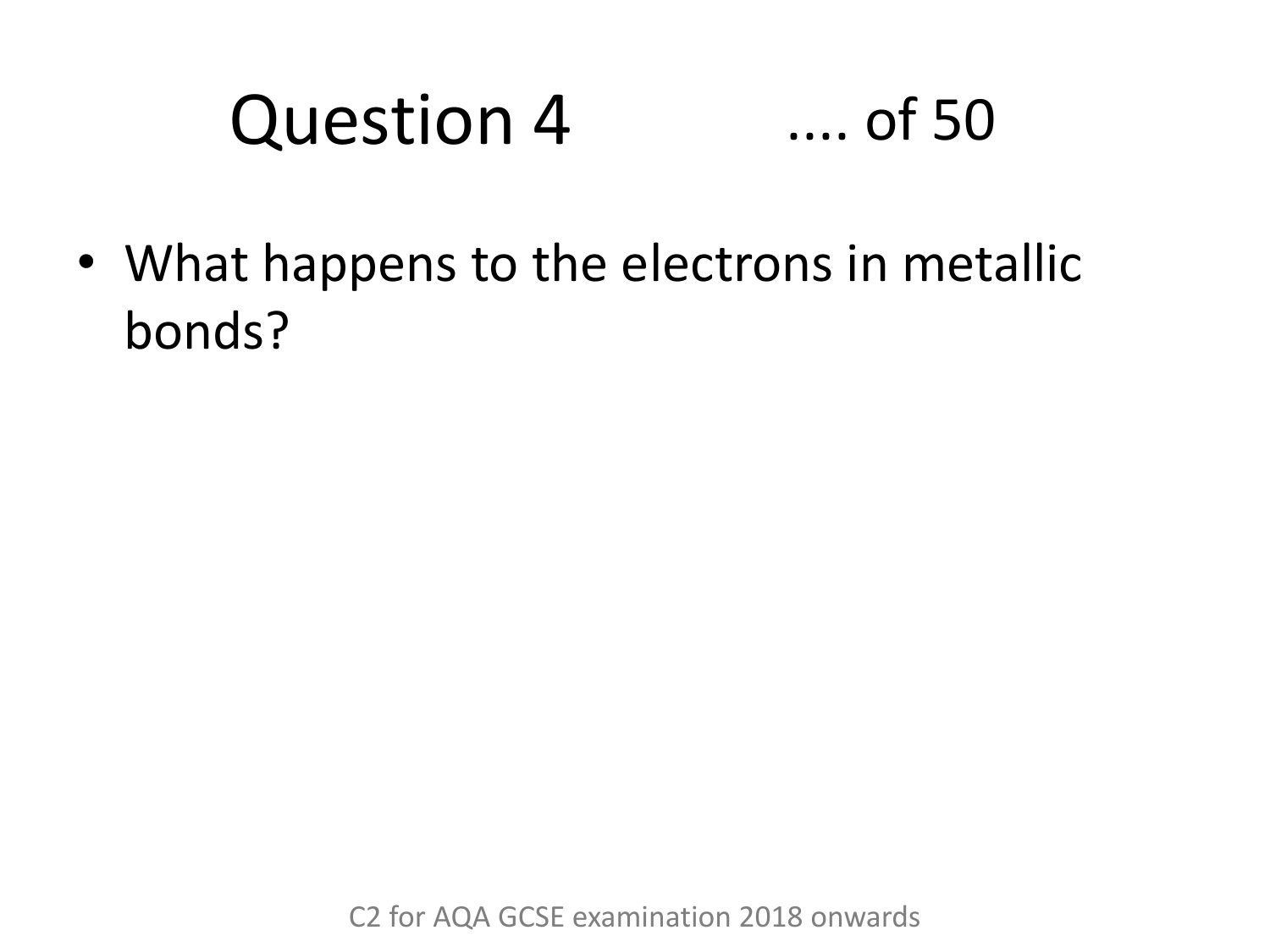# Question 4 .... of 50

- What happens to the electrons in metallic bonds?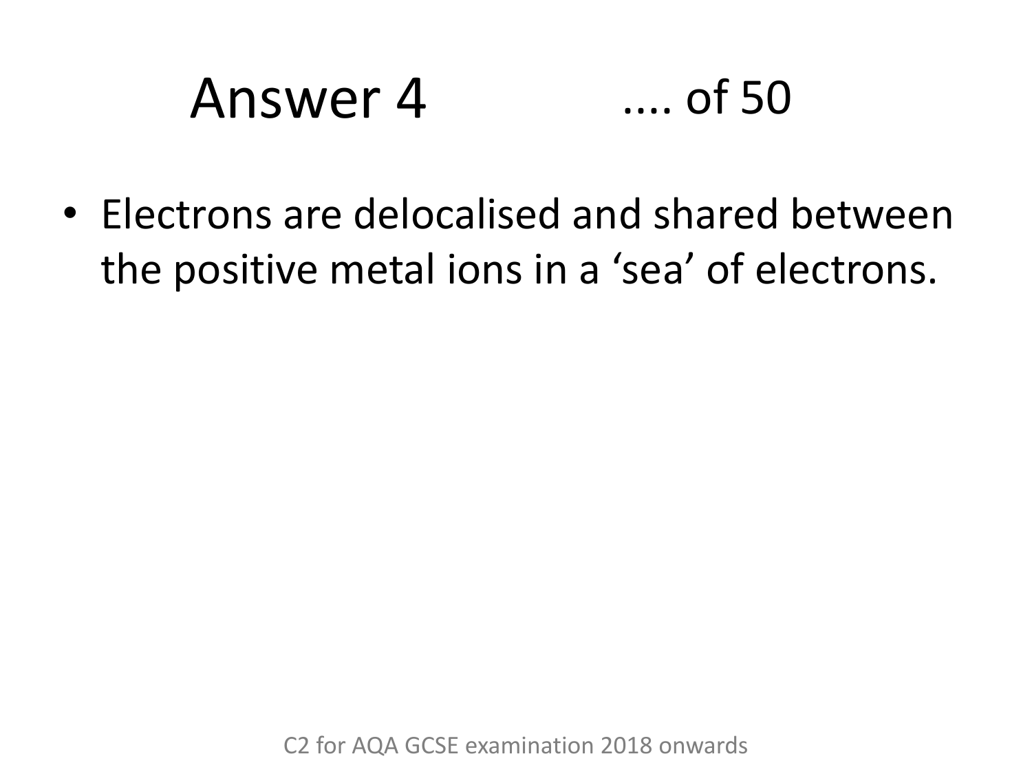# Answer 4 .... of 50

- Electrons are delocalised and shared between the positive metal ions in a 'sea' of electrons.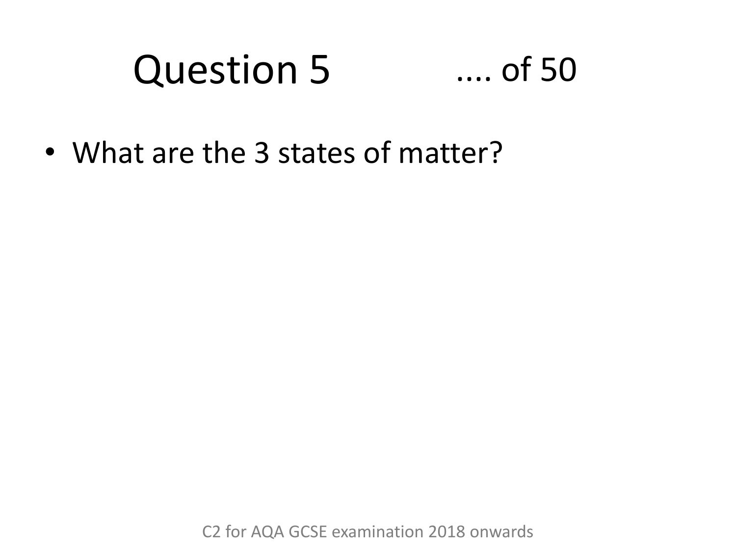# Question 5 .... of 50

- What are the 3 states of matter?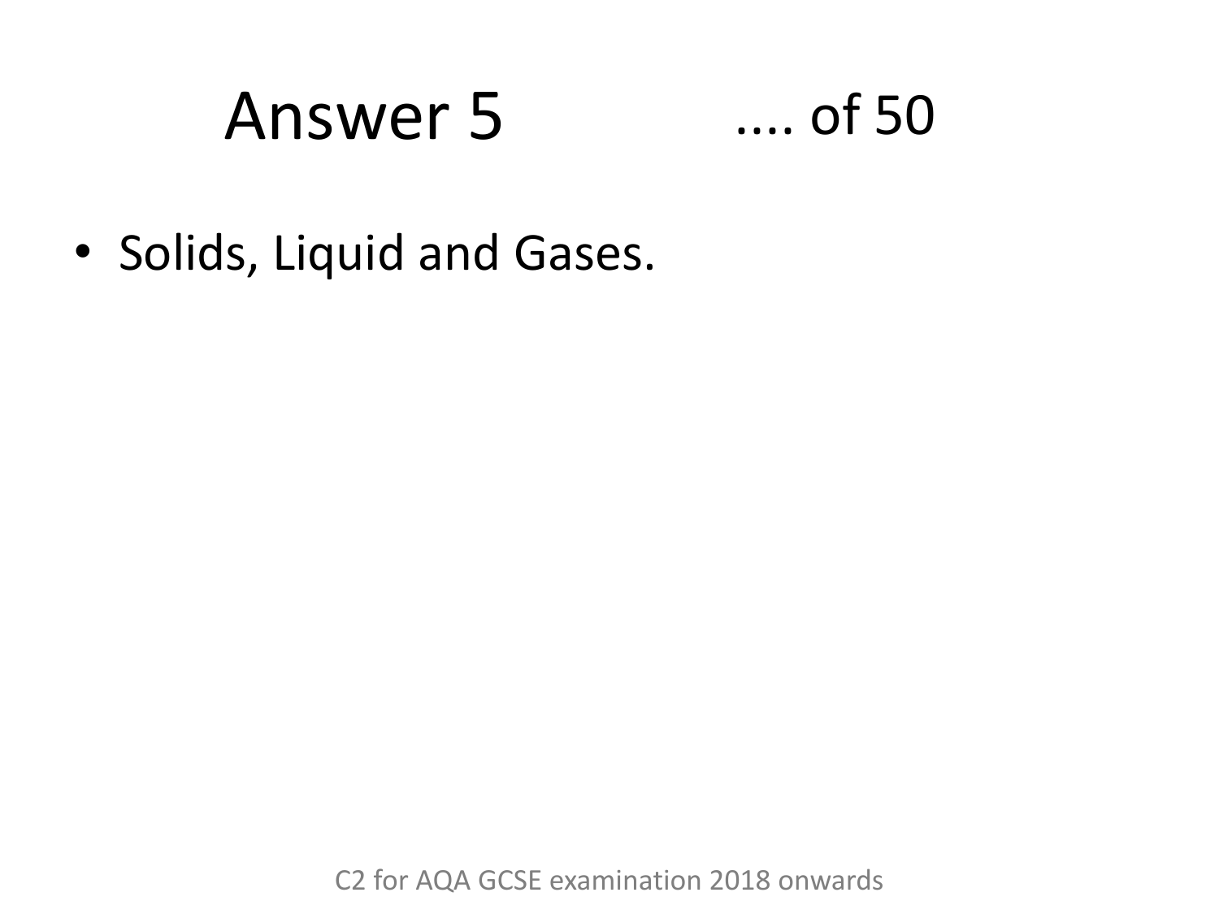# Answer 5 .... of 50

- Solids, Liquid and Gases.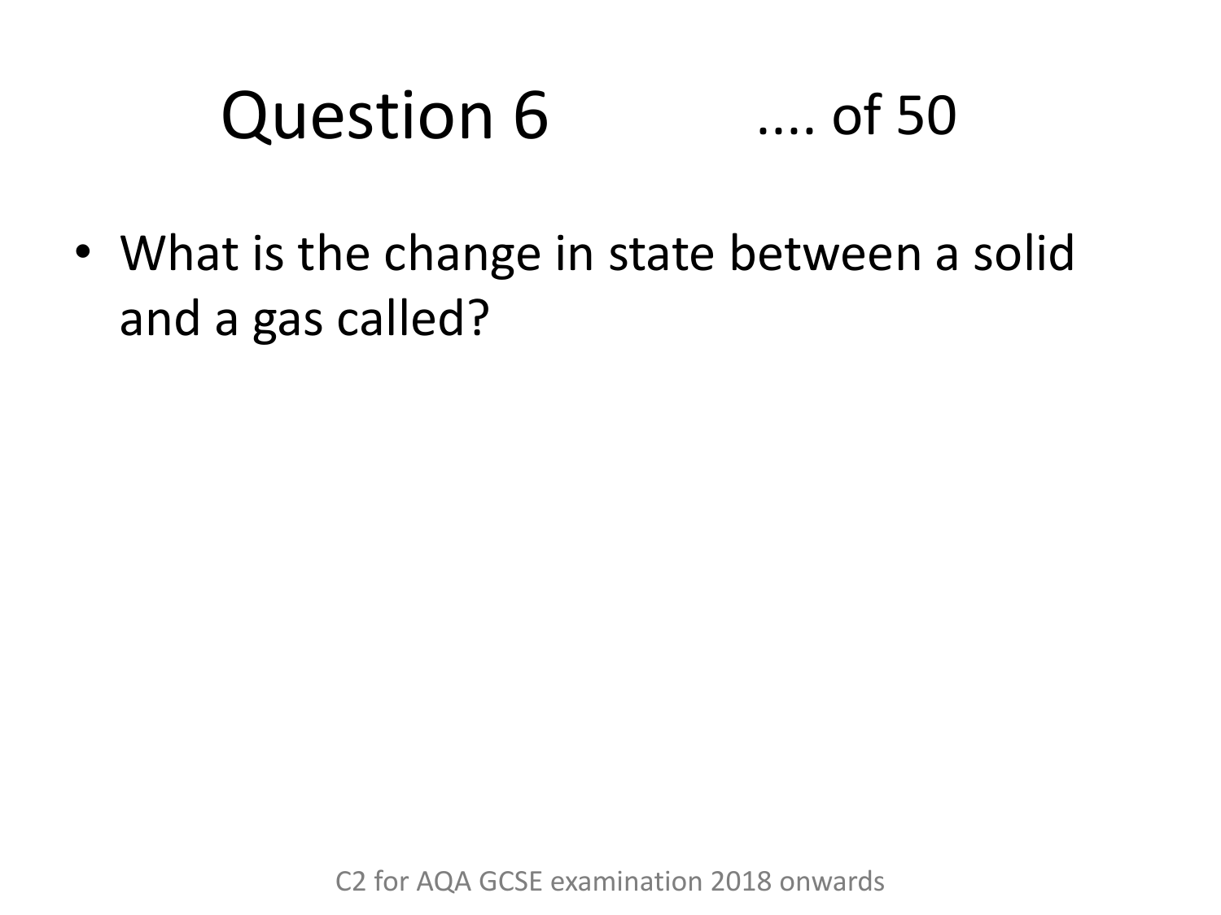# Question 6 .... of 50

- What is the change in state between a solid and a gas called?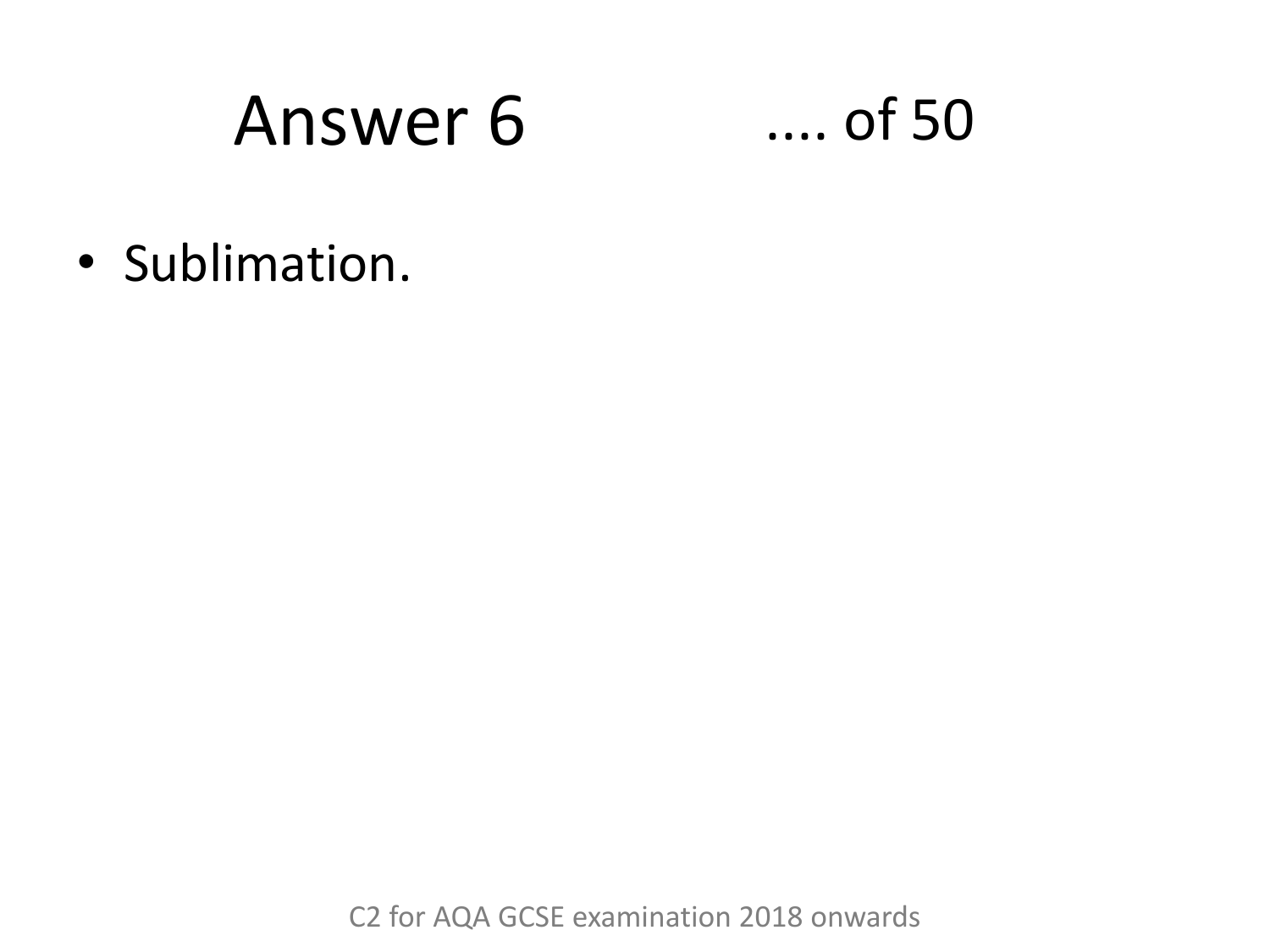# Answer 6 .... of 50

- Sublimation.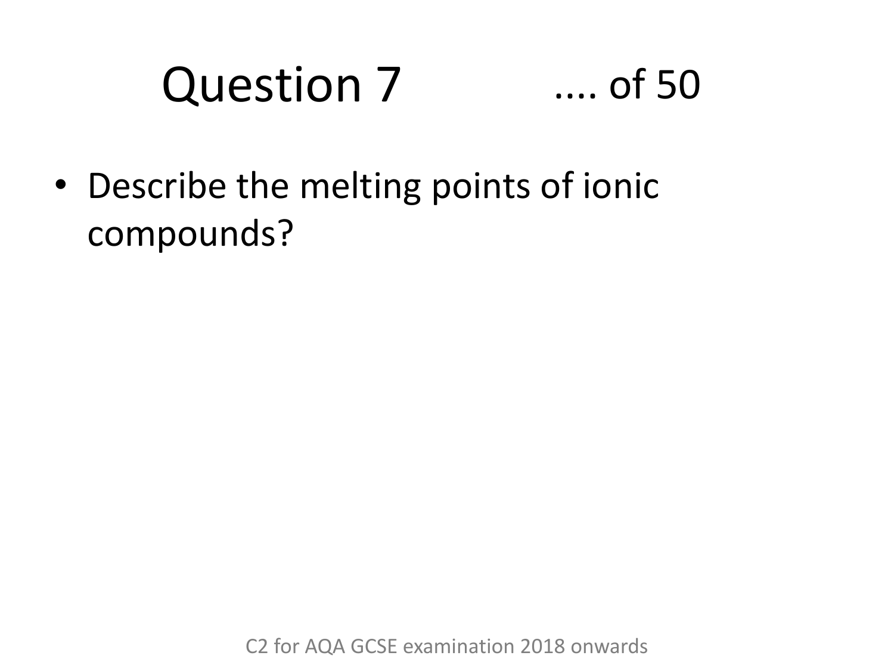# Question 7 .... of 50

- Describe the melting points of ionic compounds?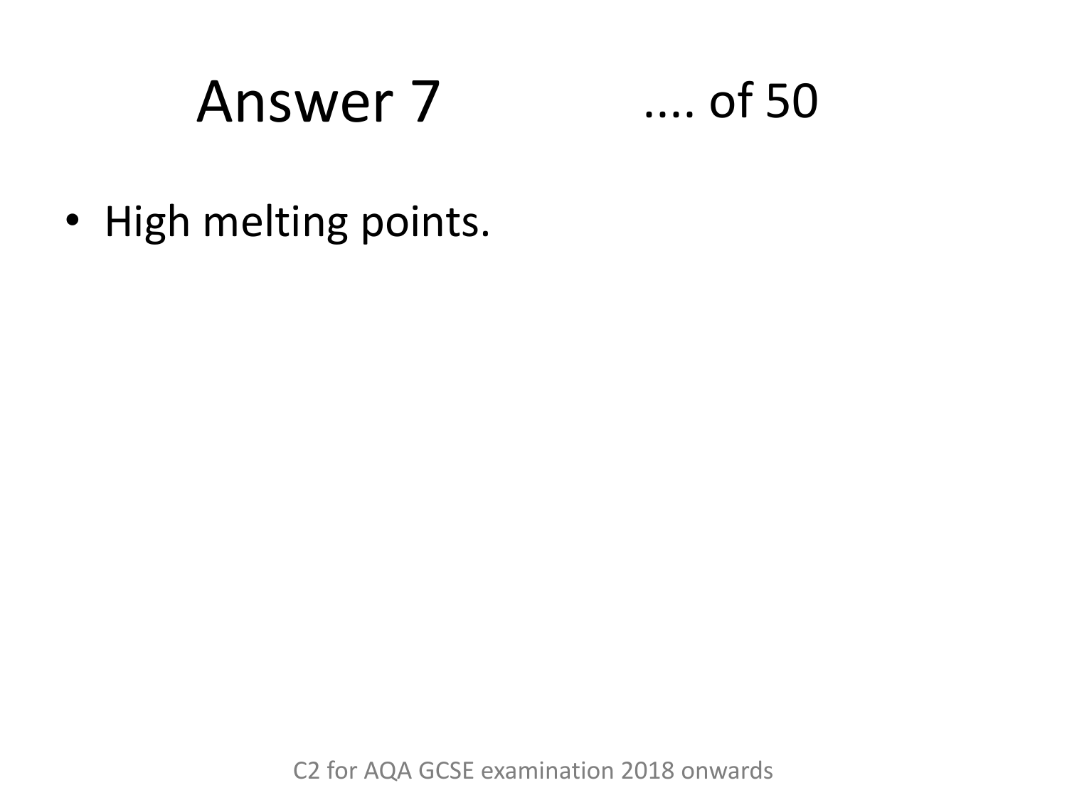# Answer 7 .... of 50

- High melting points.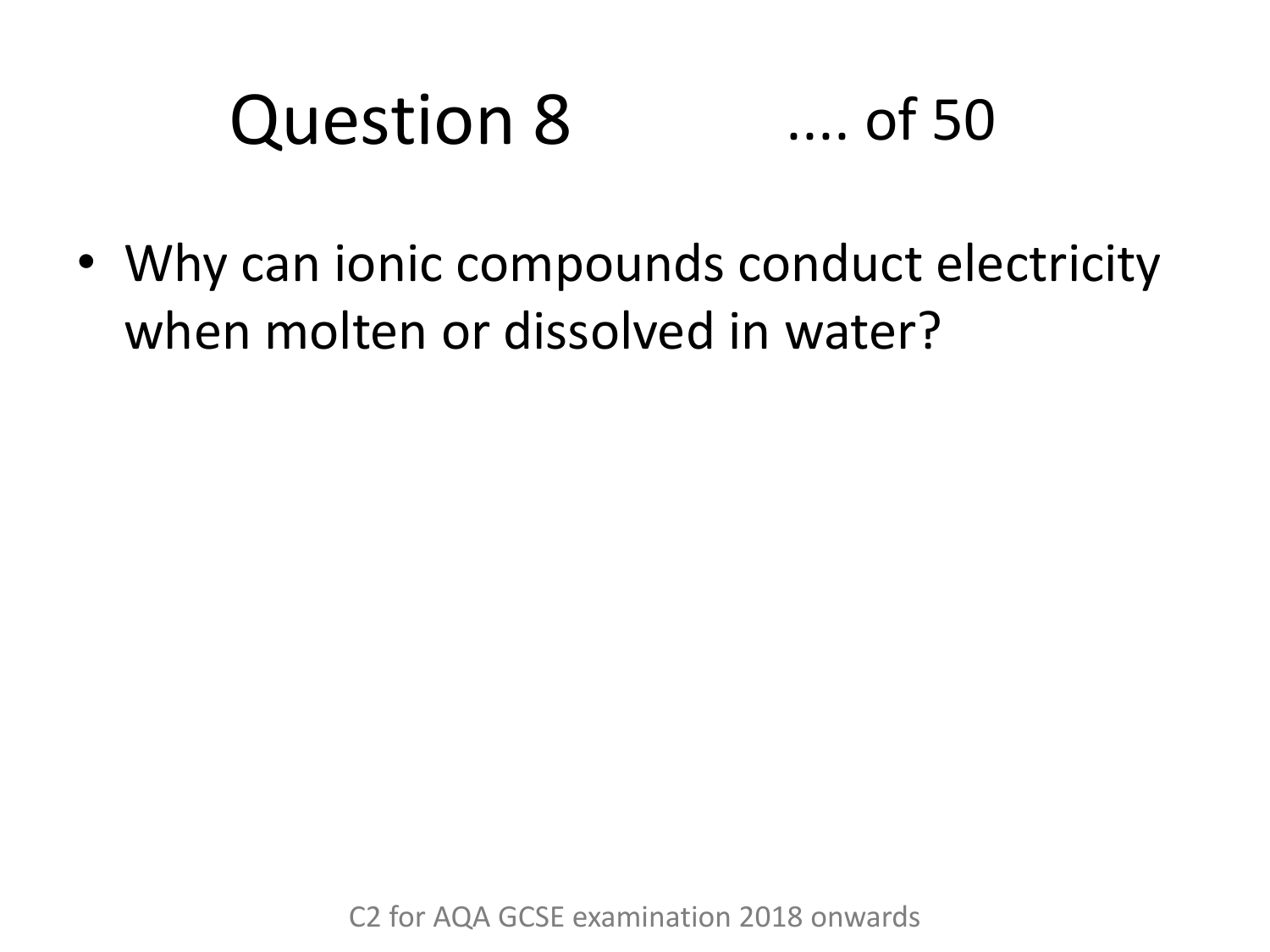# Question 8 .... of 50

- Why can ionic compounds conduct electricity when molten or dissolved in water?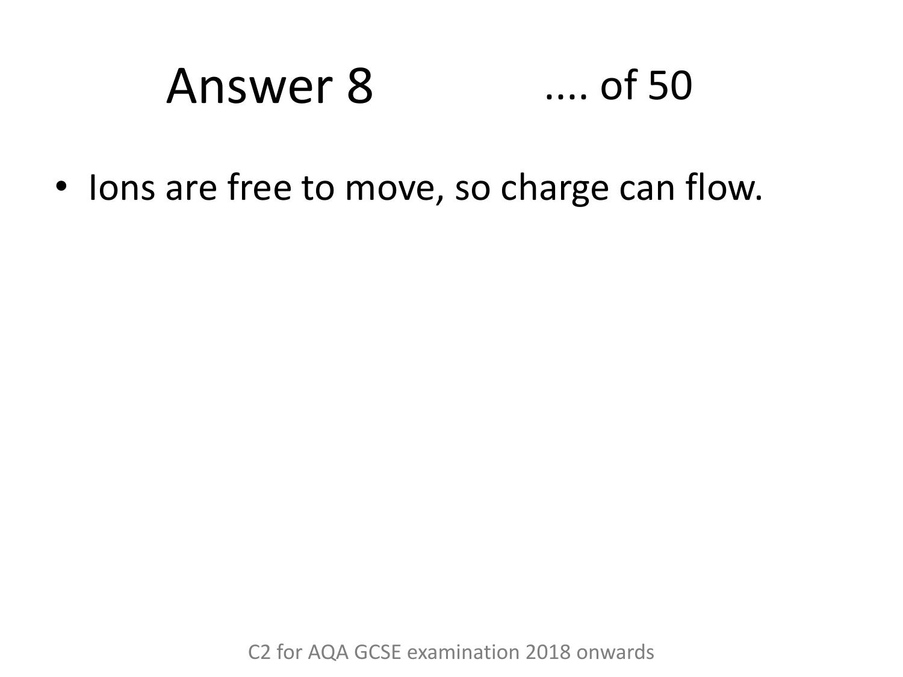# Answer 8 .... of 50

- Ions are free to move, so charge can flow.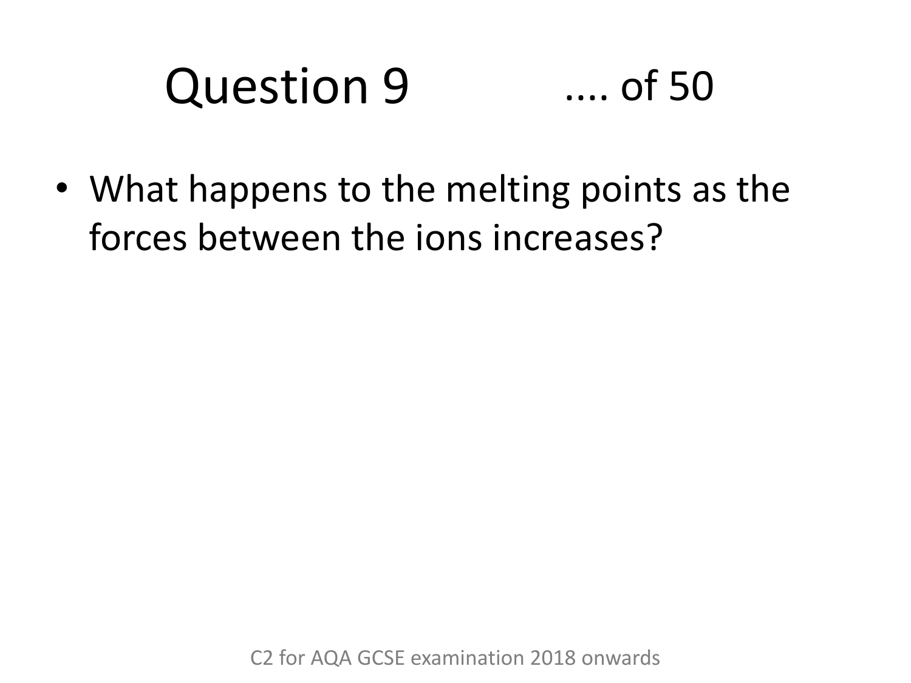# Question 9 .... of 50

- What happens to the melting points as the forces between the ions increases?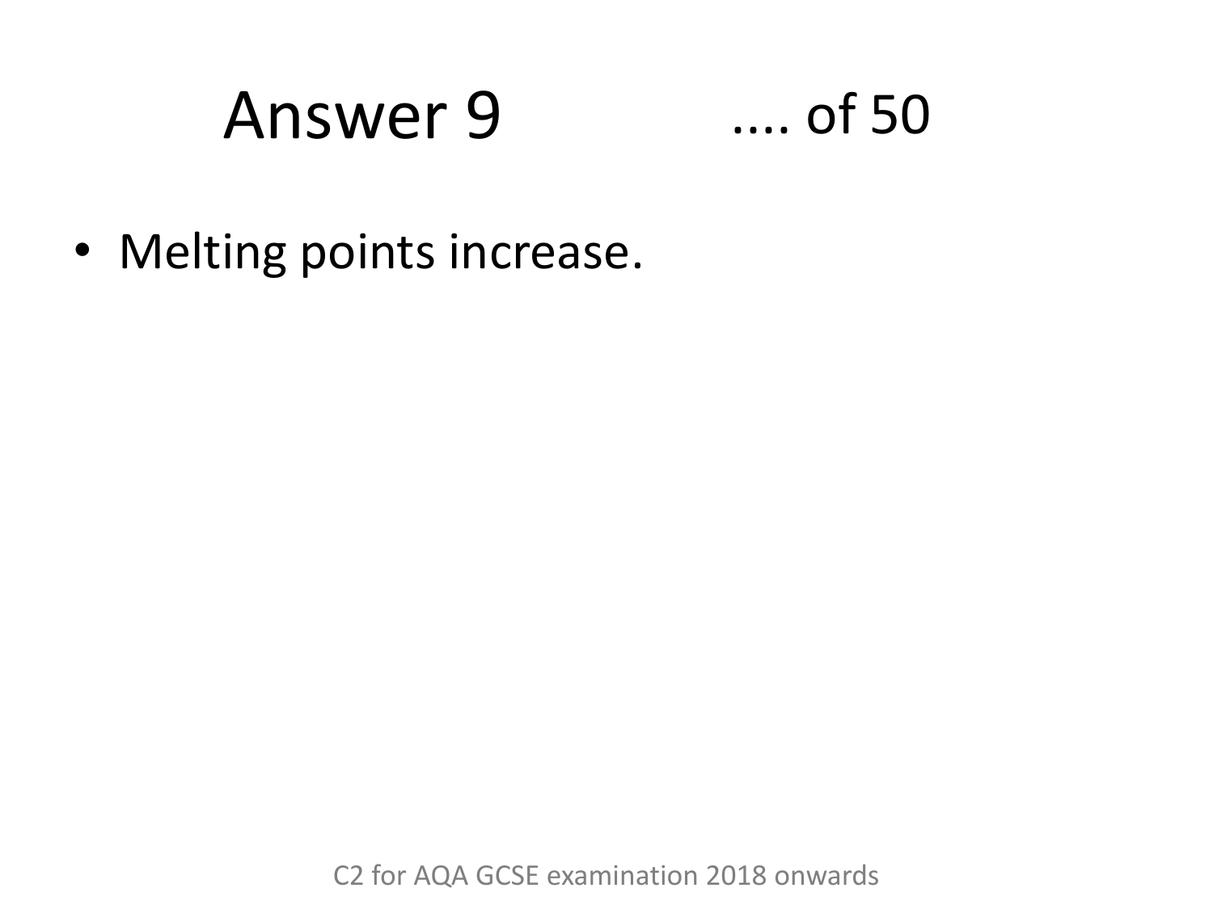# Answer 9 .... of 50

- Melting points increase.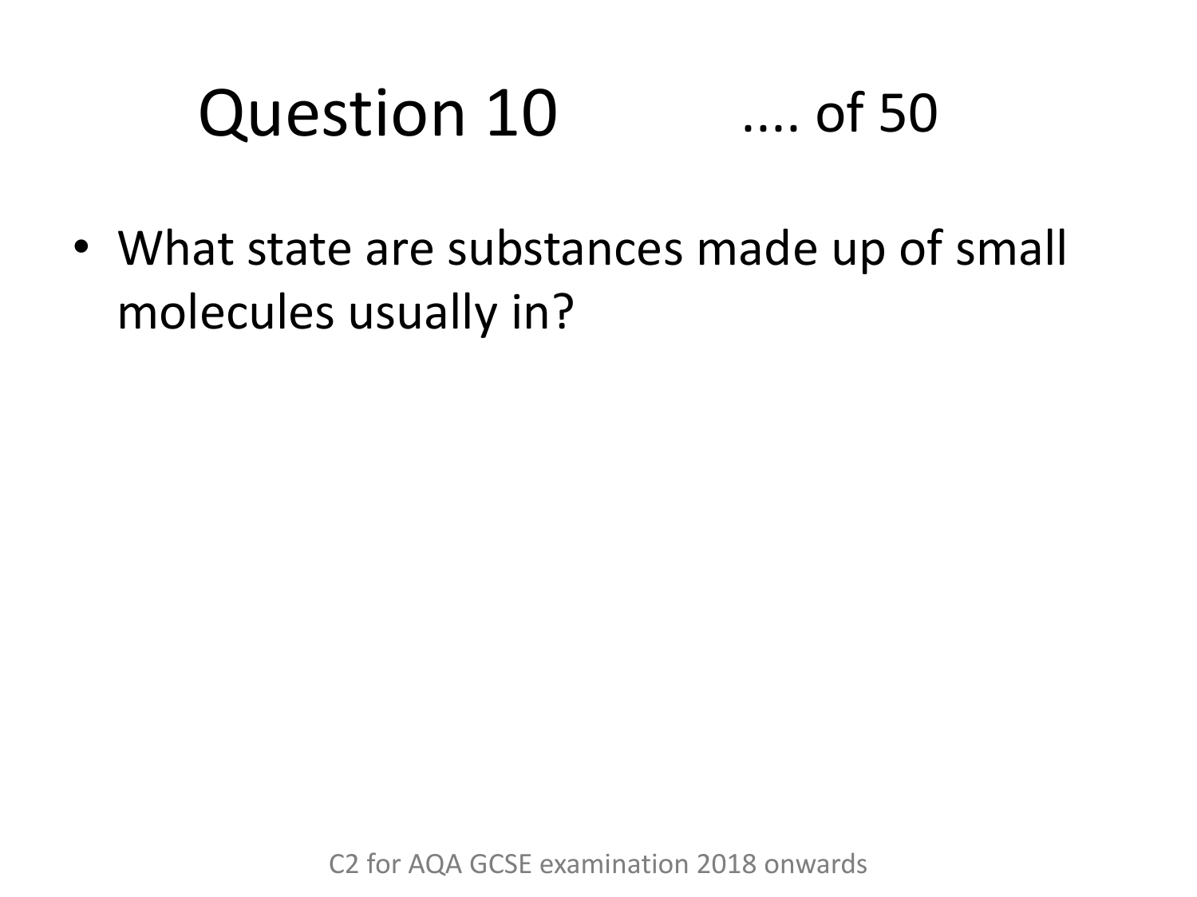# Question 10 .... of 50

- What state are substances made up of small molecules usually in?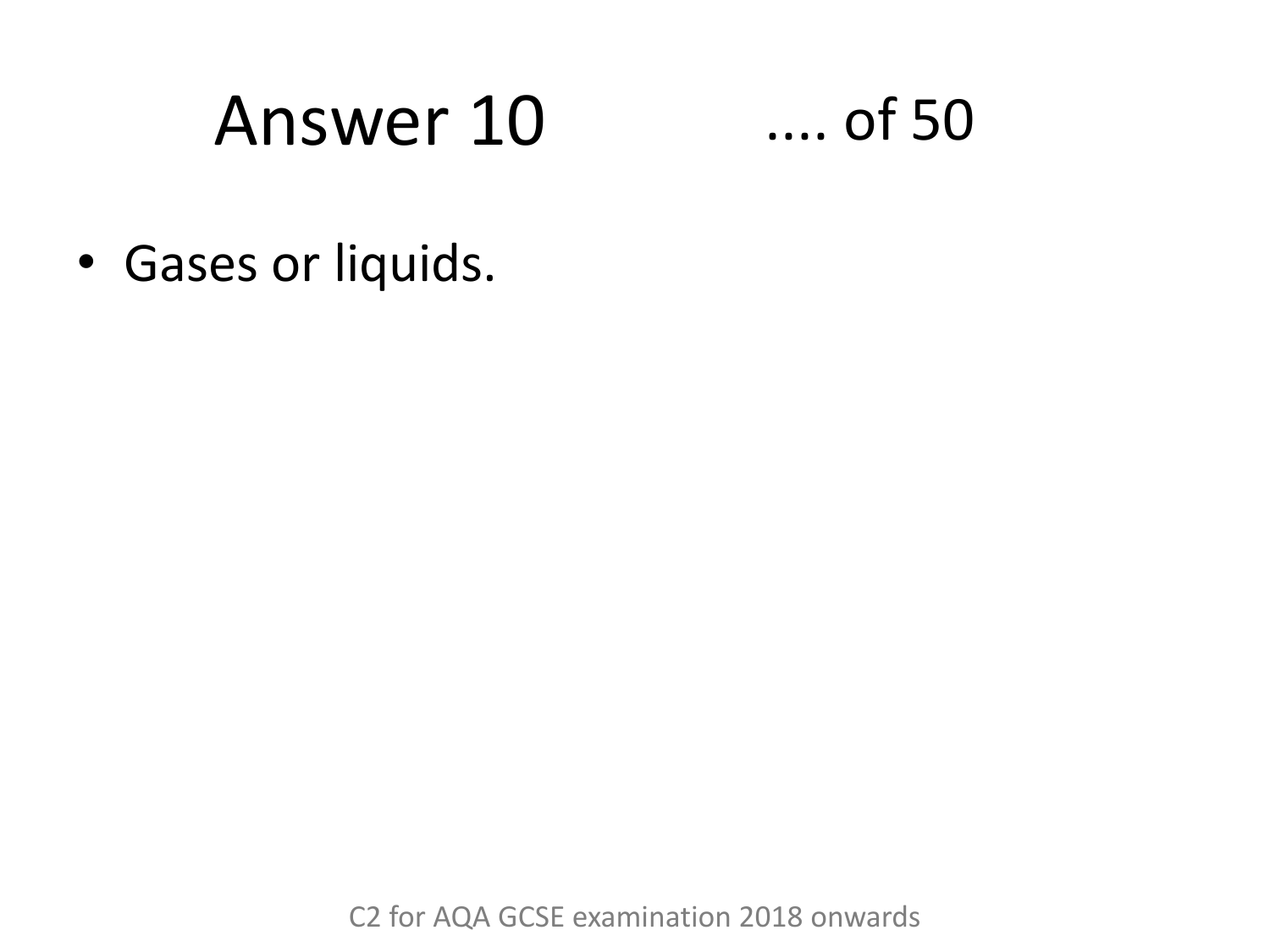# Answer 10 .... of 50

- Gases or liquids.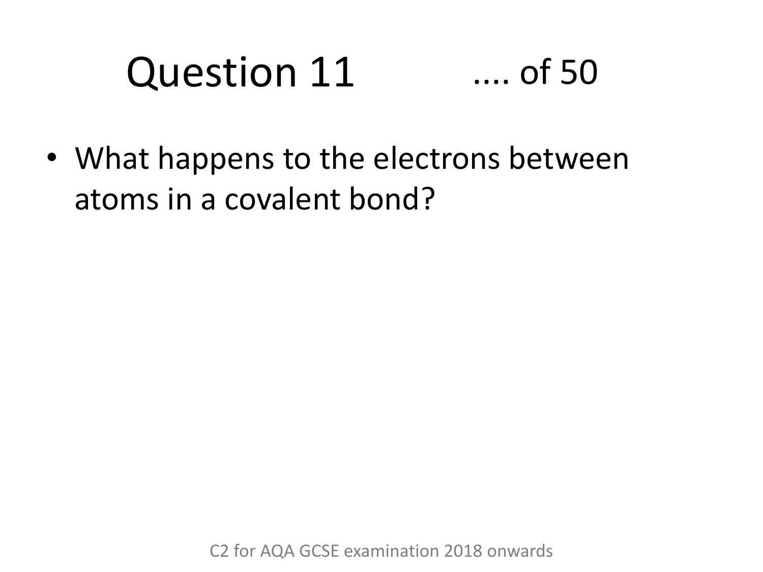# Question 11 .... of 50

- What happens to the electrons between atoms in a covalent bond?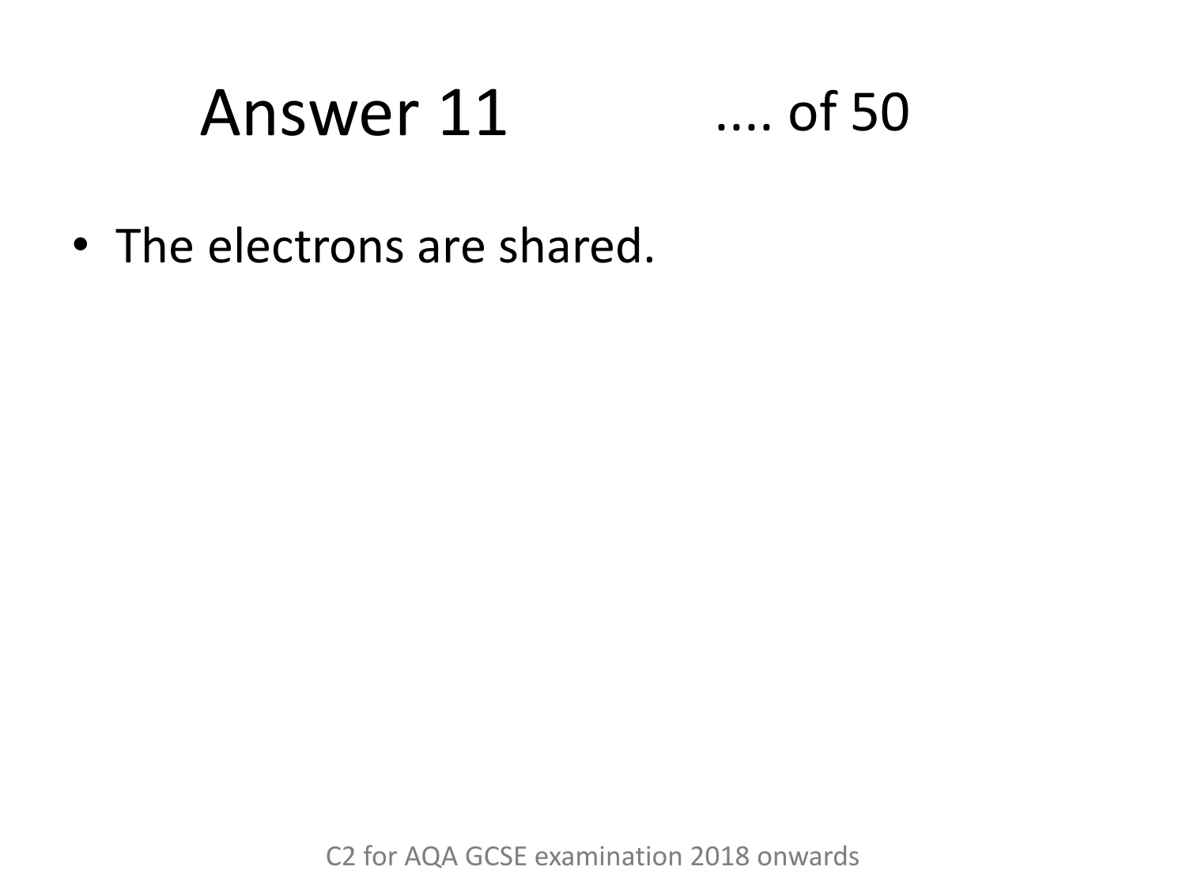# Answer 11

- The electrons are shared.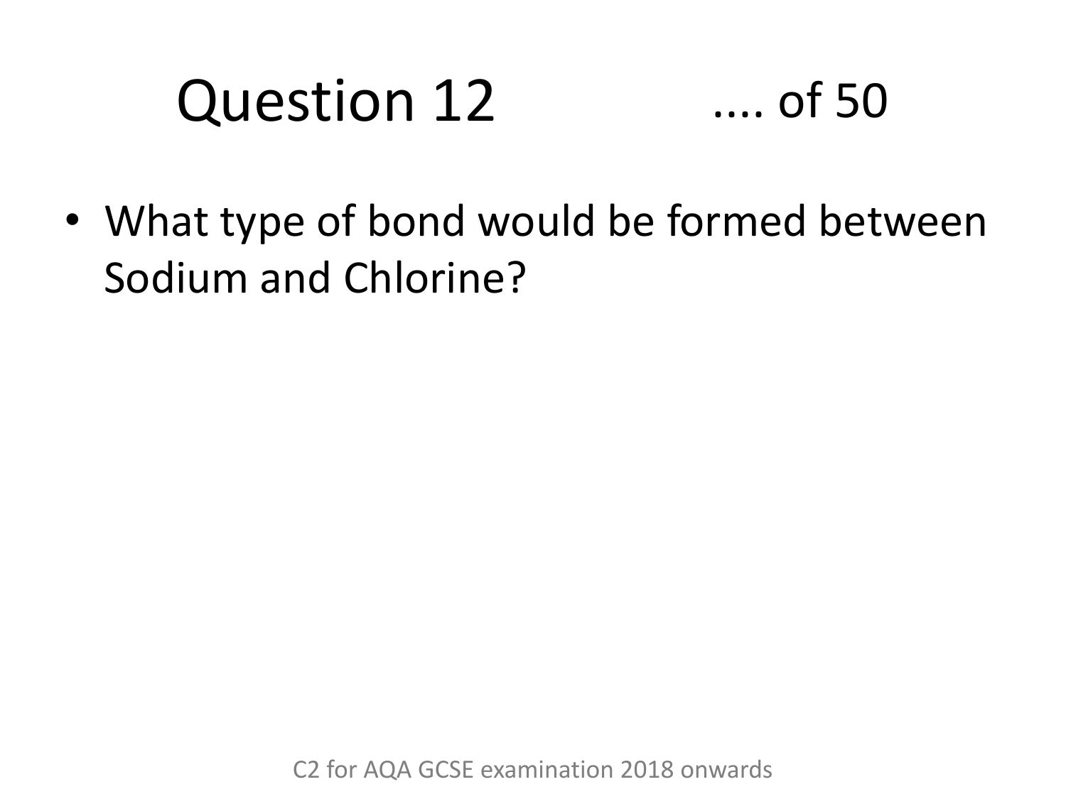# Question 12 .... of 50

- What type of bond would be formed between Sodium and Chlorine?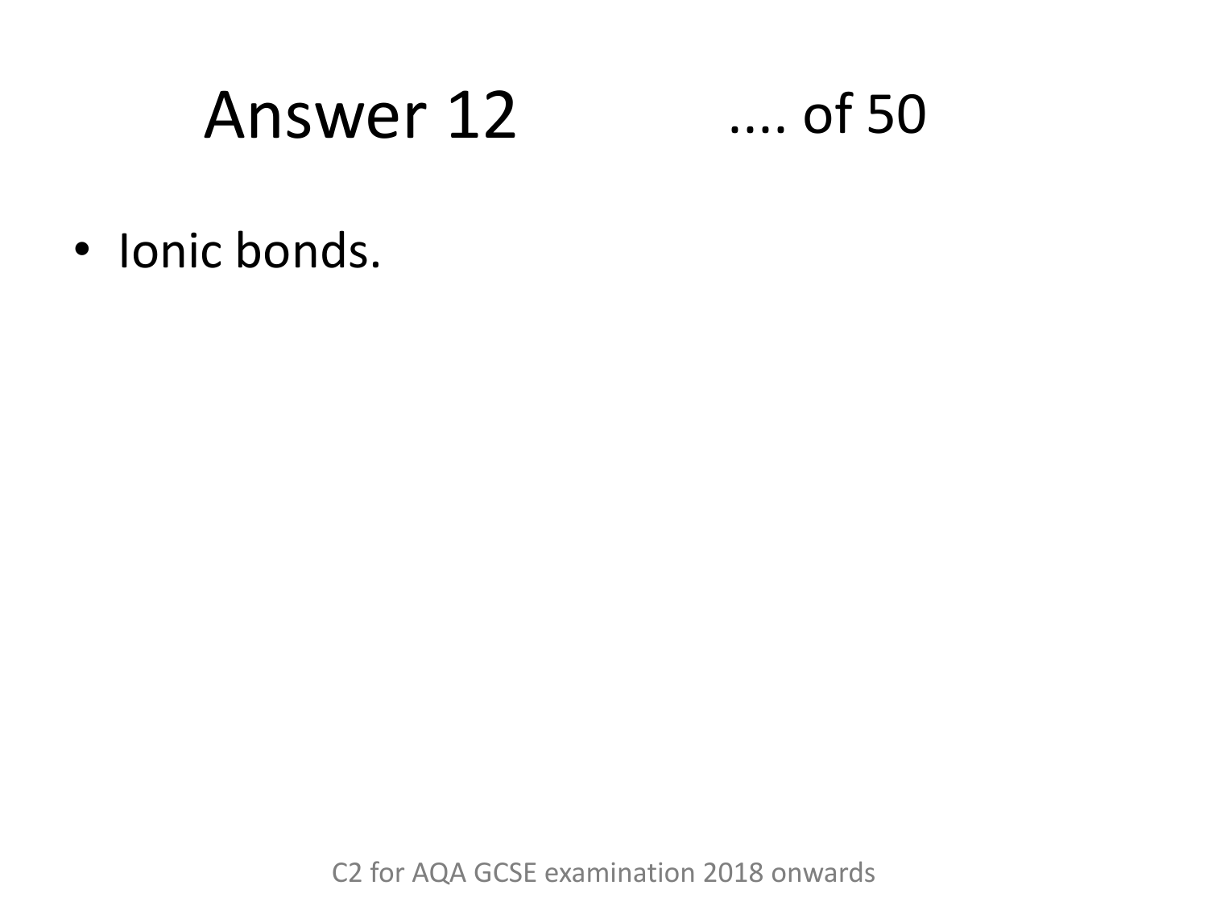# Answer 12

- Ionic bonds.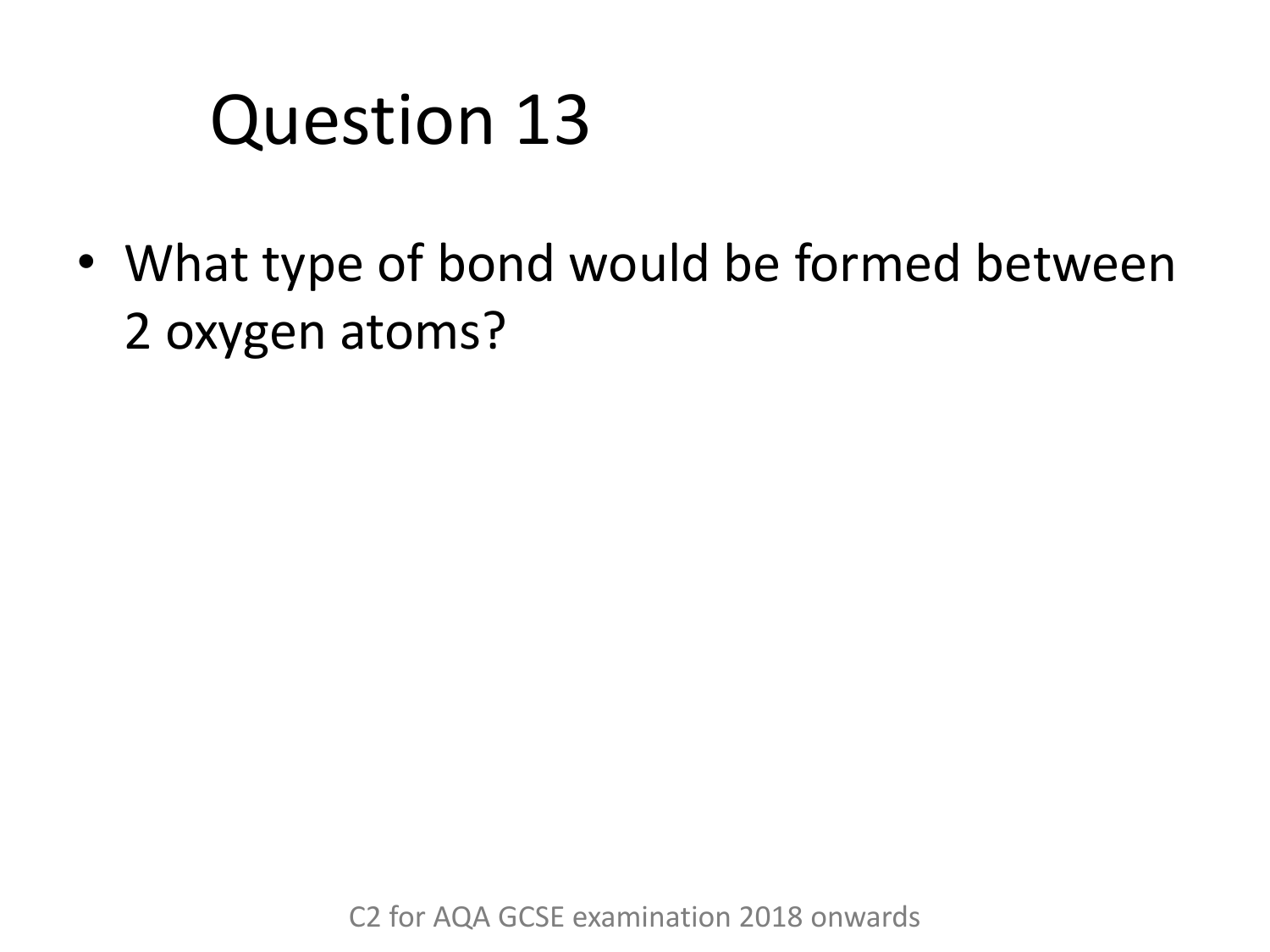# Question 13

- What type of bond would be formed between 2 oxygen atoms?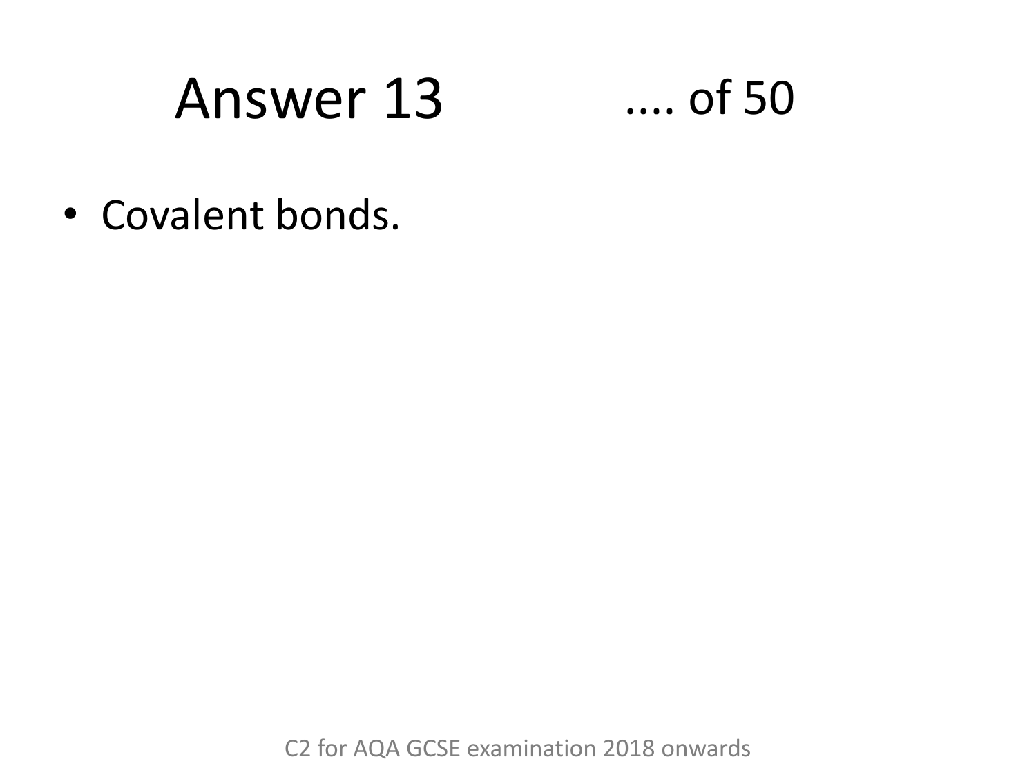# Answer 13

.... of 50

- Covalent bonds.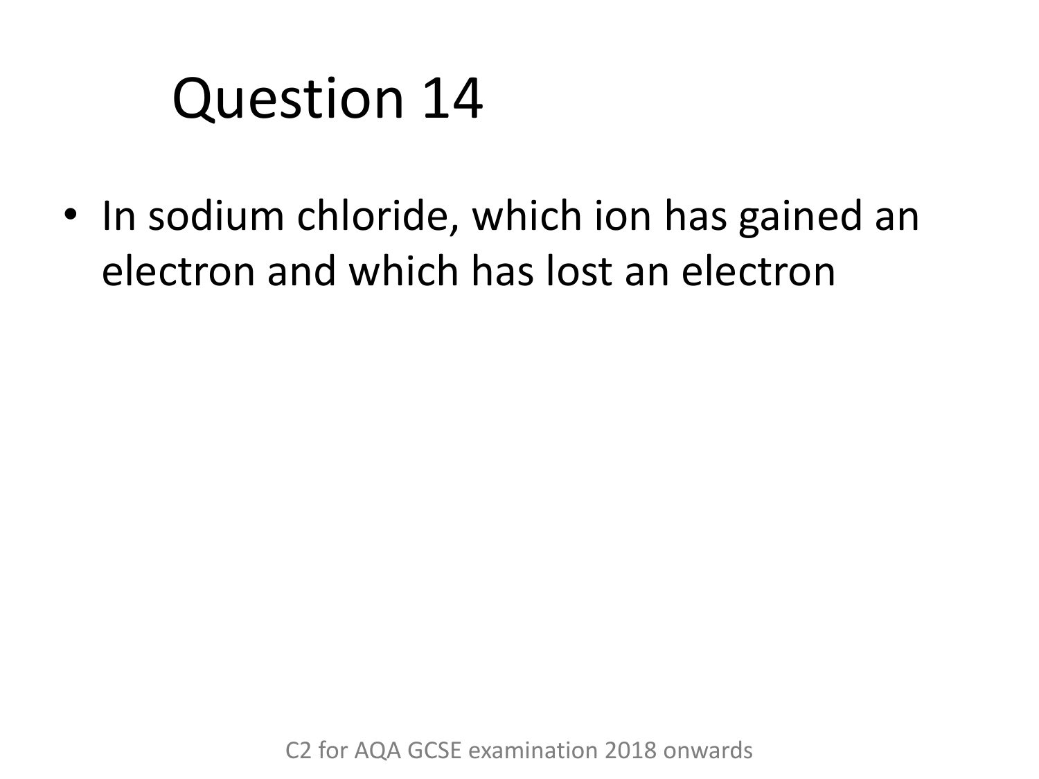# Question 14

- In sodium chloride, which ion has gained an electron and which has lost an electron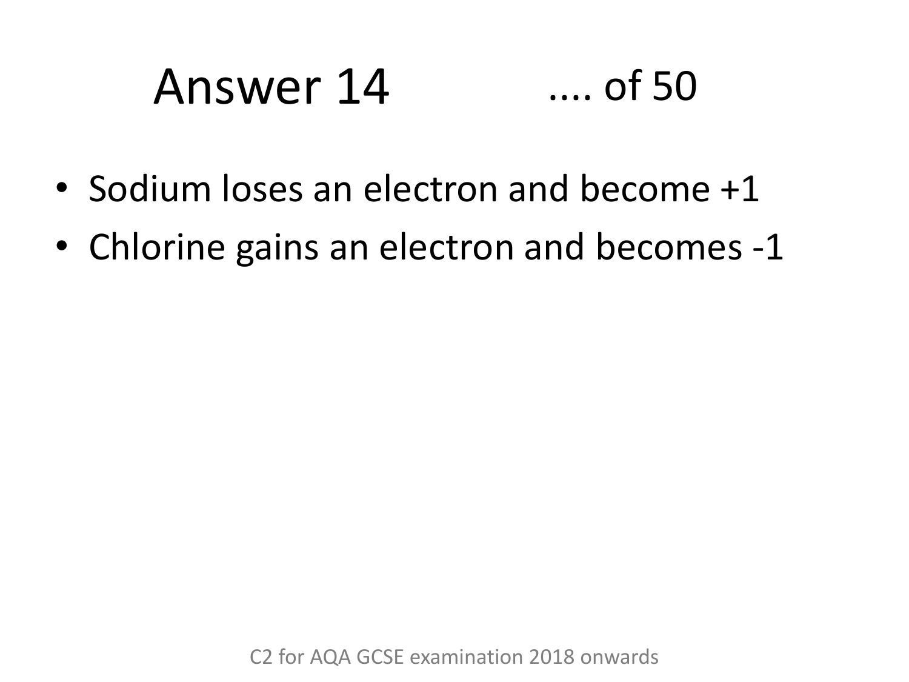# Answer 14

.... of 50

- Sodium loses an electron and become +1
- Chlorine gains an electron and becomes -1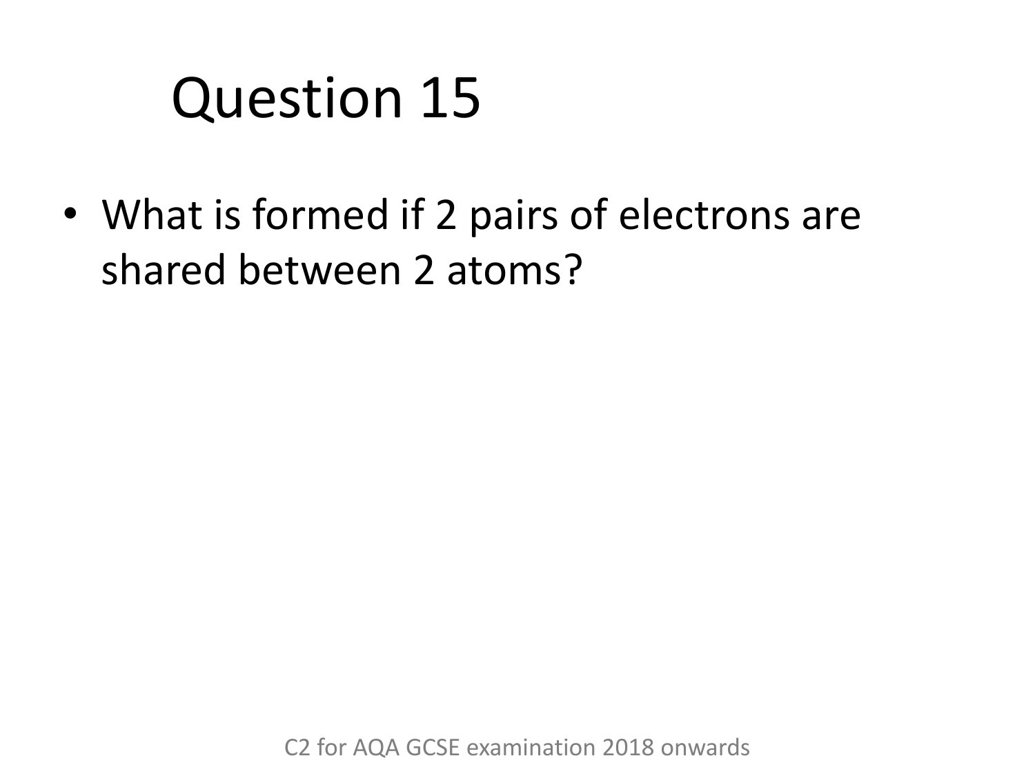# Question 15

- What is formed if 2 pairs of electrons are shared between 2 atoms?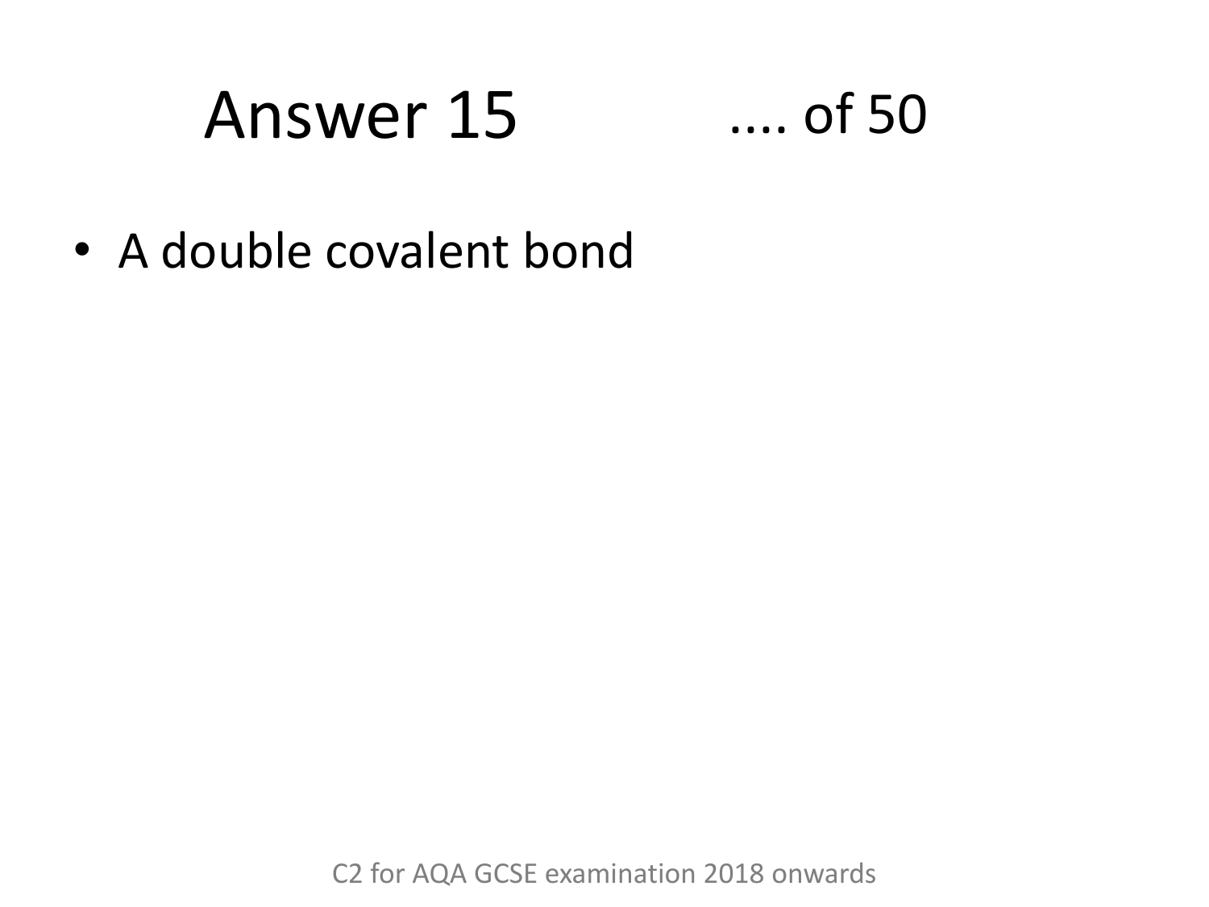# Answer 15

.... of 50

- A double covalent bond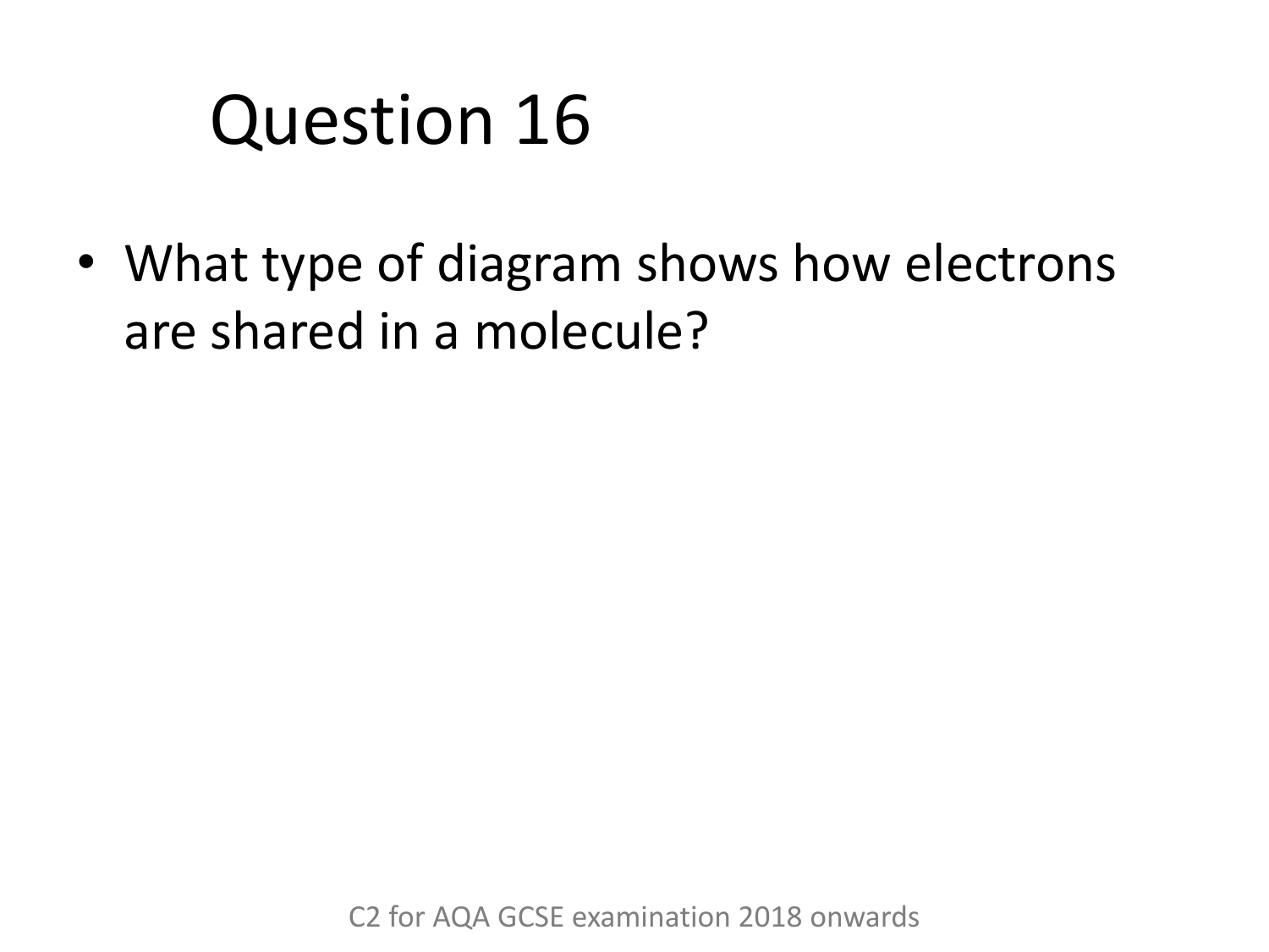# Question 16

- What type of diagram shows how electrons are shared in a molecule?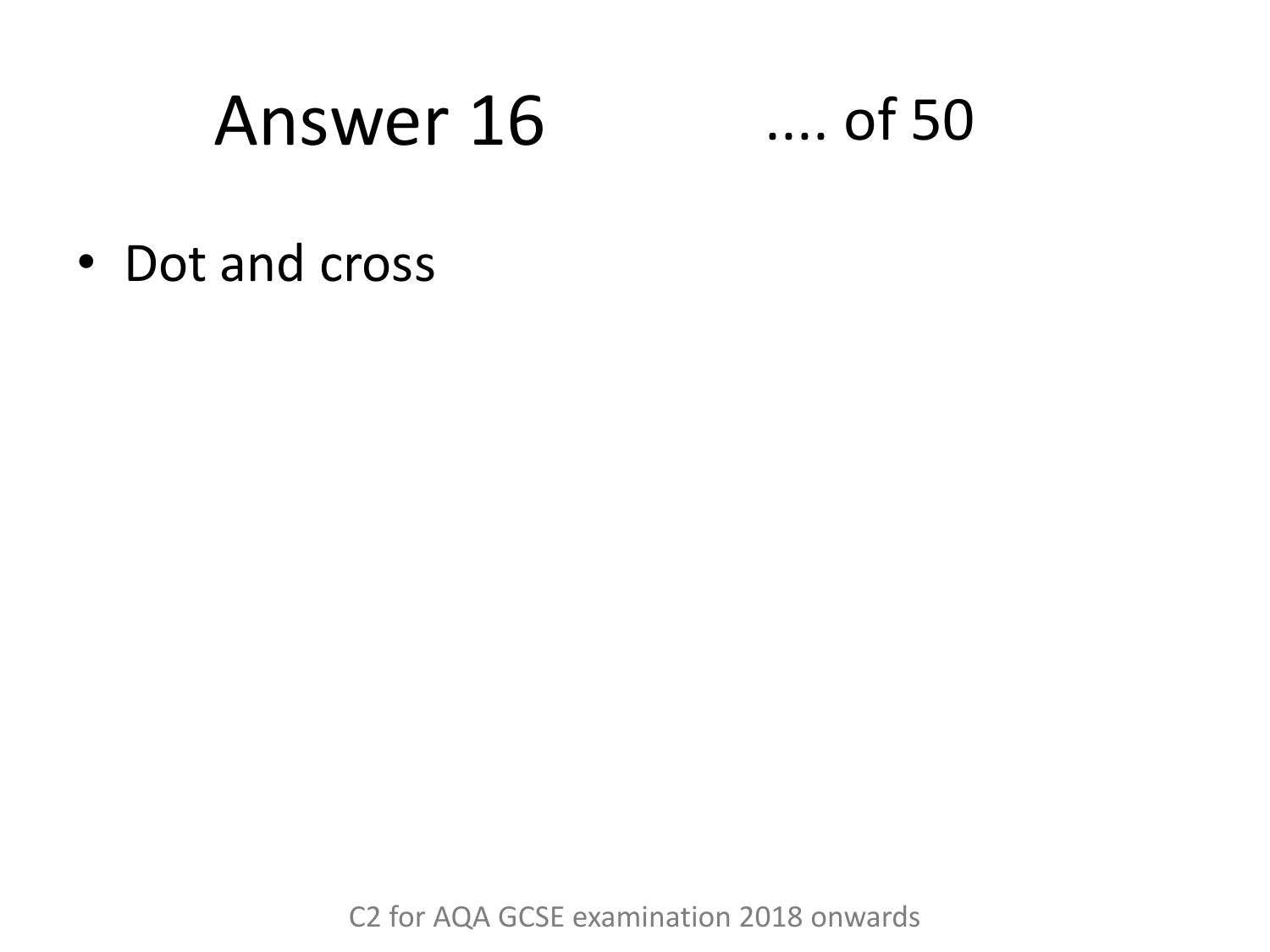# Answer 16

.... of 50

- Dot and cross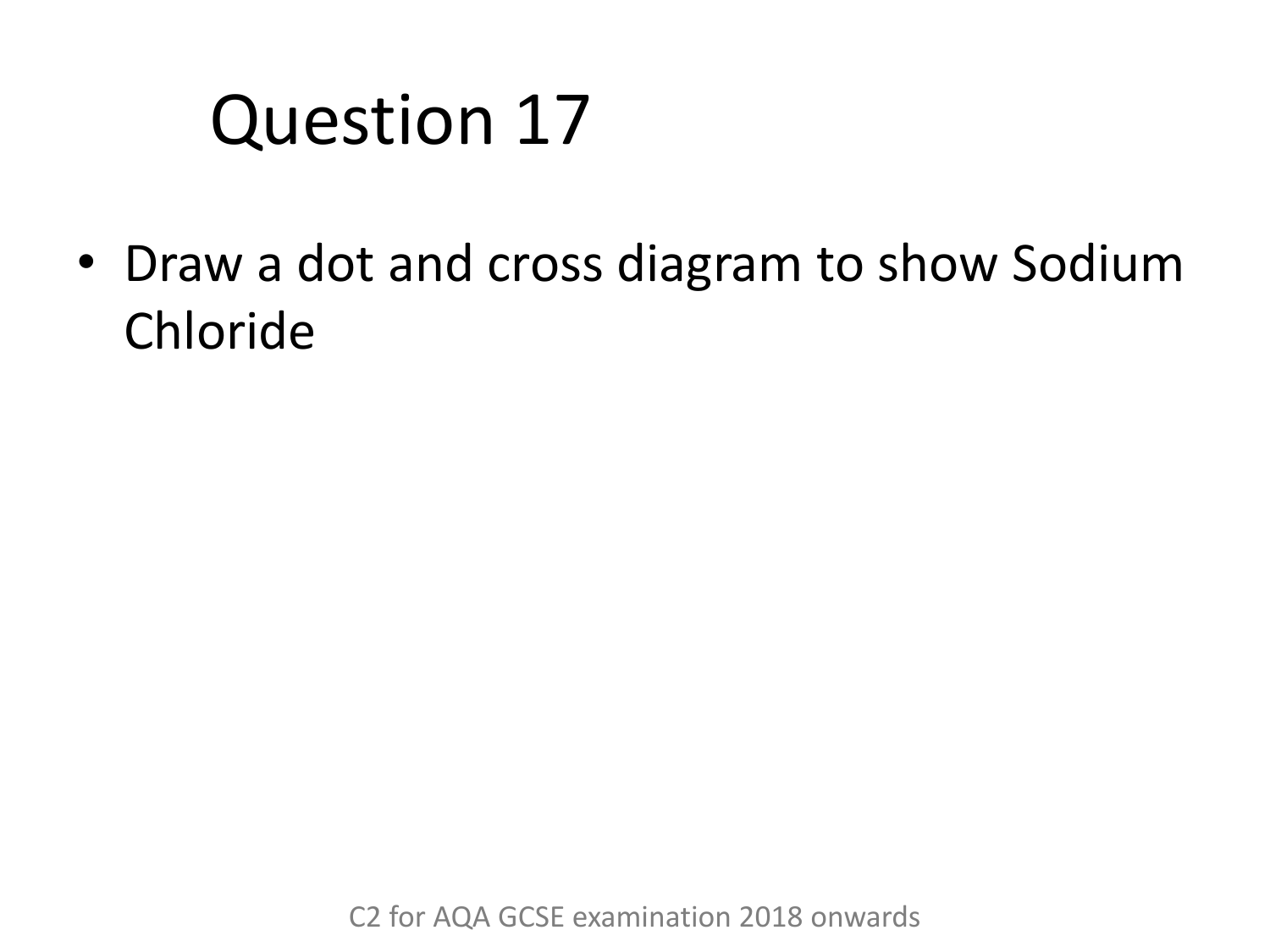# Question 17

- Draw a dot and cross diagram to show Sodium Chloride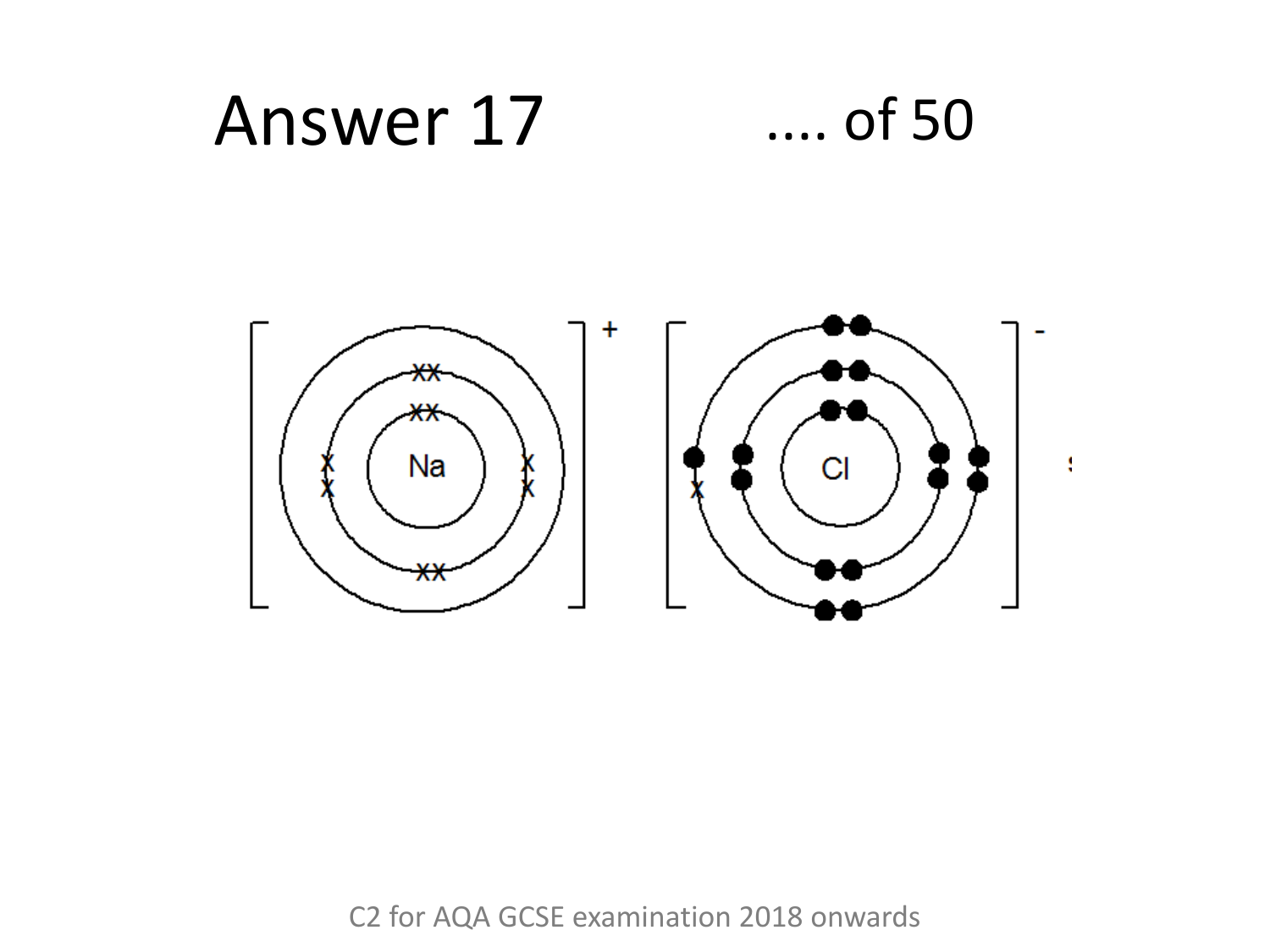# Answer 17

.... of 50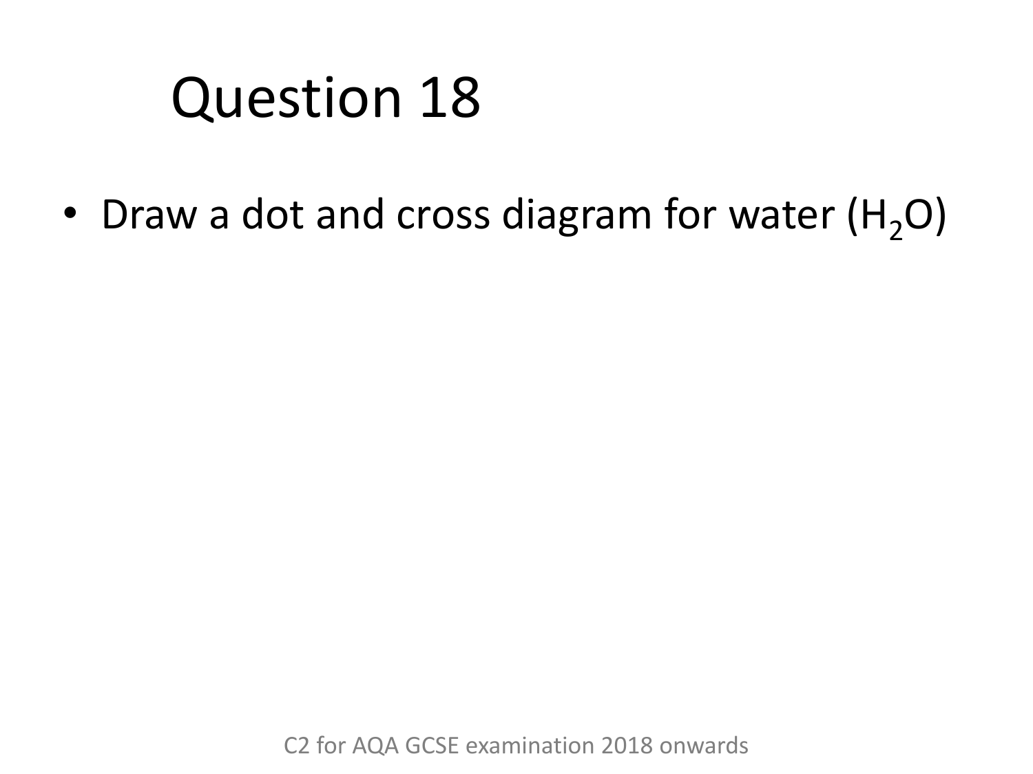# Question 18

- Draw a dot and cross diagram for water ($H_2O$)

C2 for AQA GCSE examination 2018 onwards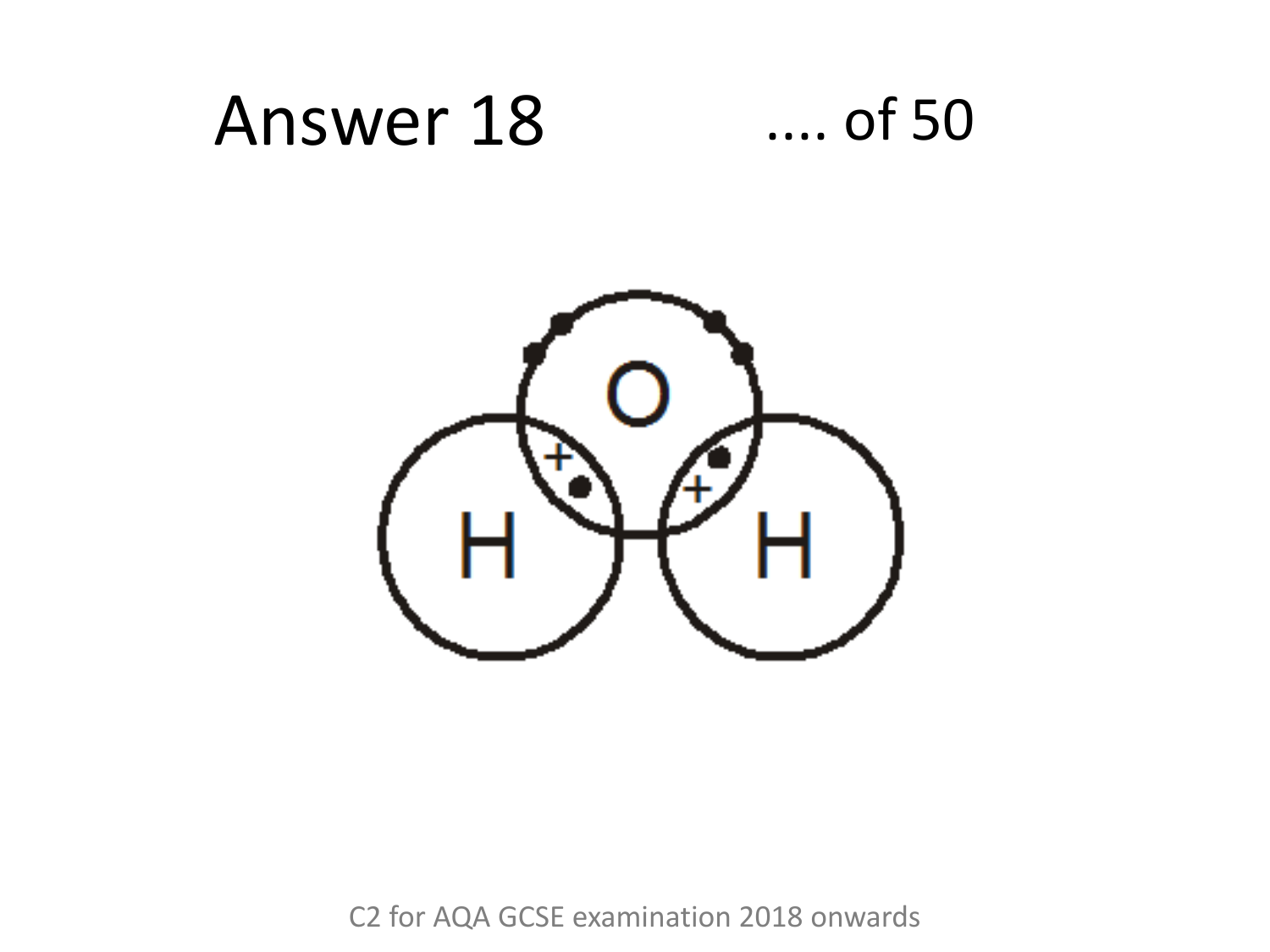# Answer 18

.... of 50

O

H H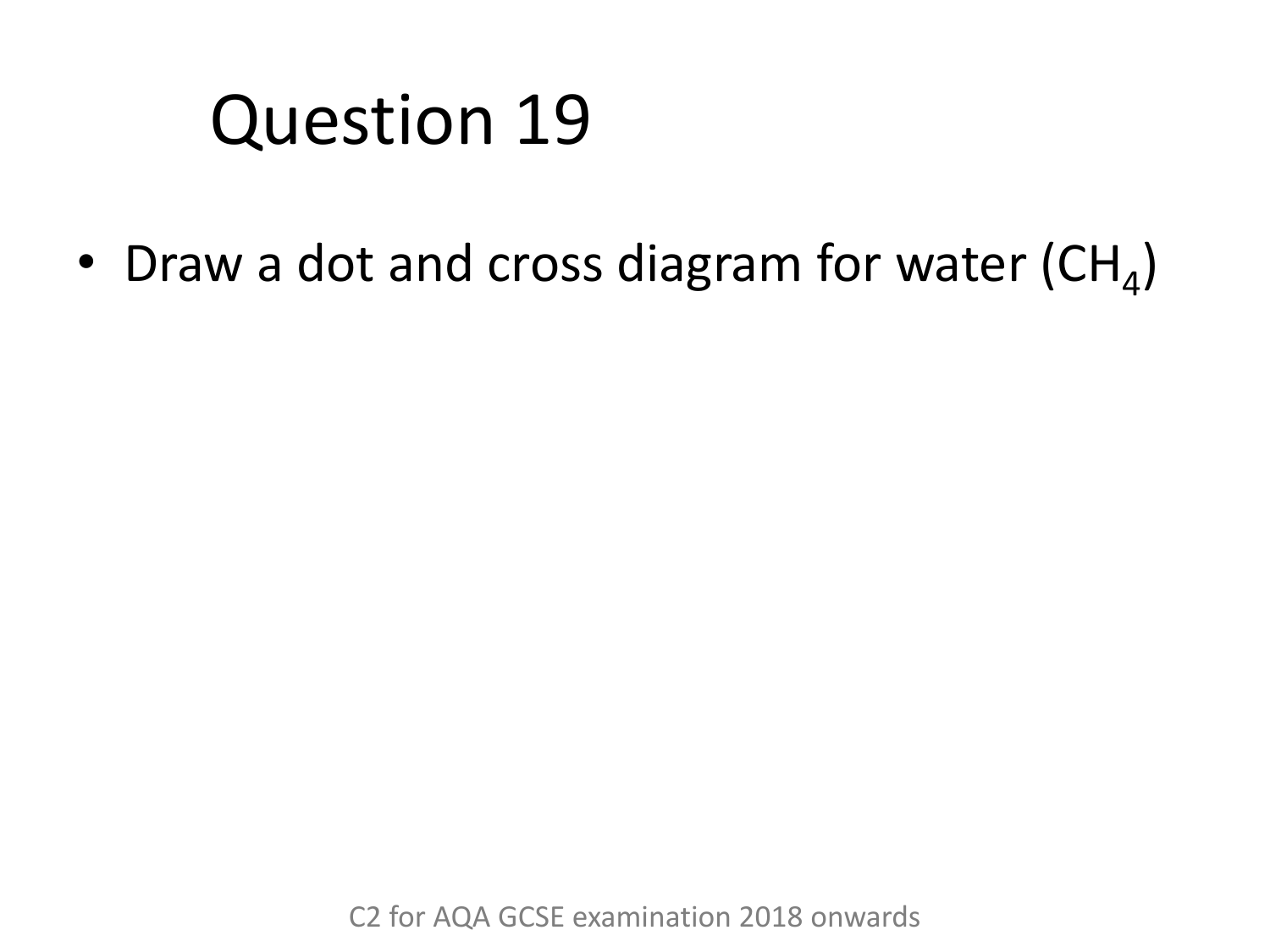# Question 19

- Draw a dot and cross diagram for water ($CH_4$)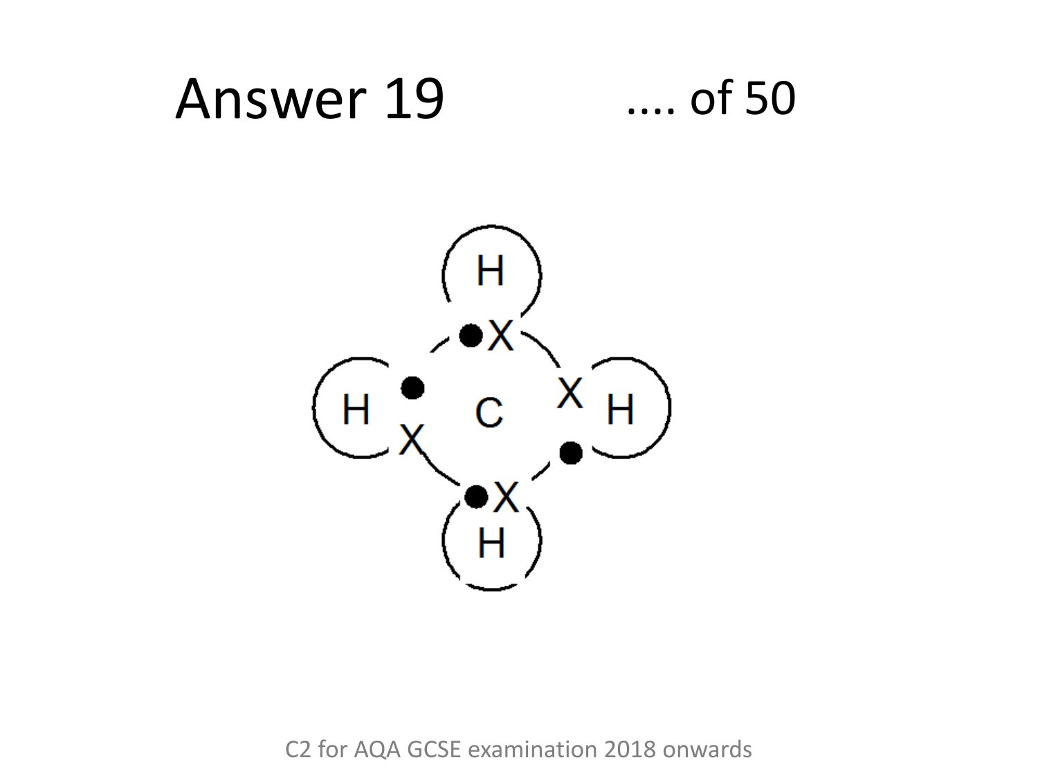# Answer 19

.... of 50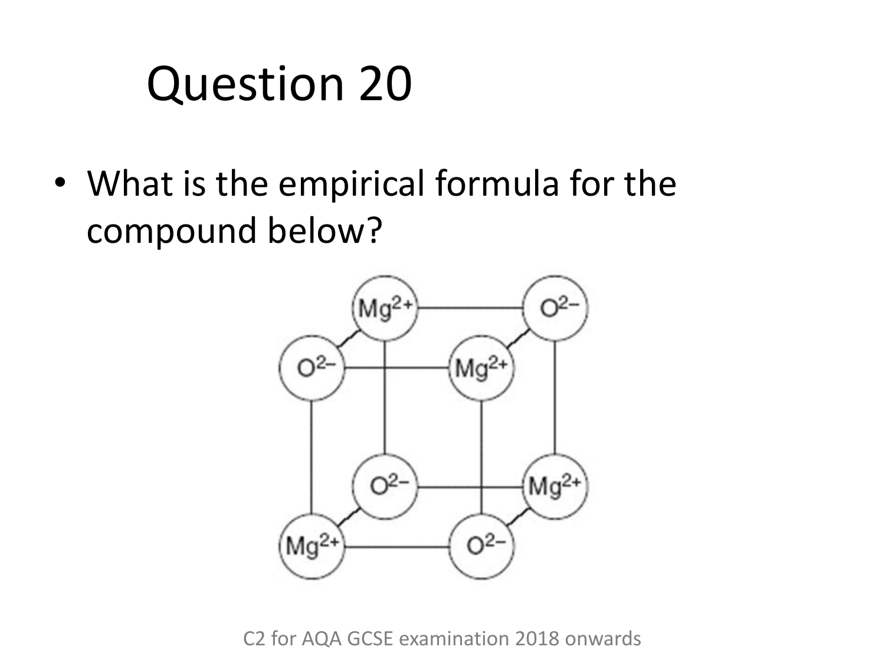# Question 20

- What is the empirical formula for the compound below?

C2 for AQA GCSE examination 2018 onwards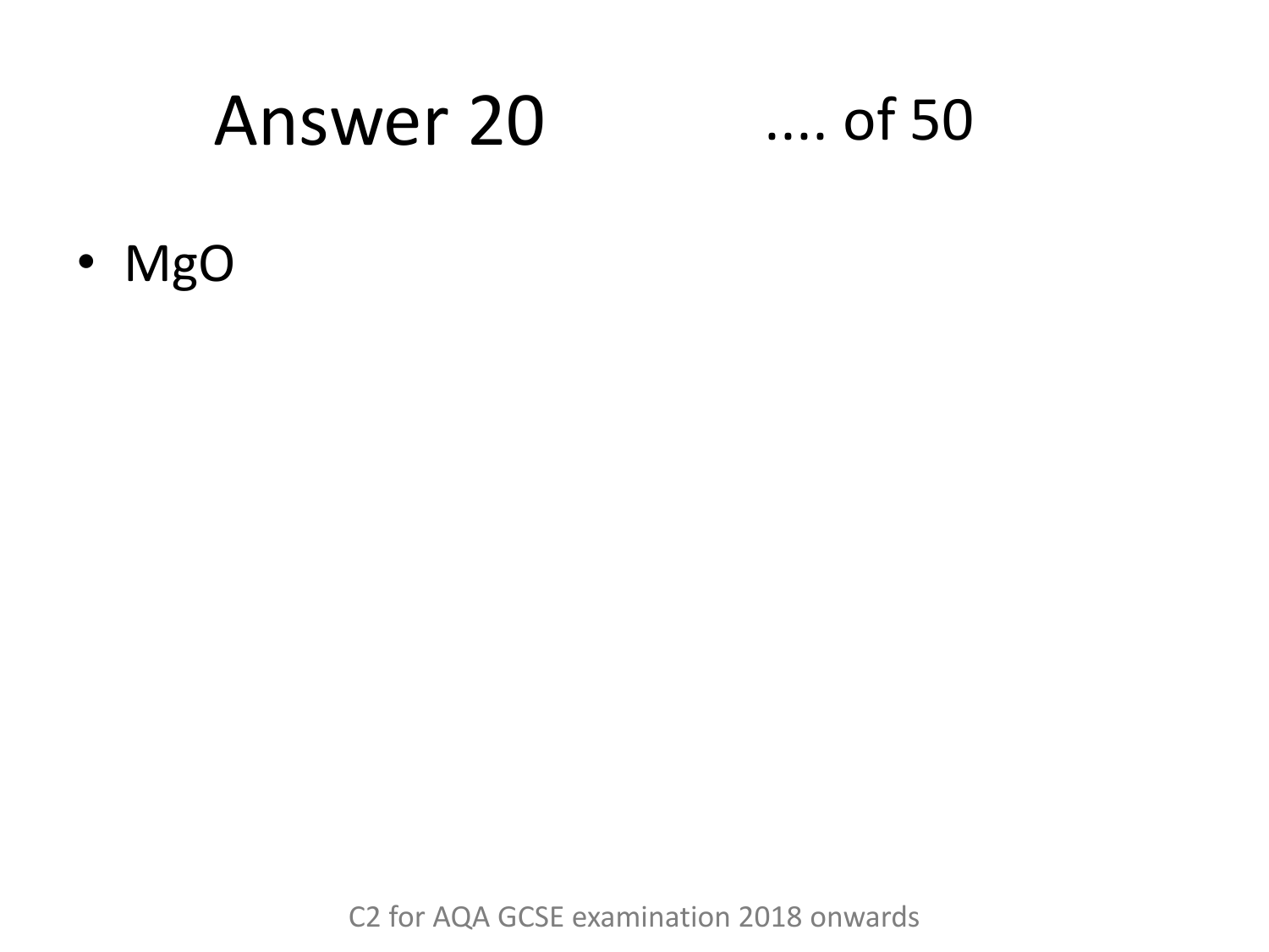# Answer 20

- MgO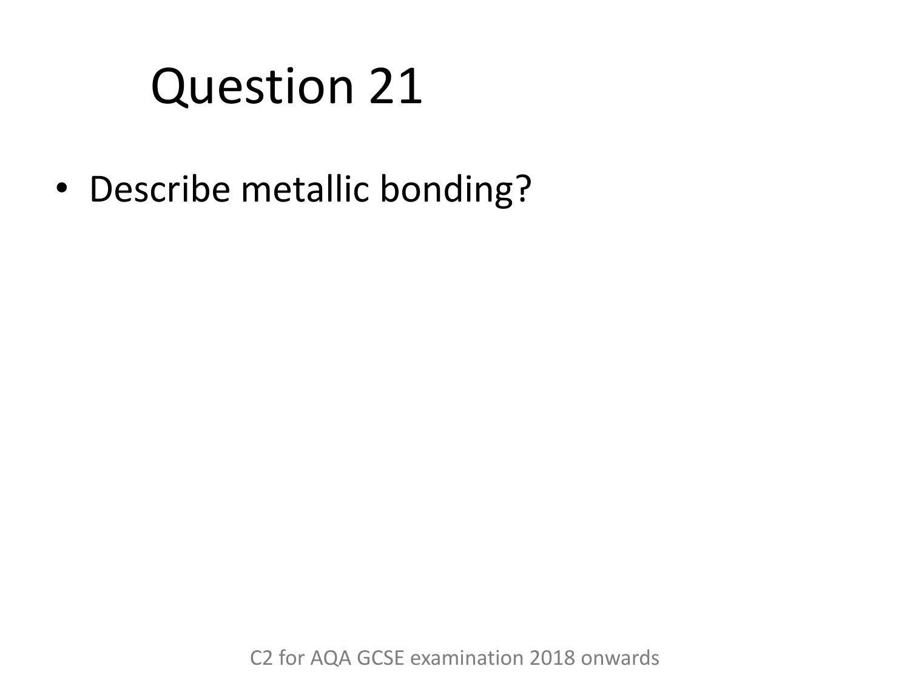# Question 21

- Describe metallic bonding?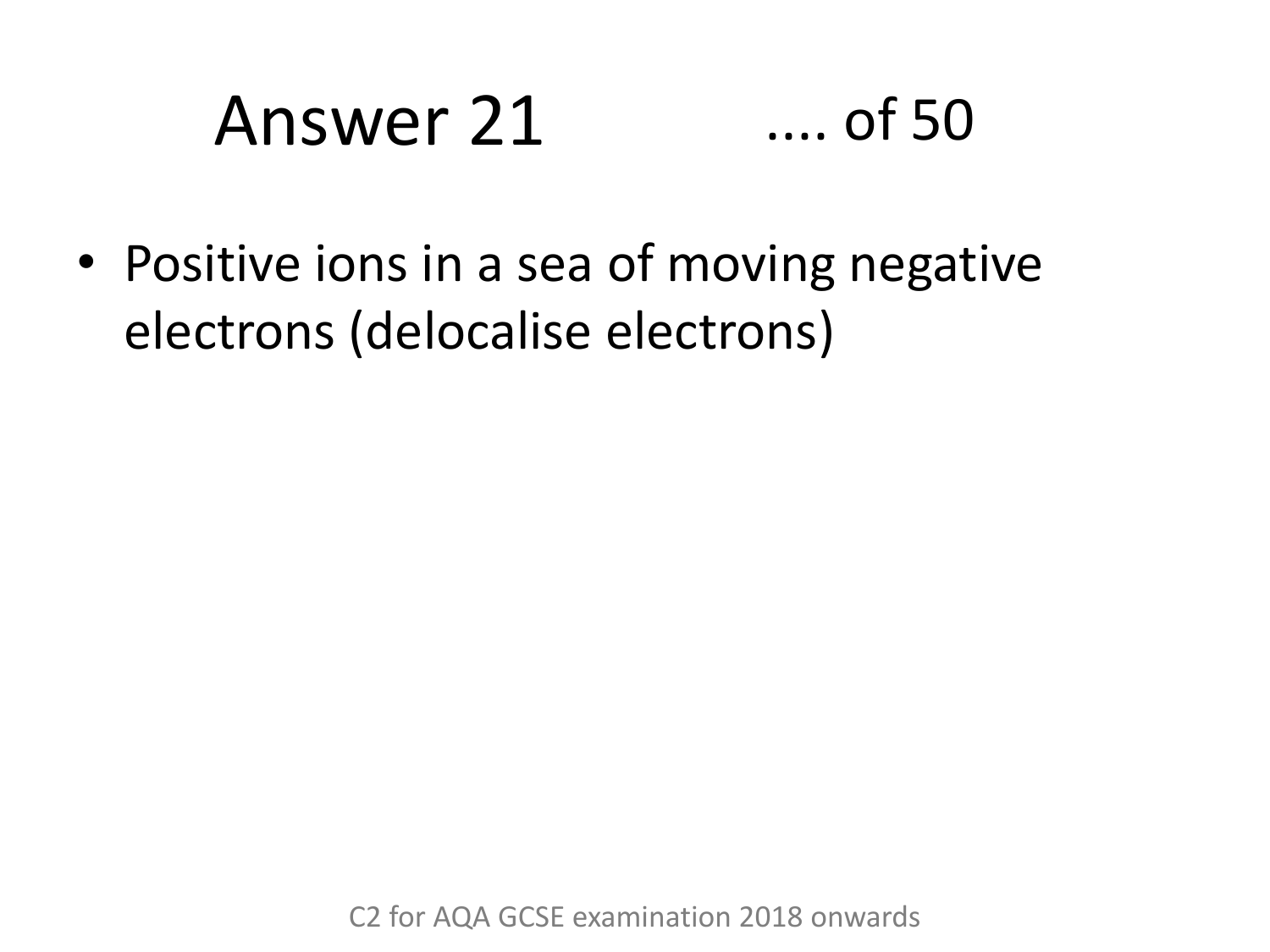# Answer 21 .... of 50

- Positive ions in a sea of moving negative electrons (delocalise electrons)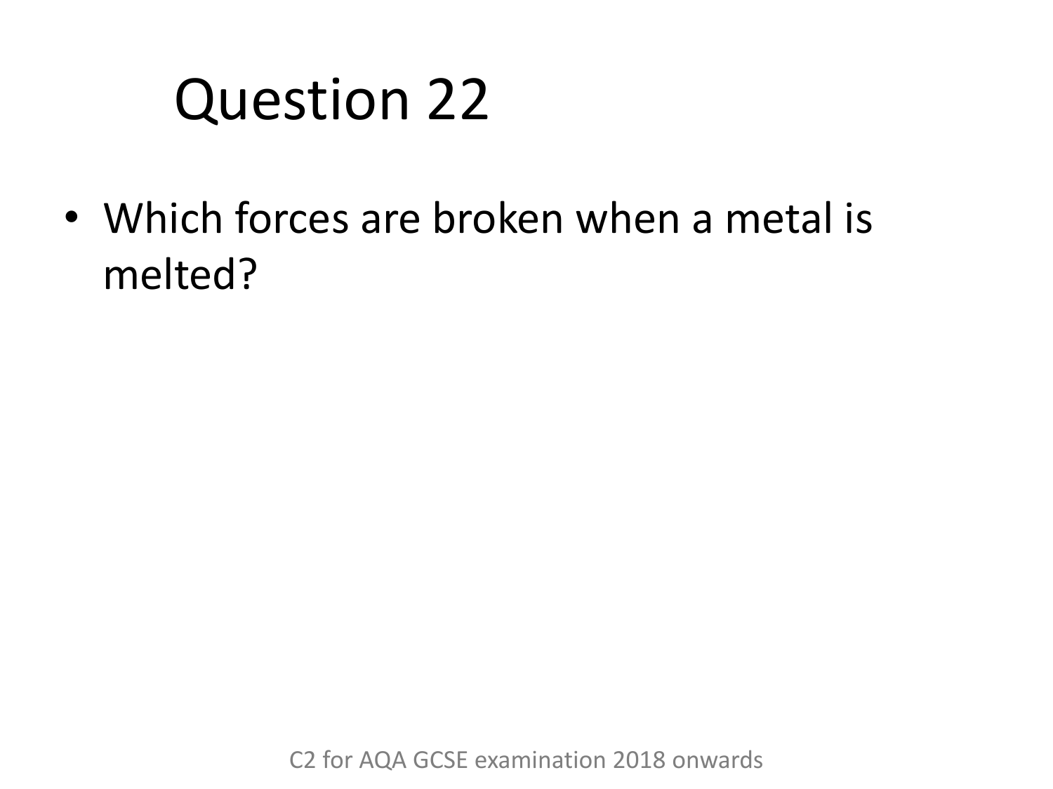# Question 22

- Which forces are broken when a metal is melted?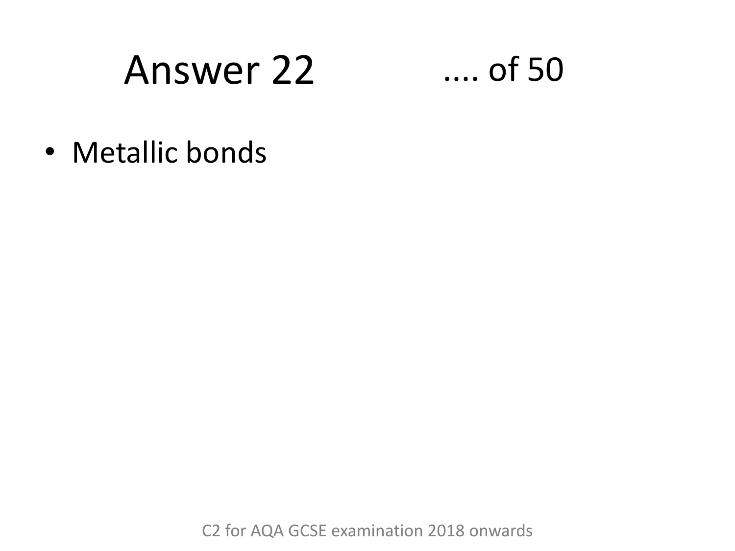# Answer 22

- Metallic bonds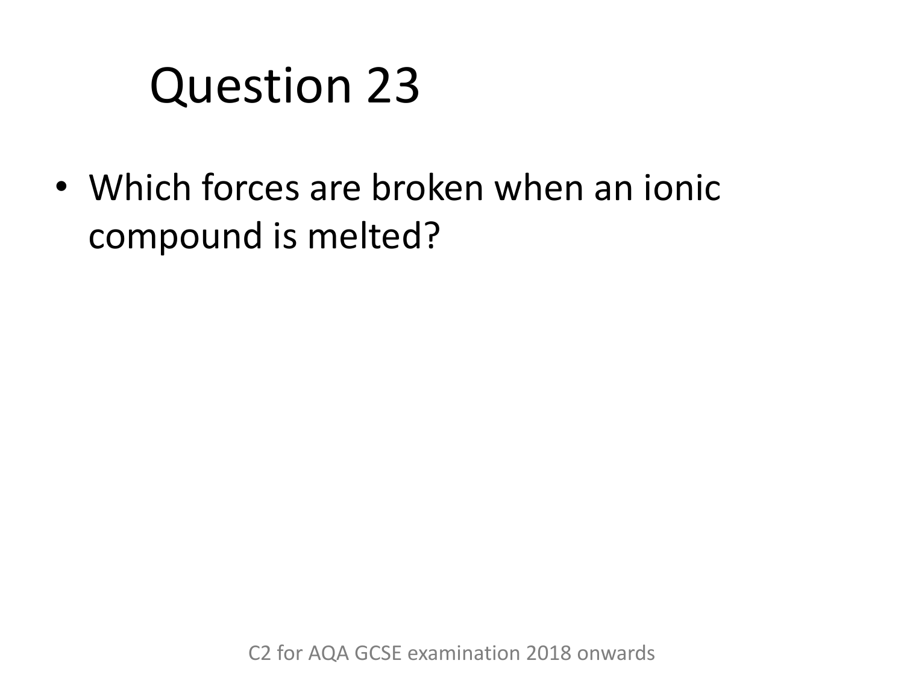# Question 23

- Which forces are broken when an ionic compound is melted?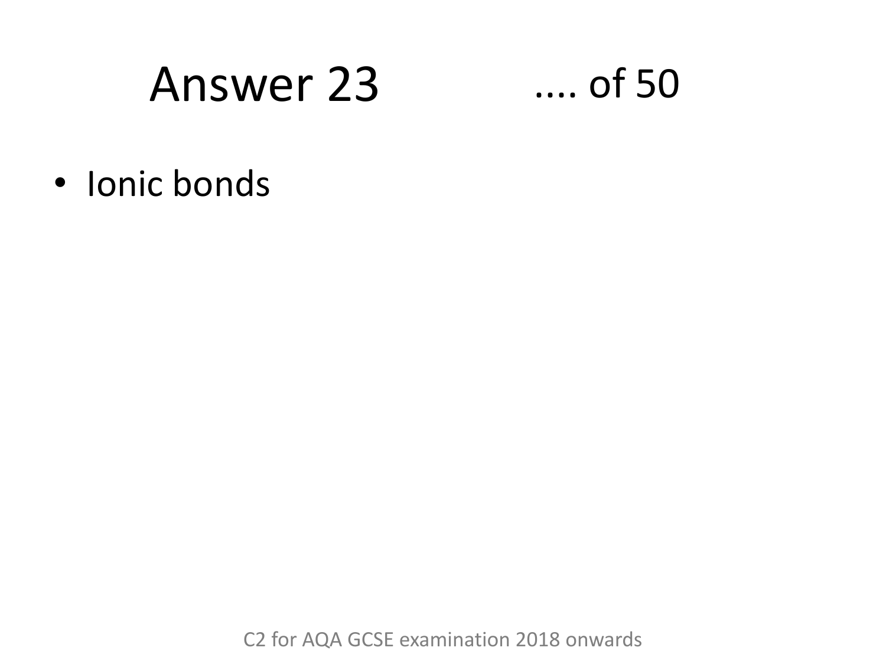# Answer 23 .... of 50

- Ionic bonds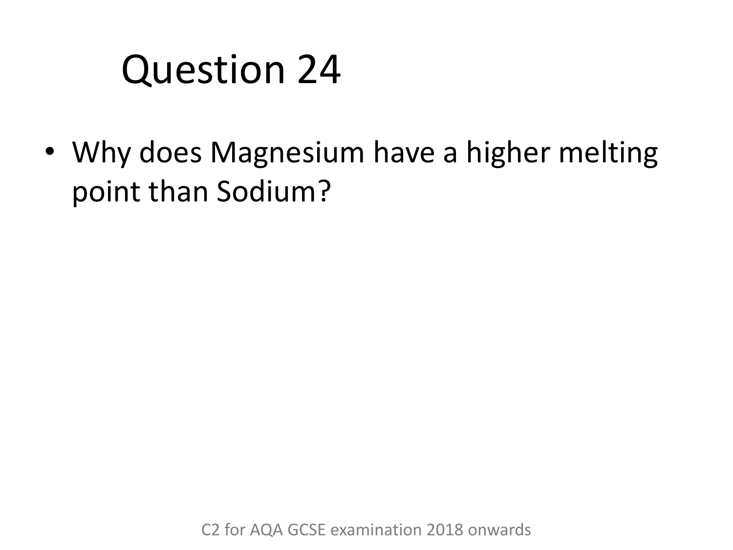# Question 24

- Why does Magnesium have a higher melting point than Sodium?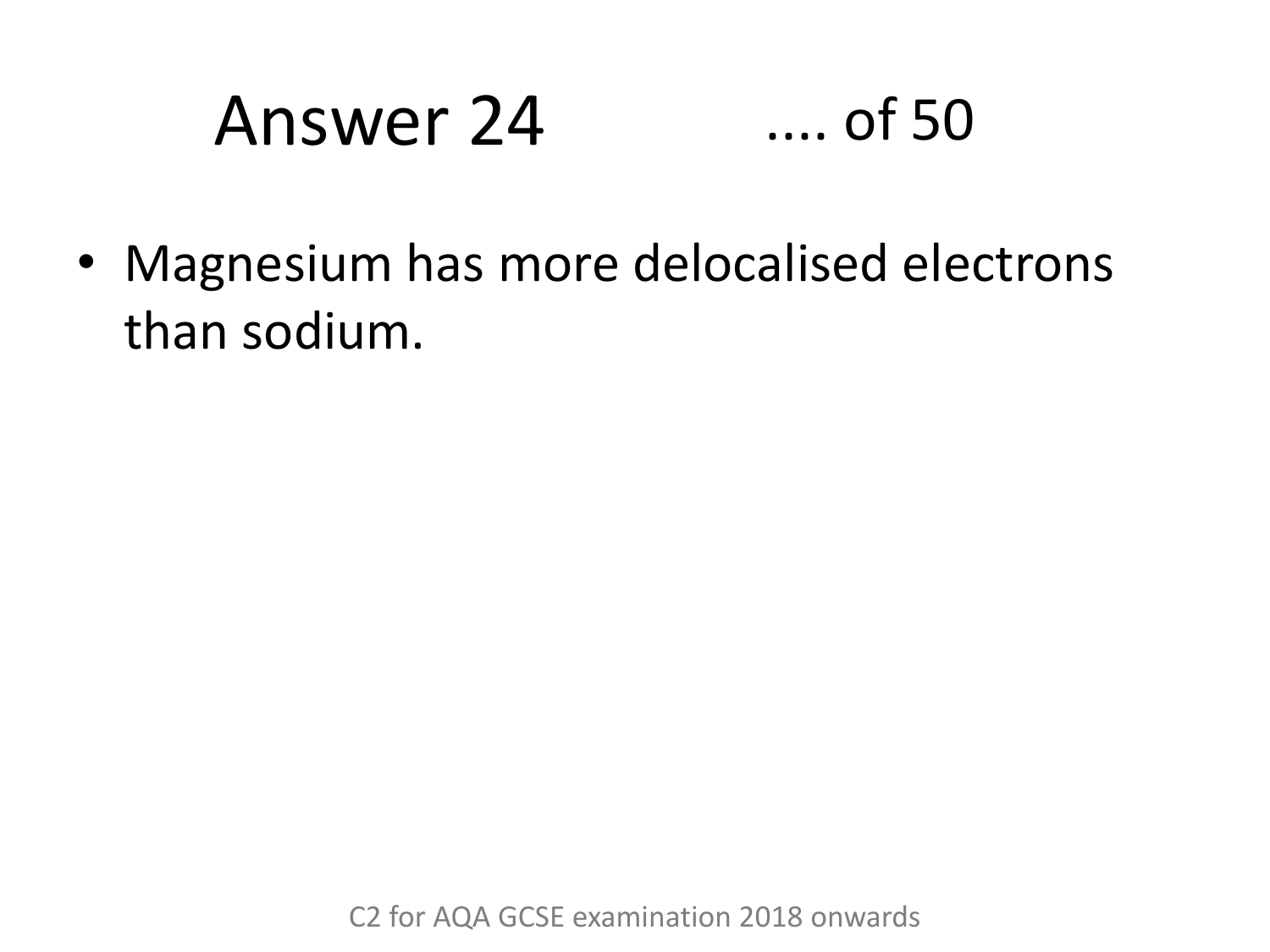# Answer 24 .... of 50

- Magnesium has more delocalised electrons than sodium.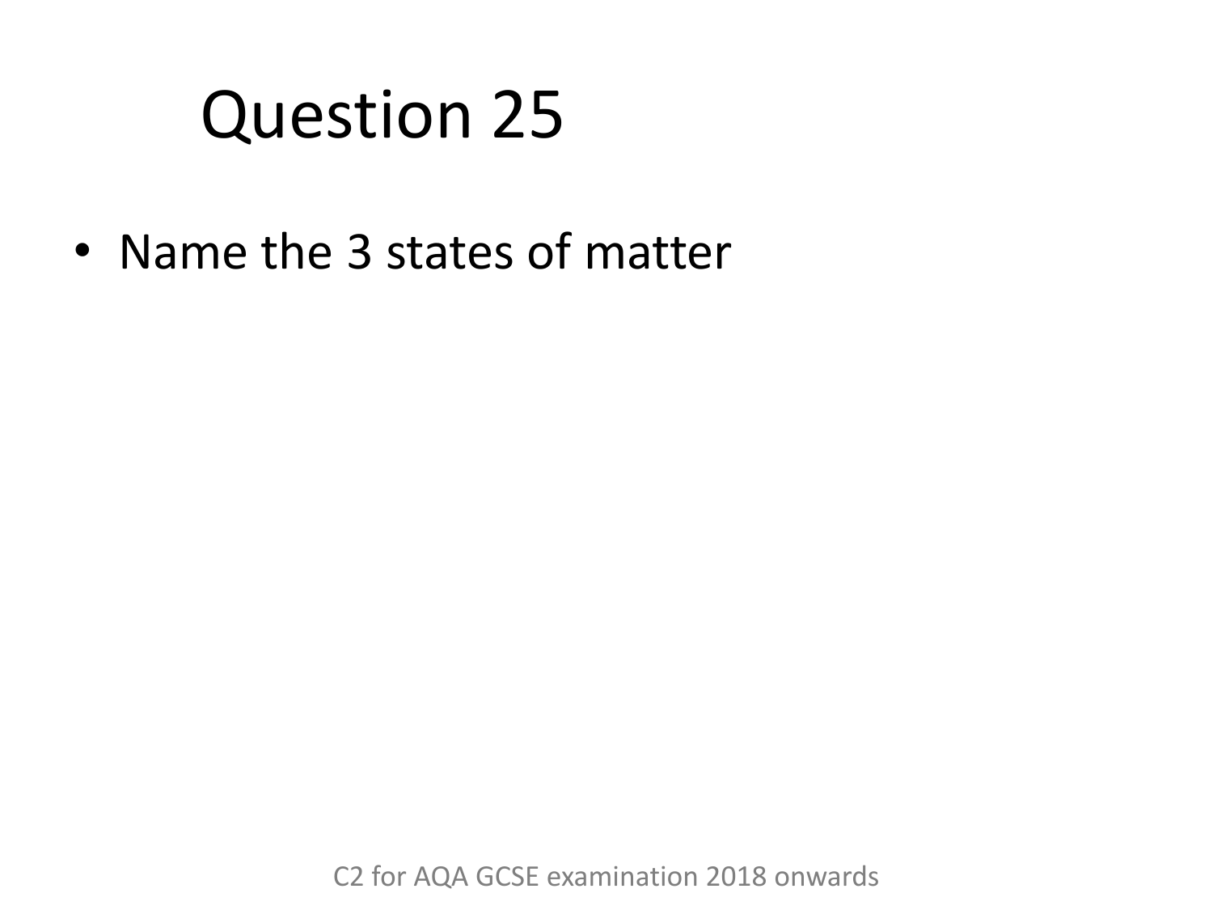# Question 25

- Name the 3 states of matter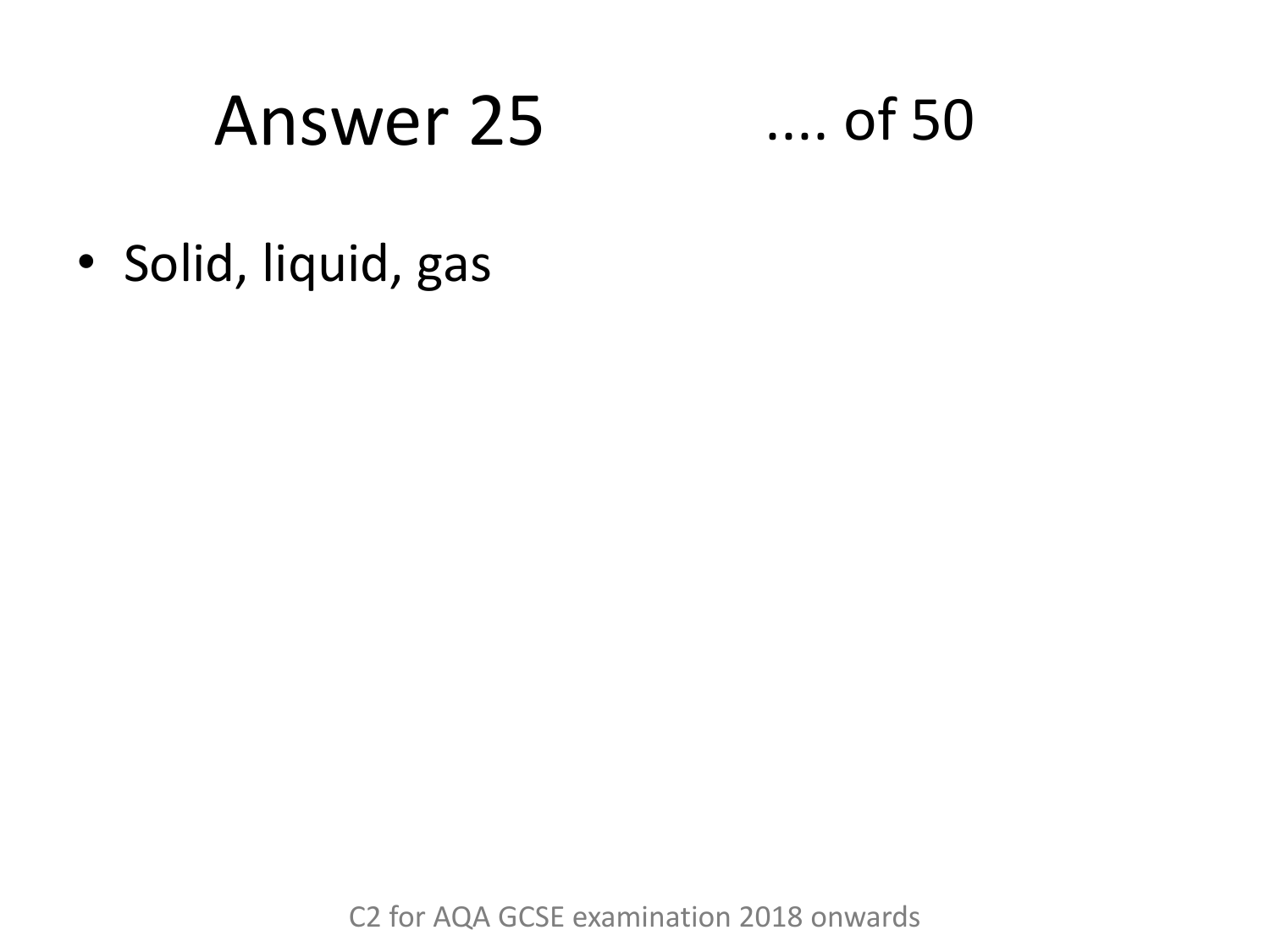# Answer 25 .... of 50

- Solid, liquid, gas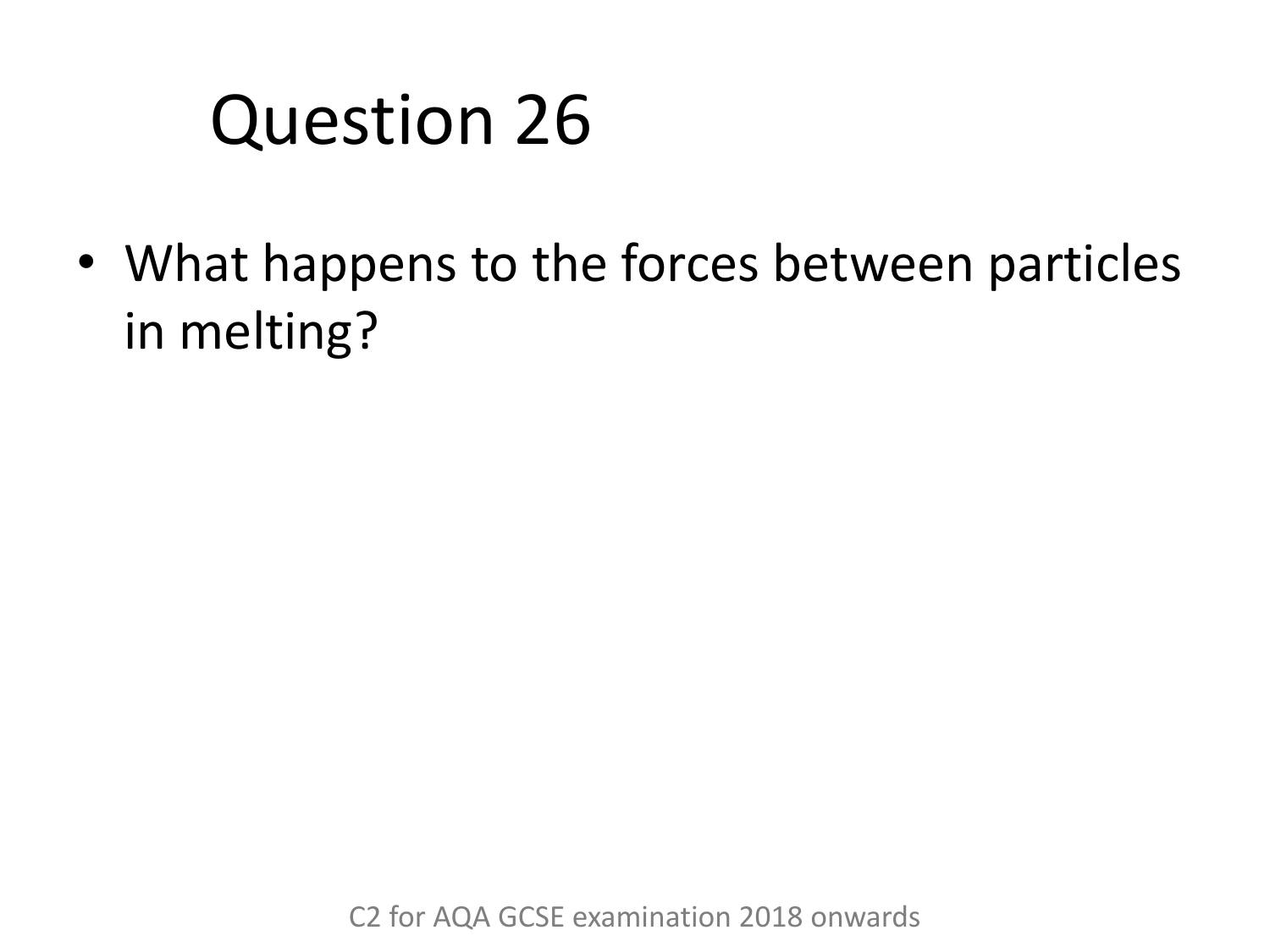# Question 26

- What happens to the forces between particles in melting?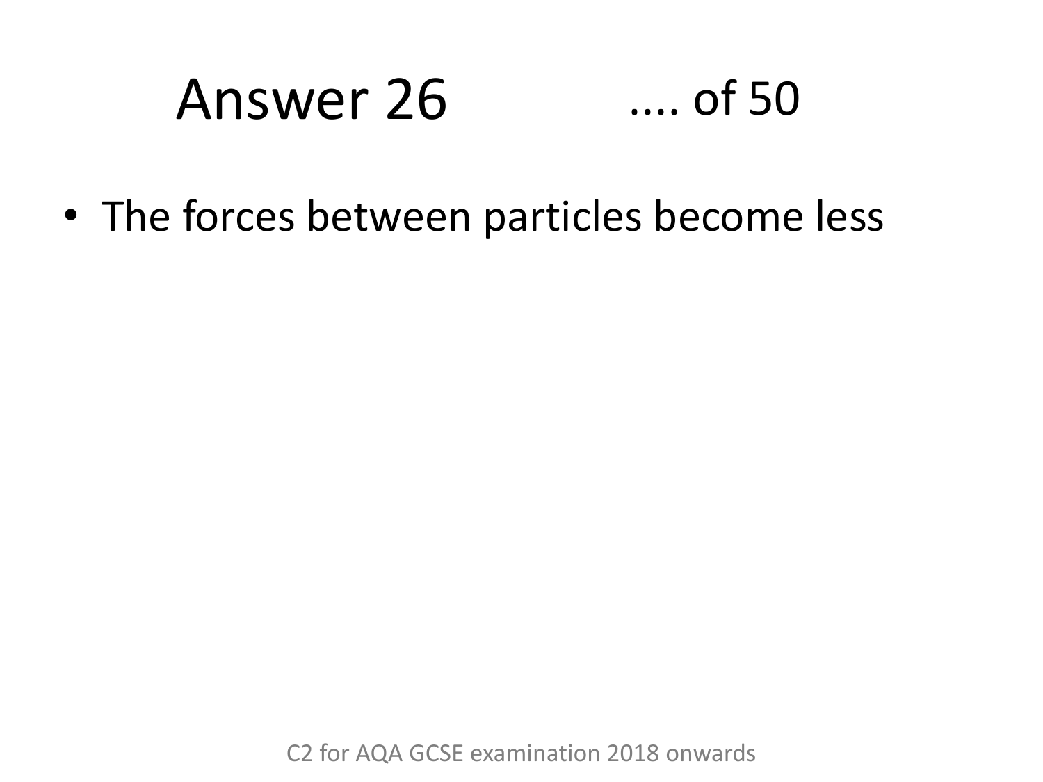# Answer 26 .... of 50

- The forces between particles become less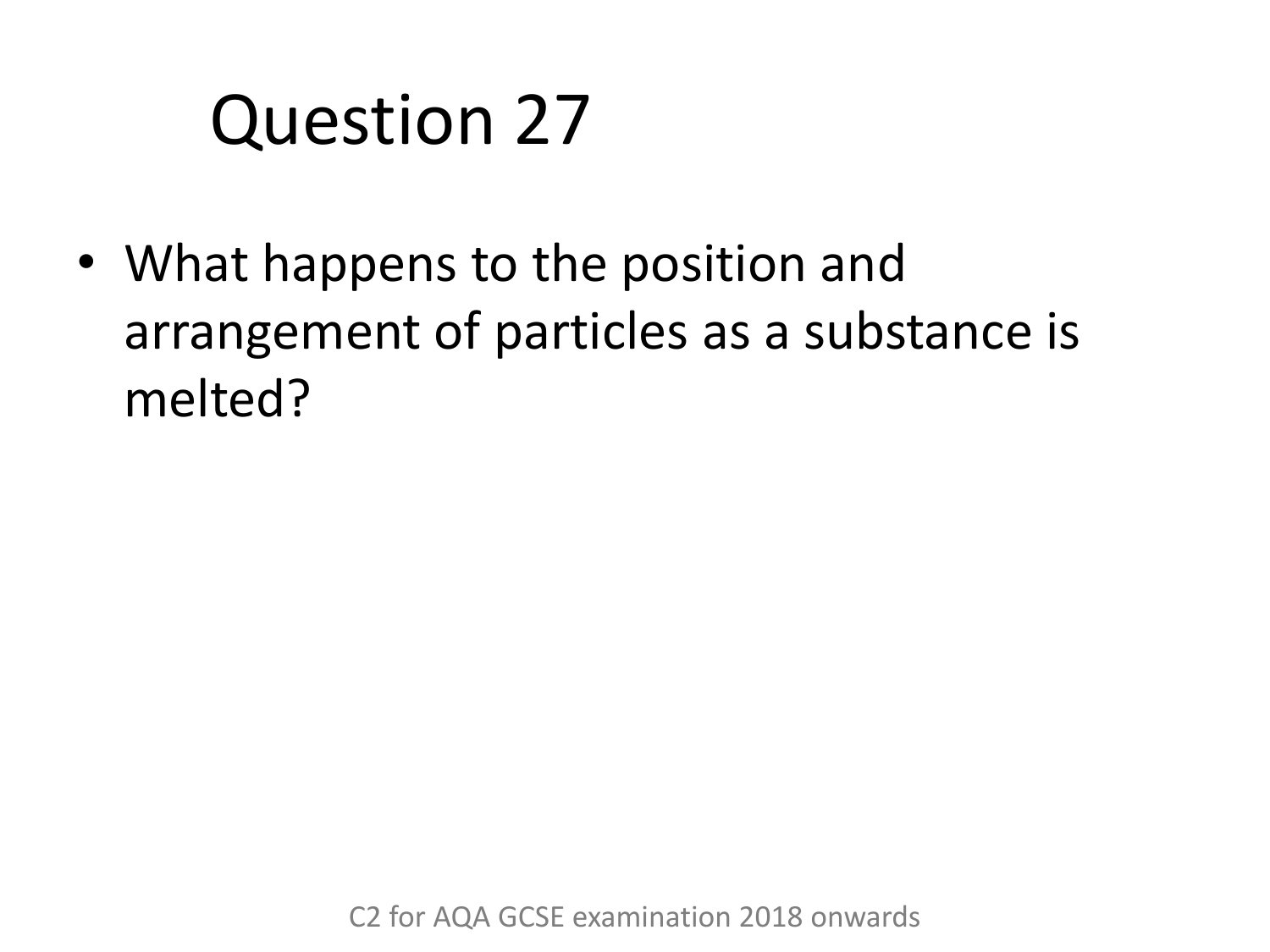# Question 27

- What happens to the position and arrangement of particles as a substance is melted?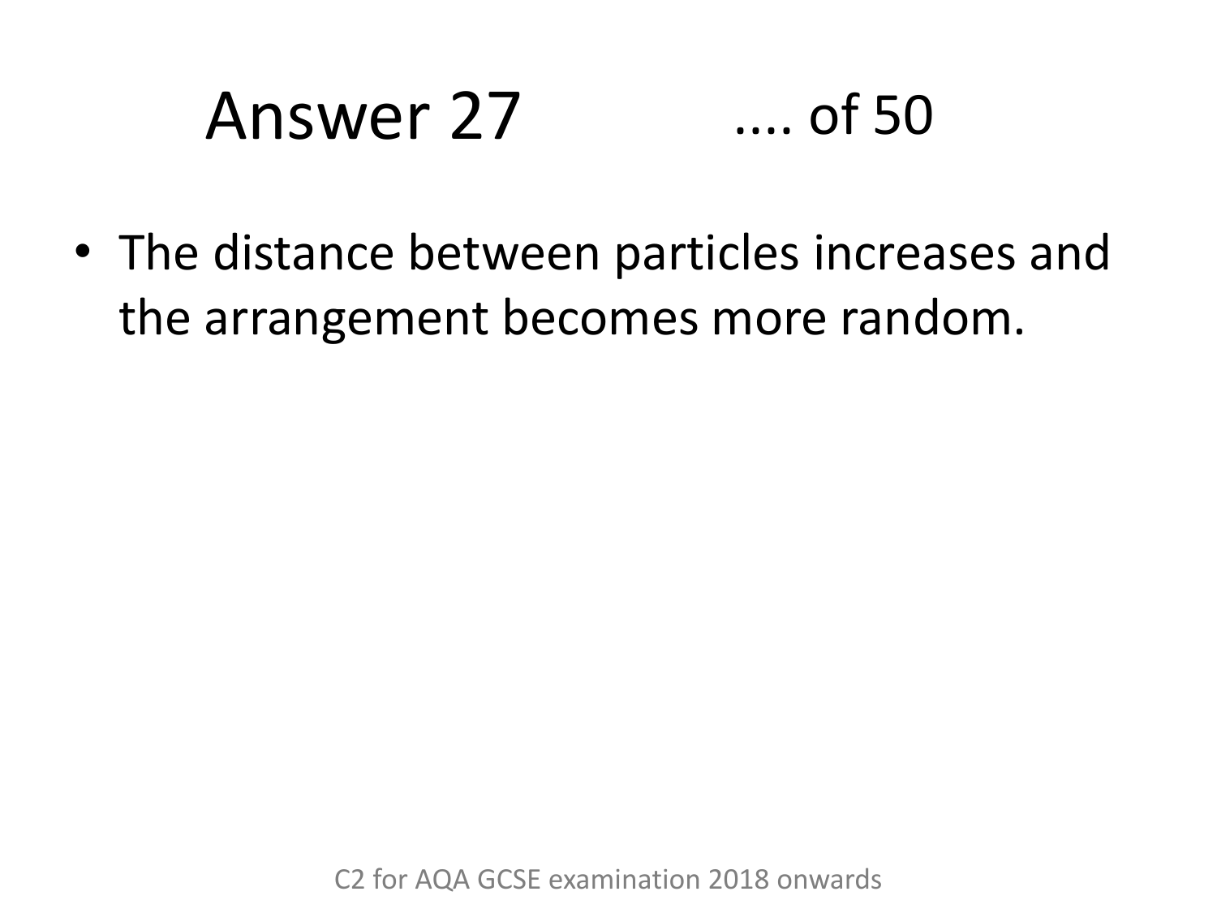# Answer 27

.... of 50

- The distance between particles increases and the arrangement becomes more random.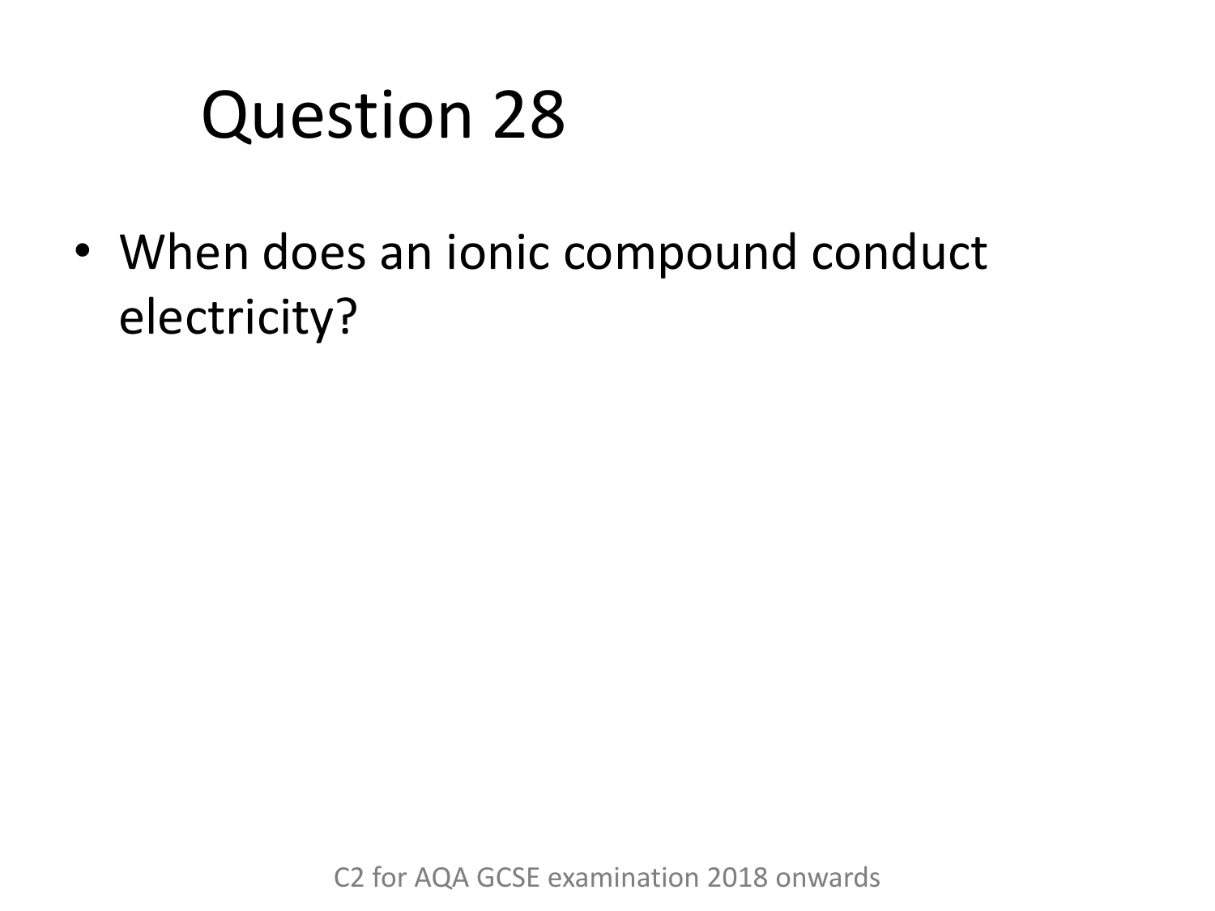# Question 28

- When does an ionic compound conduct electricity?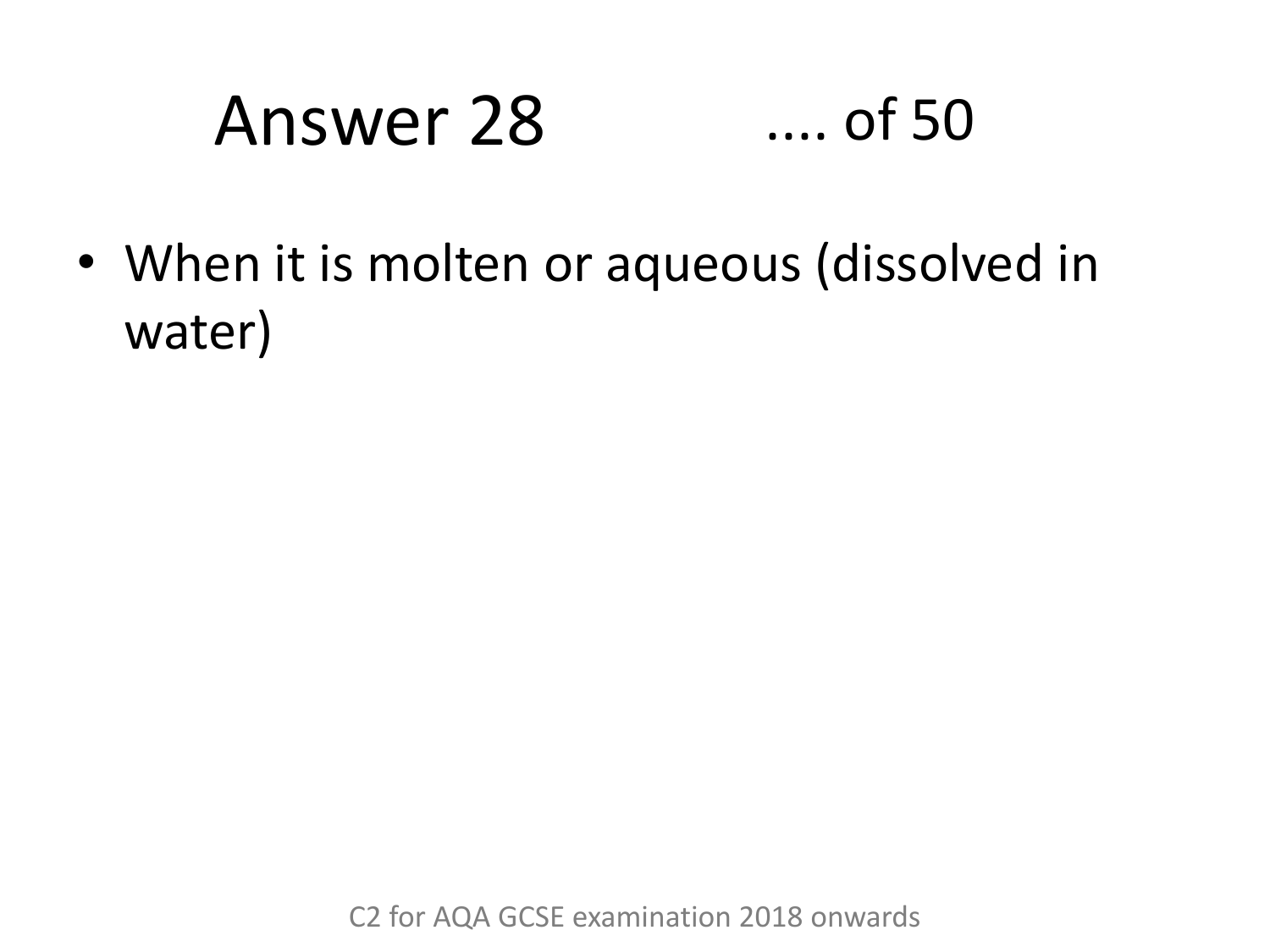# Answer 28 .... of 50

- When it is molten or aqueous (dissolved in water)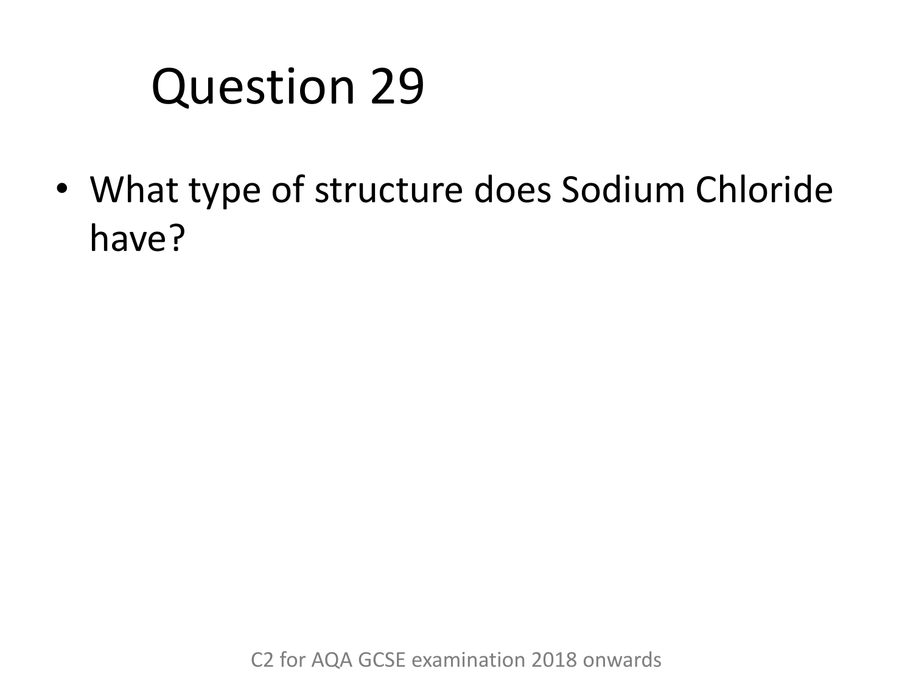# Question 29

- What type of structure does Sodium Chloride have?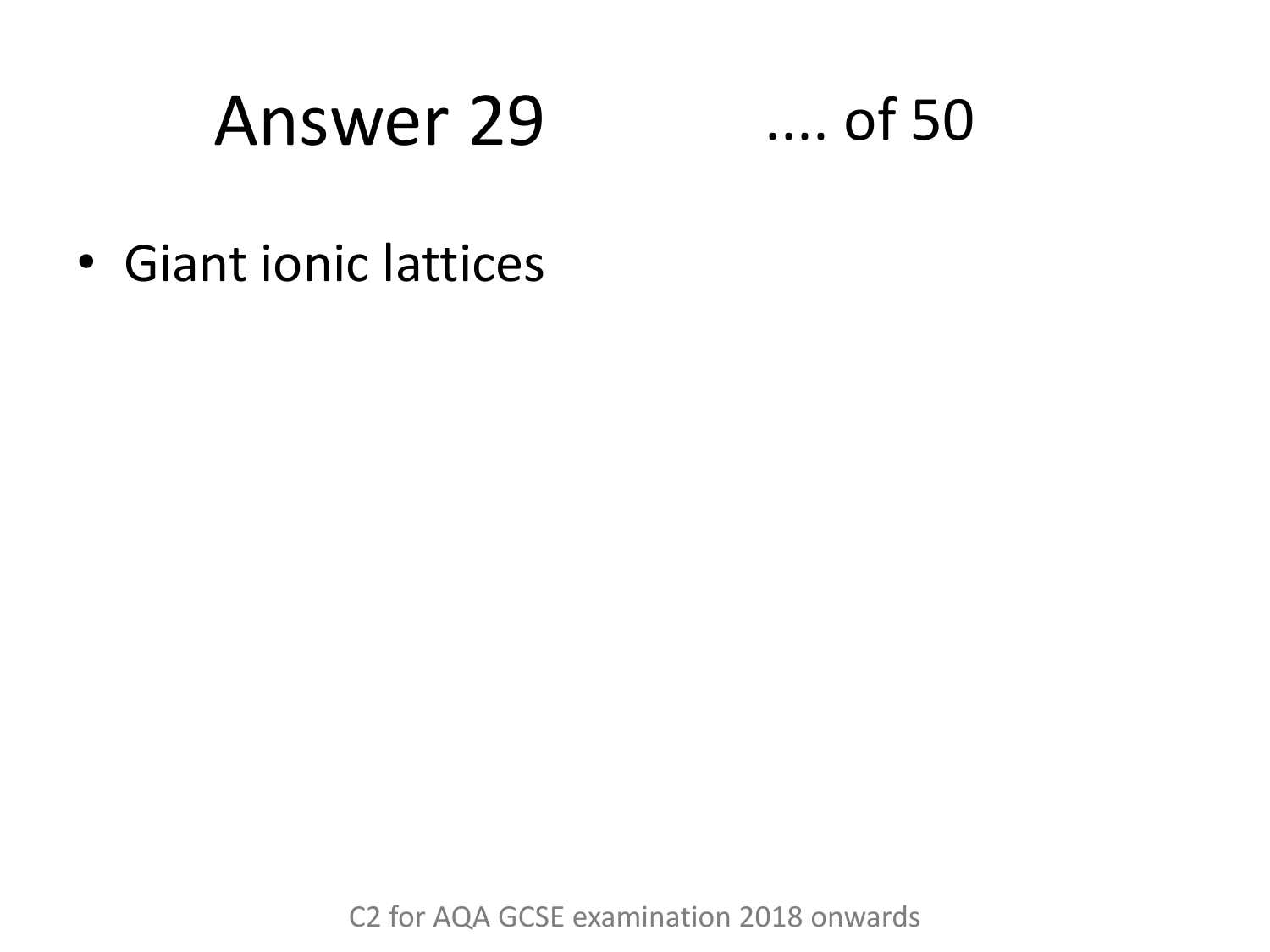# Answer 29 .... of 50

- Giant ionic lattices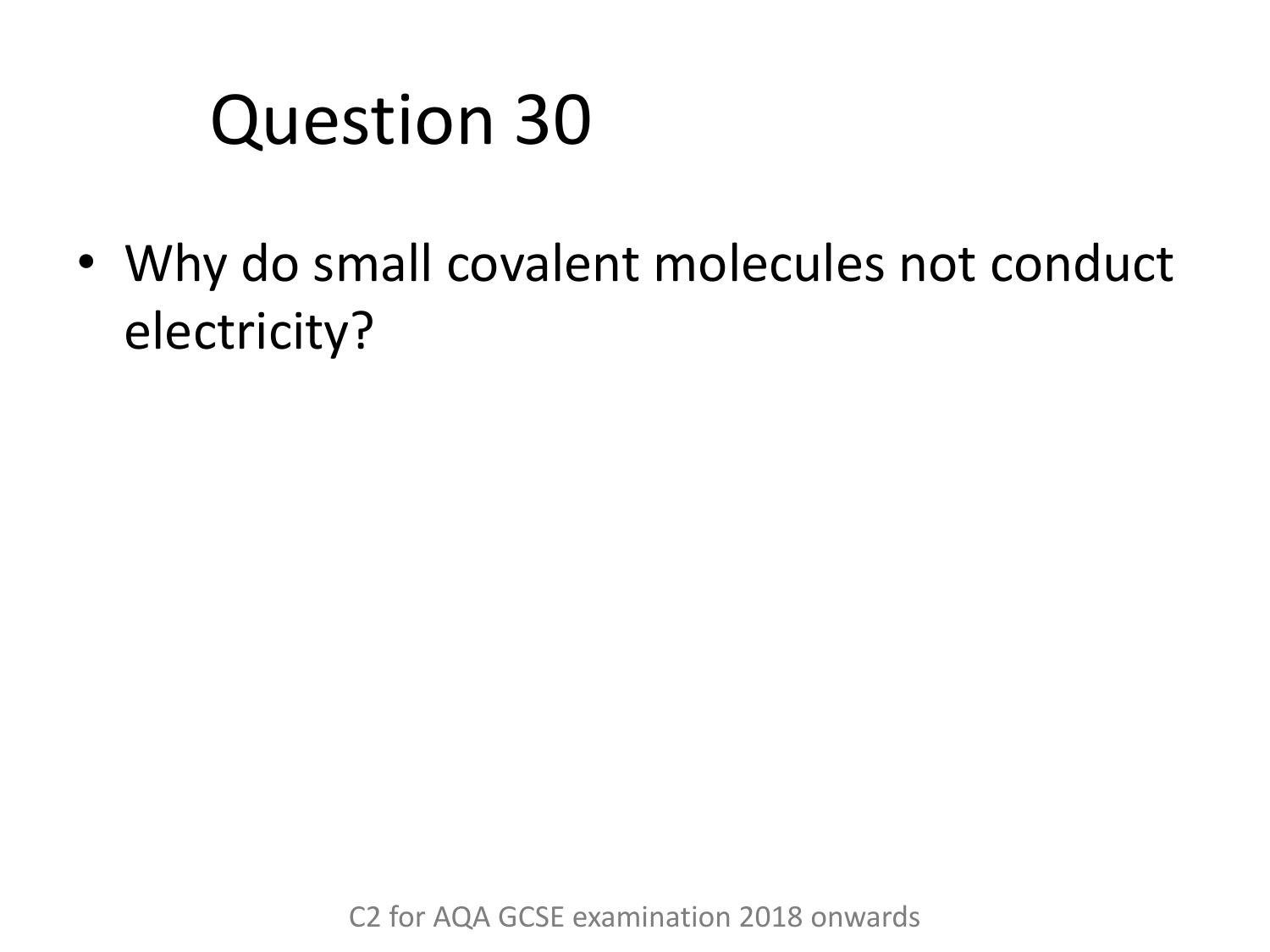# Question 30

- Why do small covalent molecules not conduct electricity?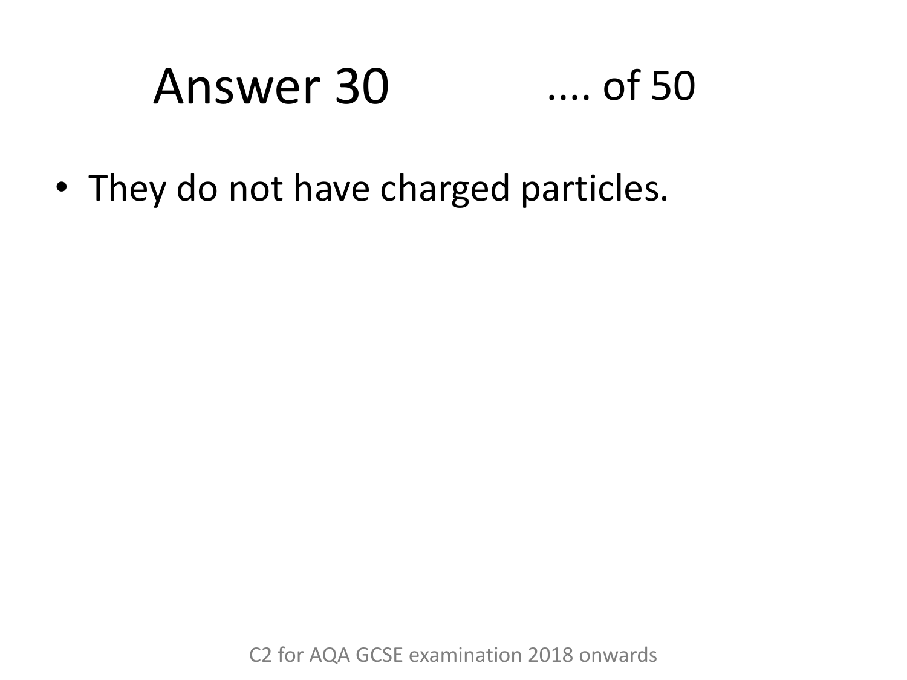# Answer 30 .... of 50

- They do not have charged particles.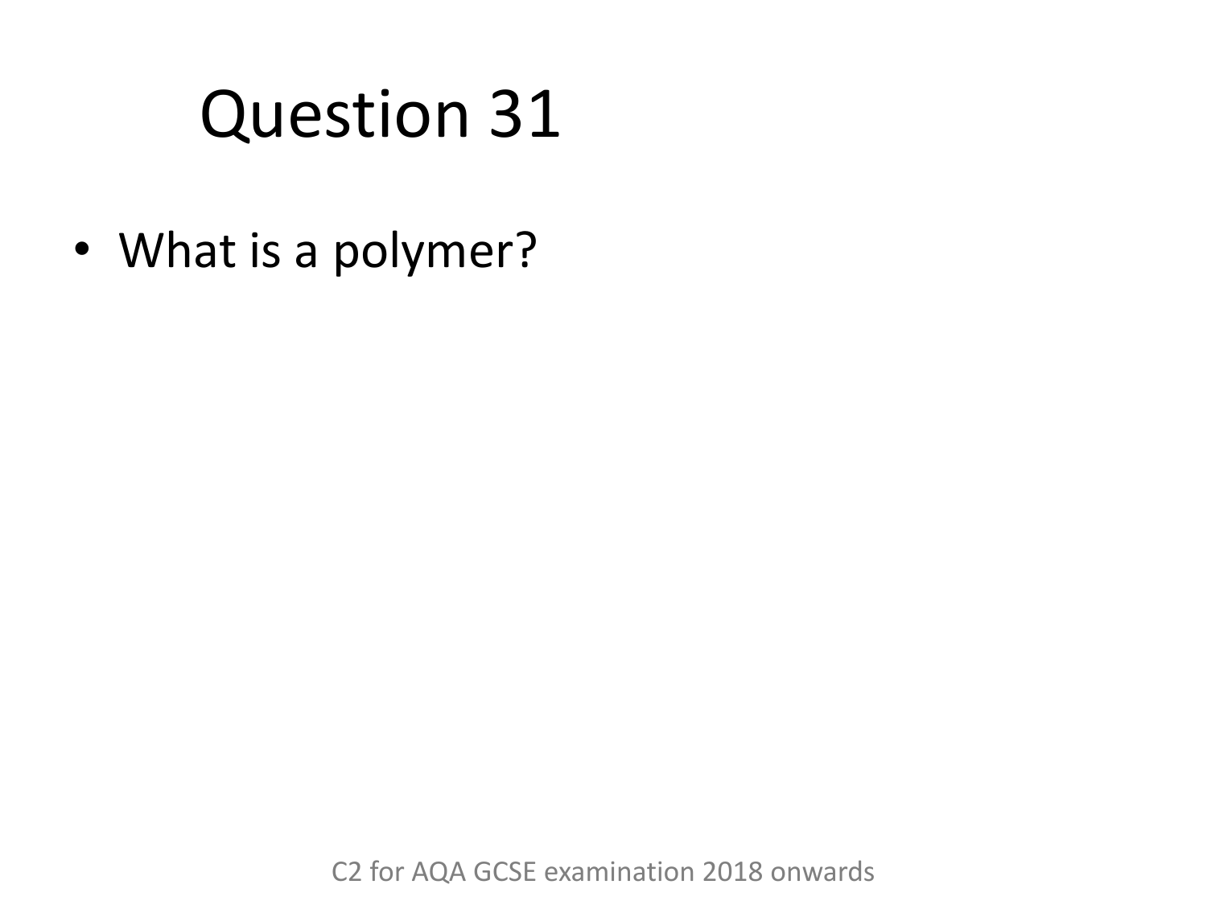# Question 31

- What is a polymer?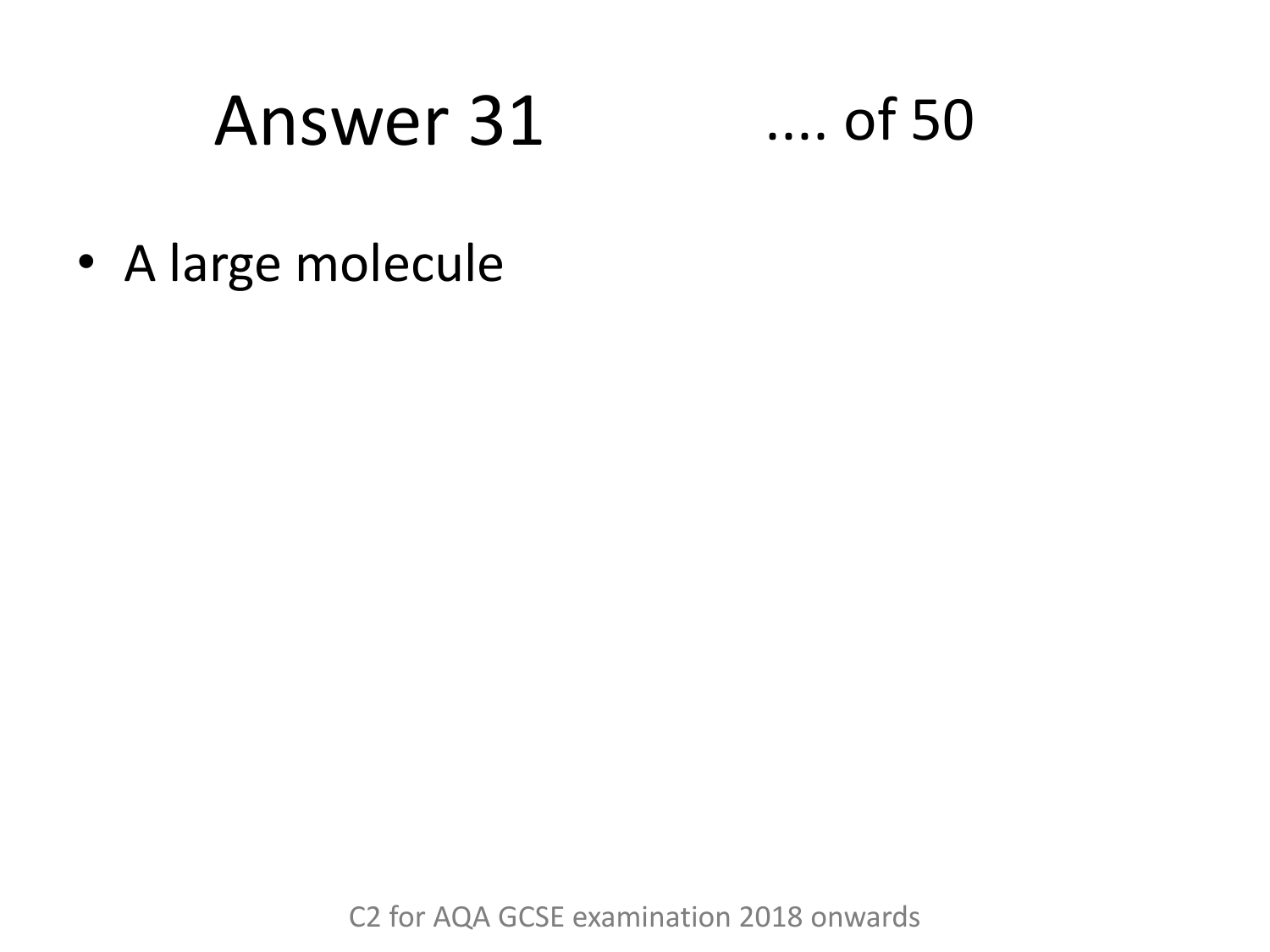# Answer 31 .... of 50

- A large molecule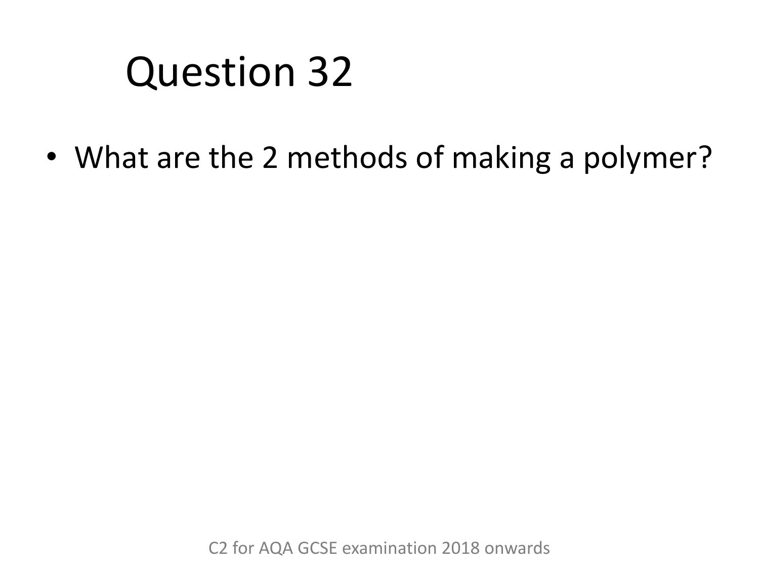# Question 32

- What are the 2 methods of making a polymer?

C2 for AQA GCSE examination 2018 onwards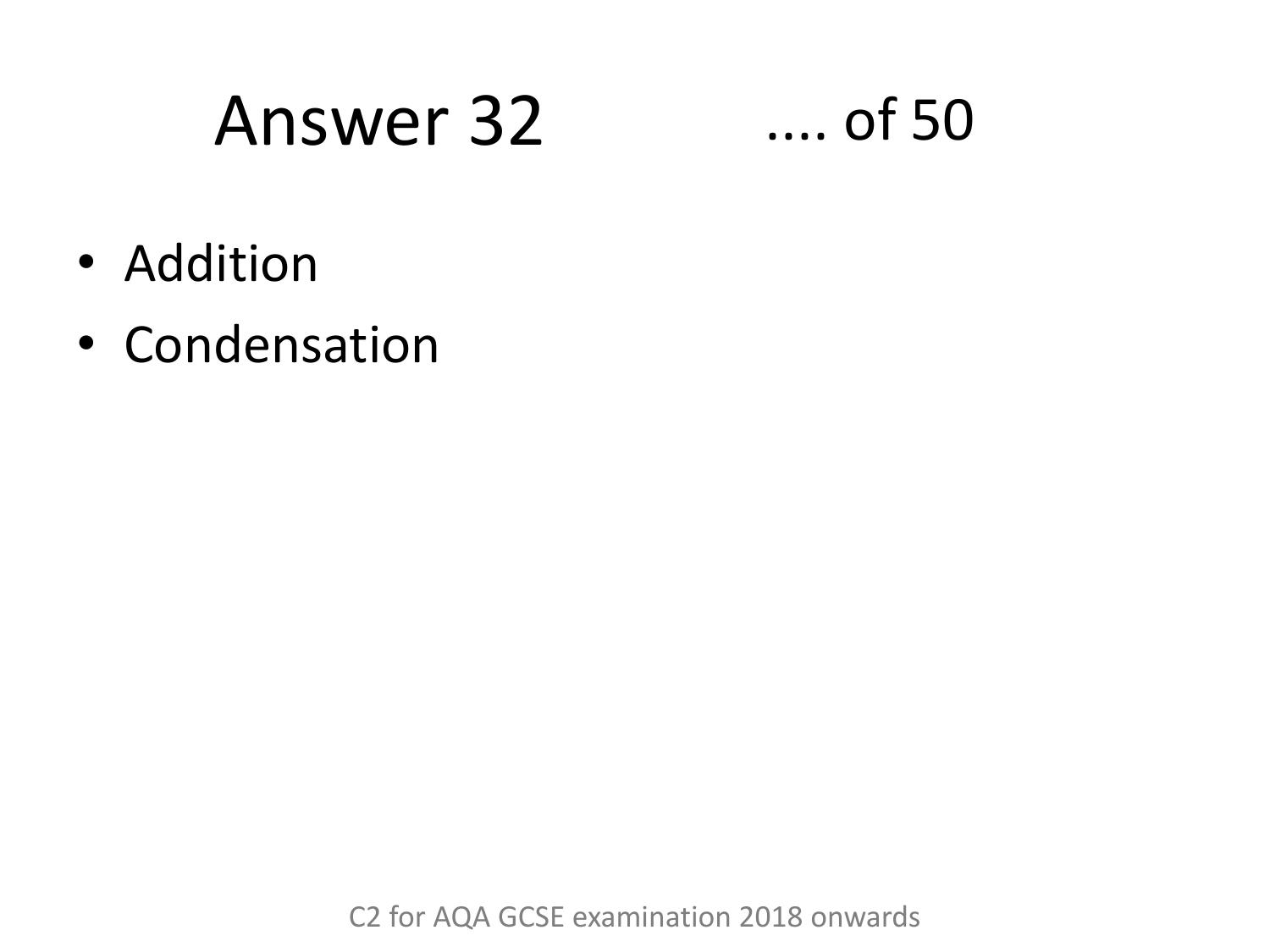# Answer 32 .... of 50

- Addition
- Condensation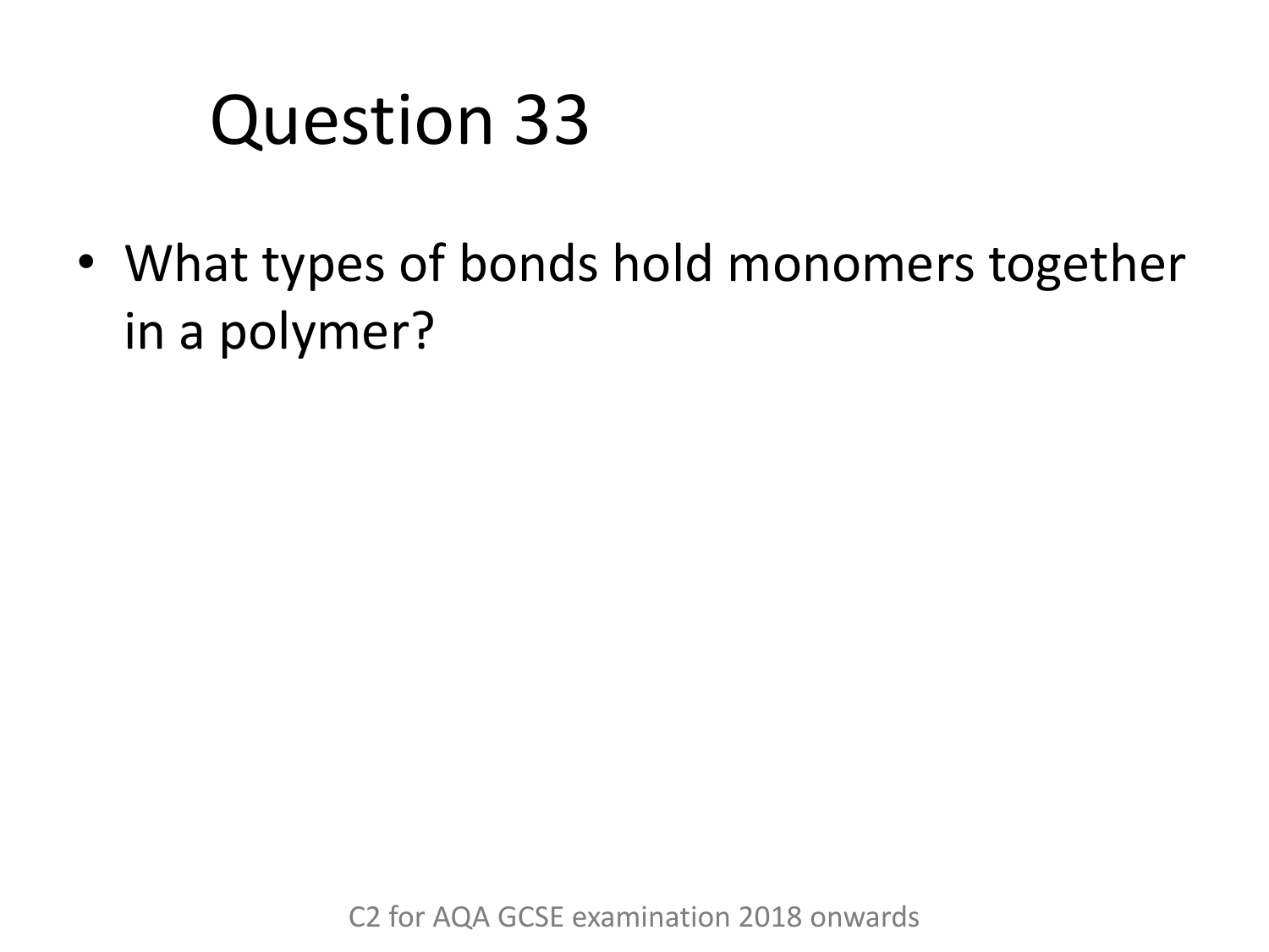# Question 33

- What types of bonds hold monomers together in a polymer?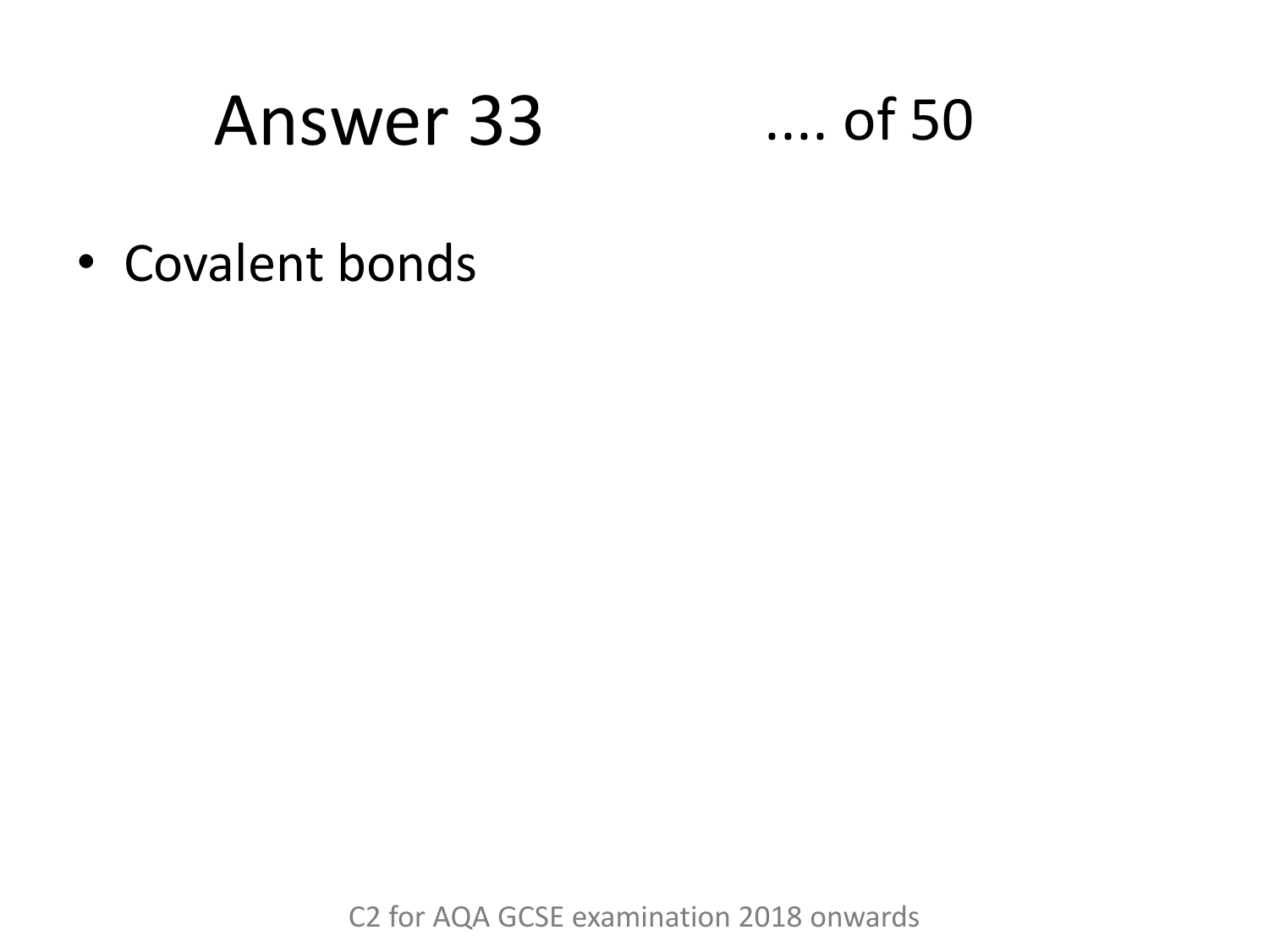# Answer 33 .... of 50

- Covalent bonds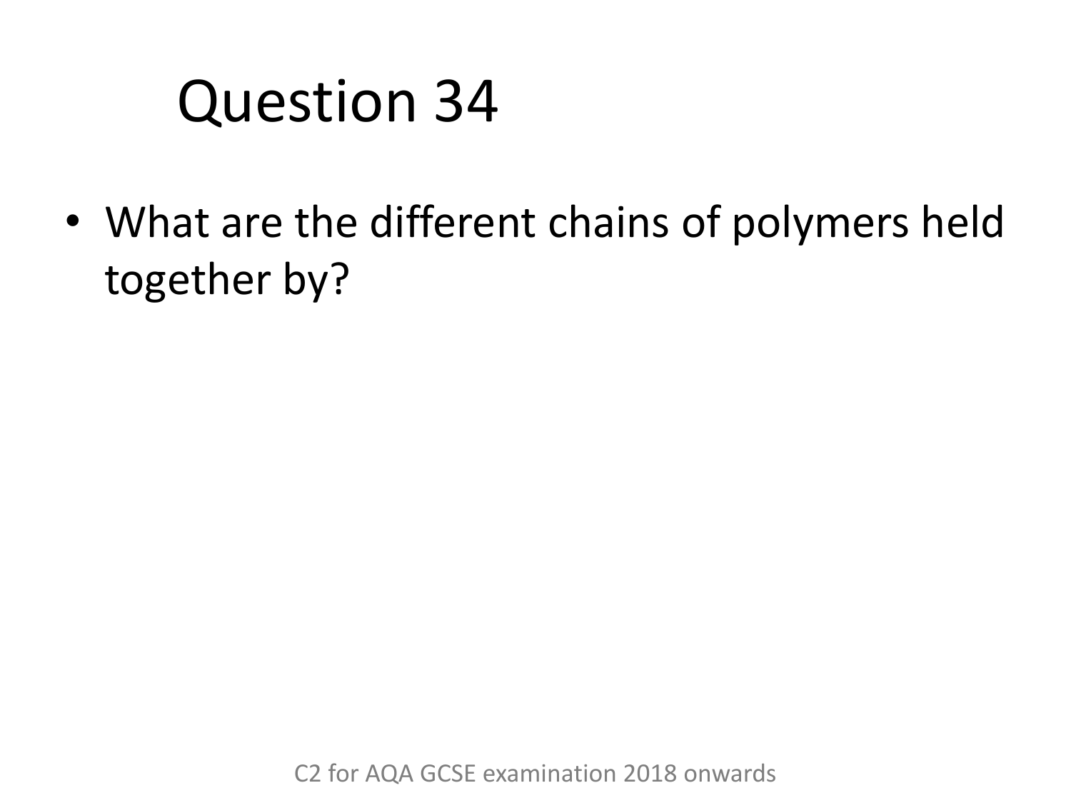# Question 34

- What are the different chains of polymers held together by?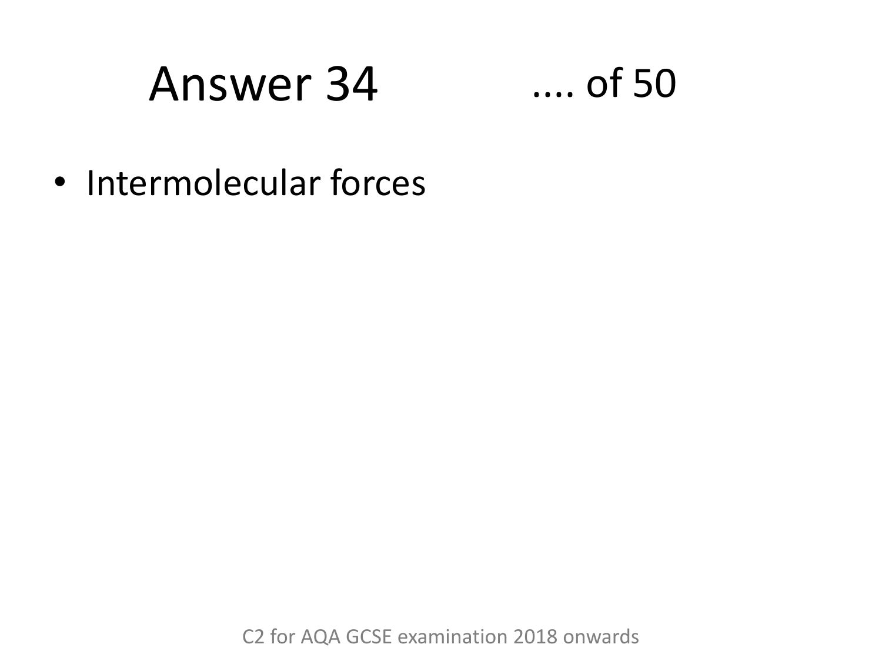# Answer 34

.... of 50

- Intermolecular forces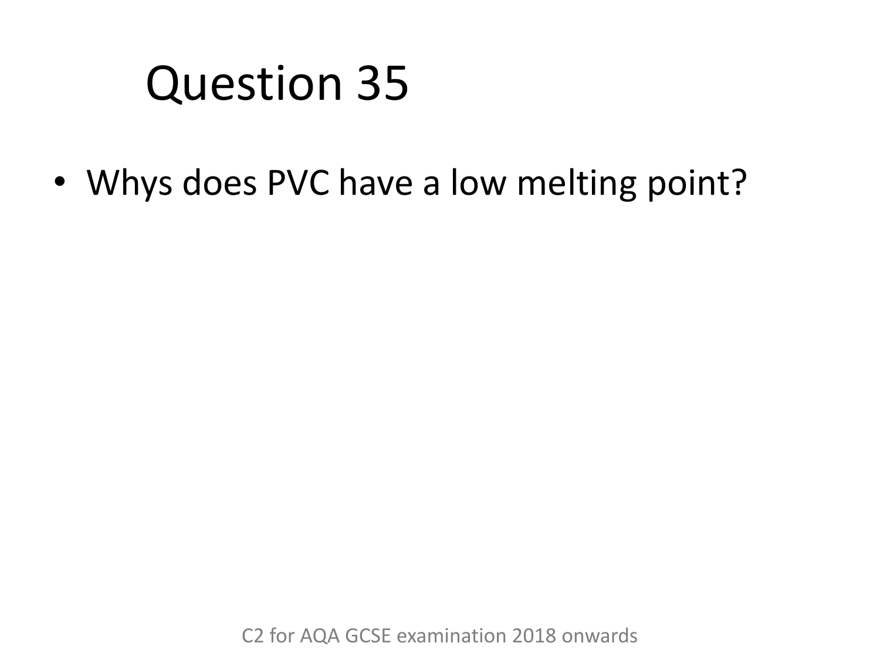# Question 35

- Whys does PVC have a low melting point?

C2 for AQA GCSE examination 2018 onwards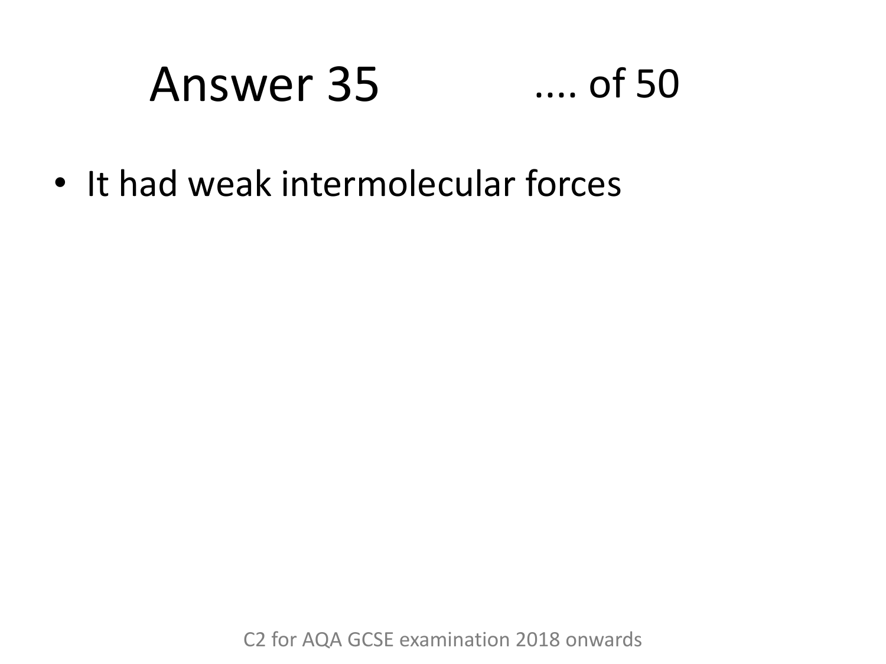# Answer 35 .... of 50

- It had weak intermolecular forces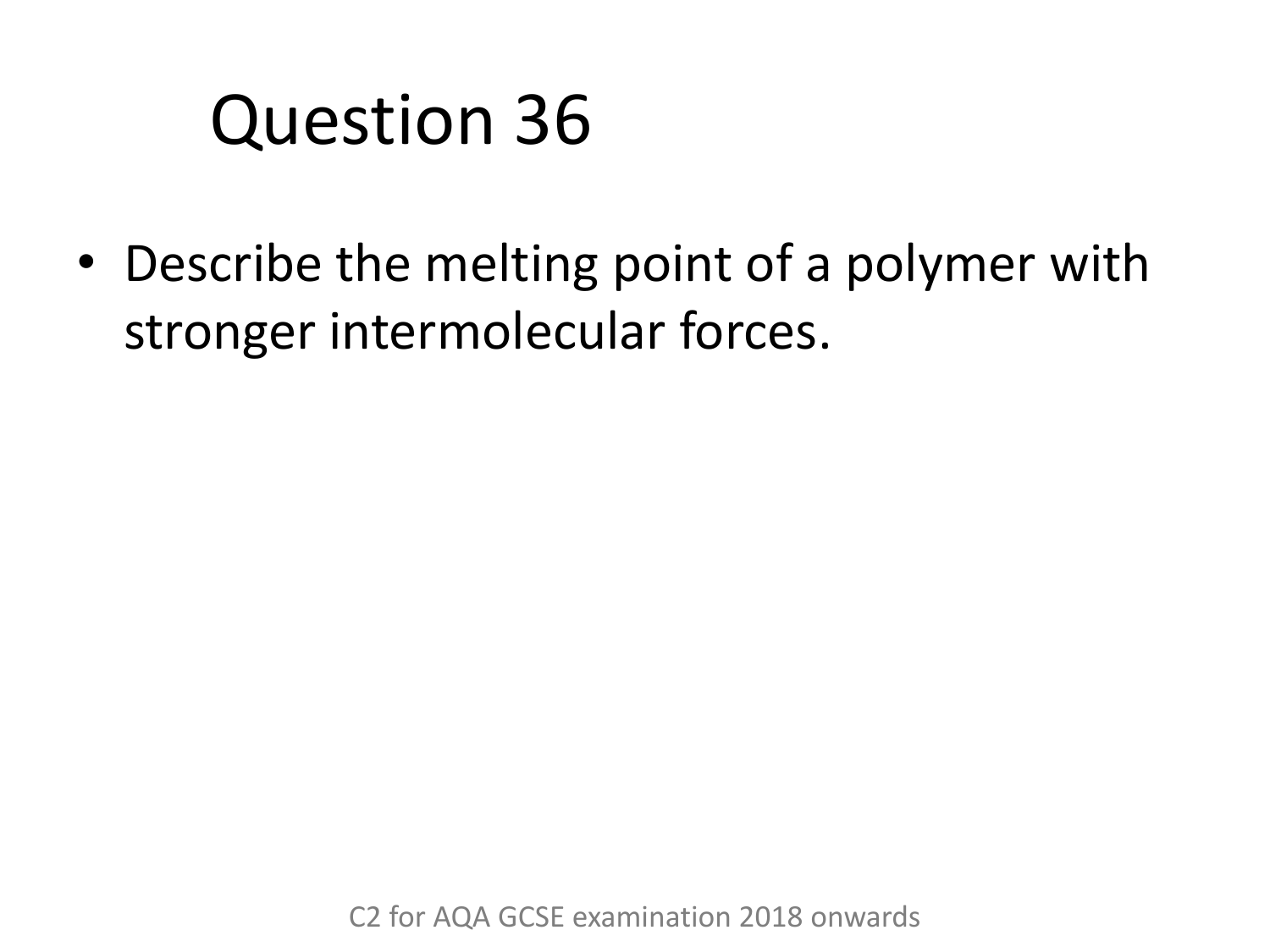# Question 36

- Describe the melting point of a polymer with stronger intermolecular forces.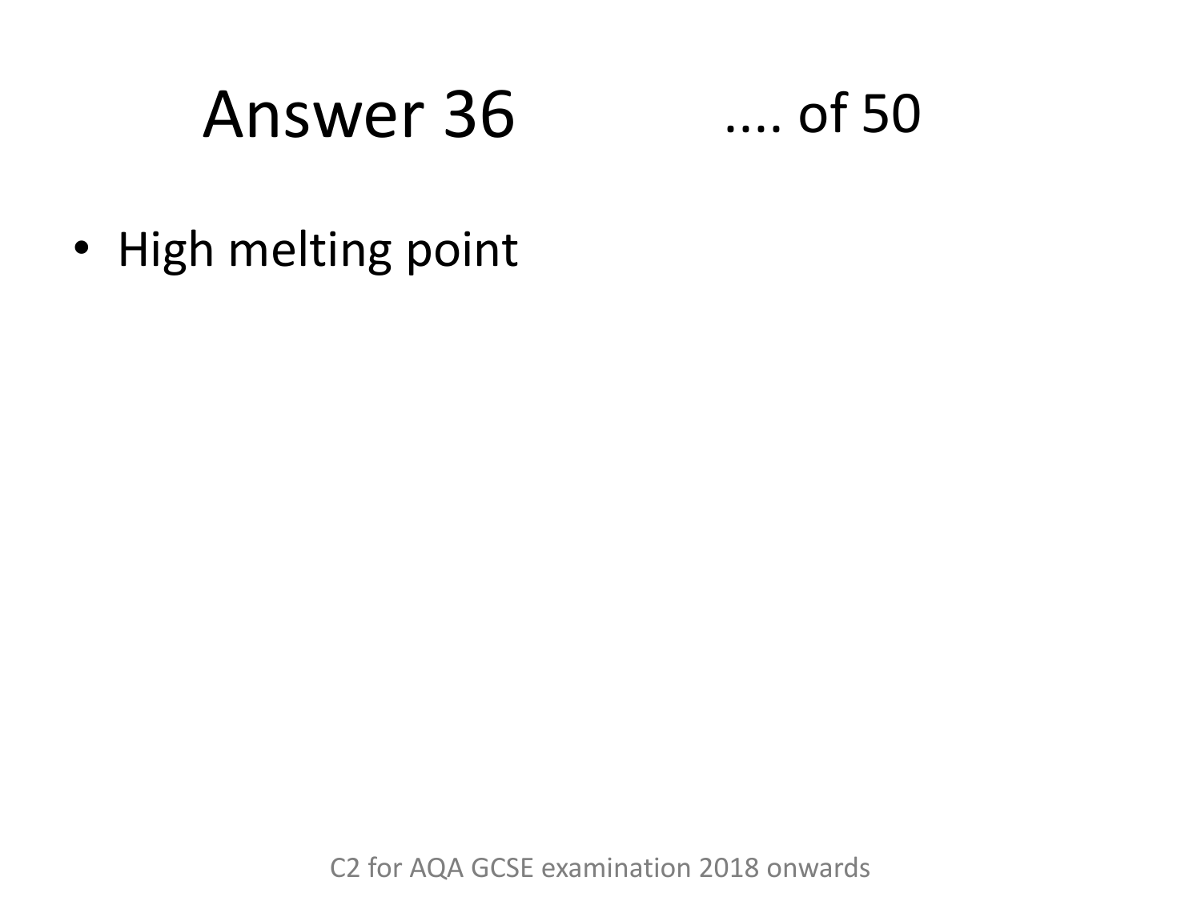# Answer 36 .... of 50

- High melting point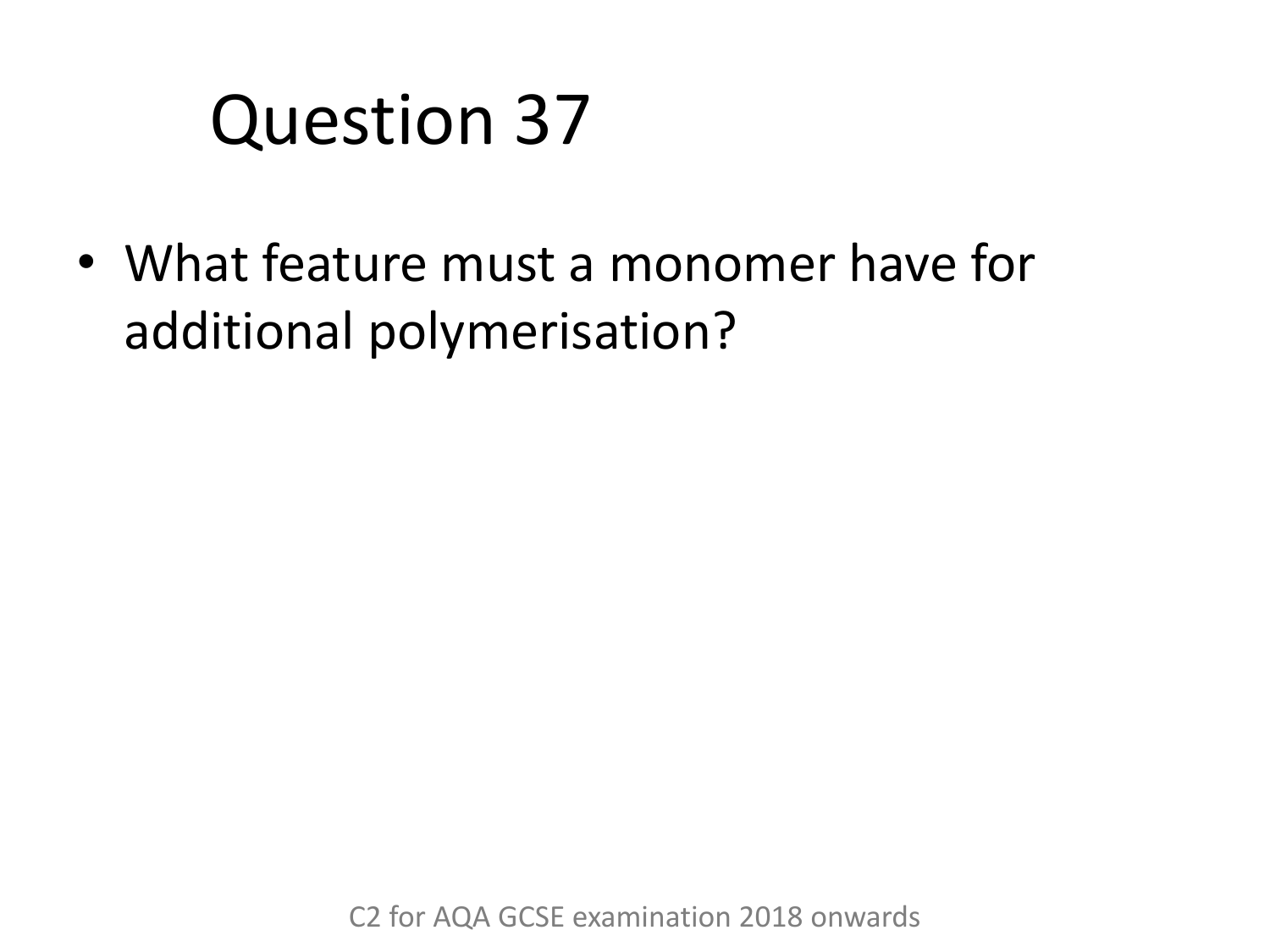# Question 37

- What feature must a monomer have for additional polymerisation?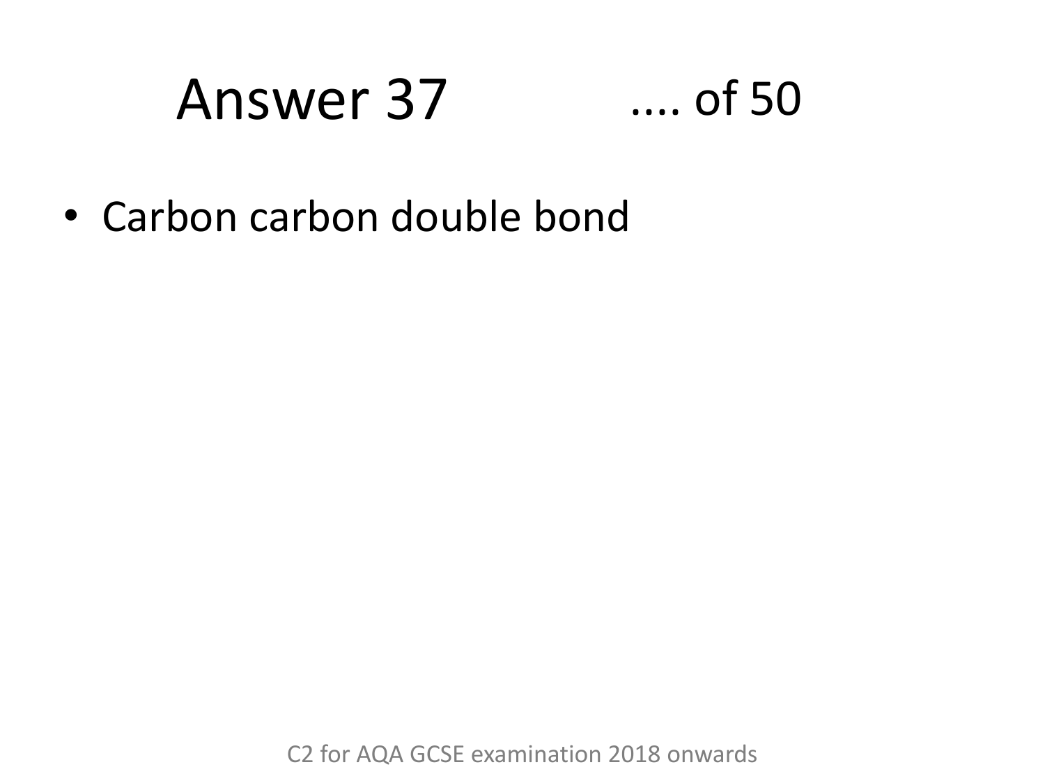# Answer 37

- Carbon carbon double bond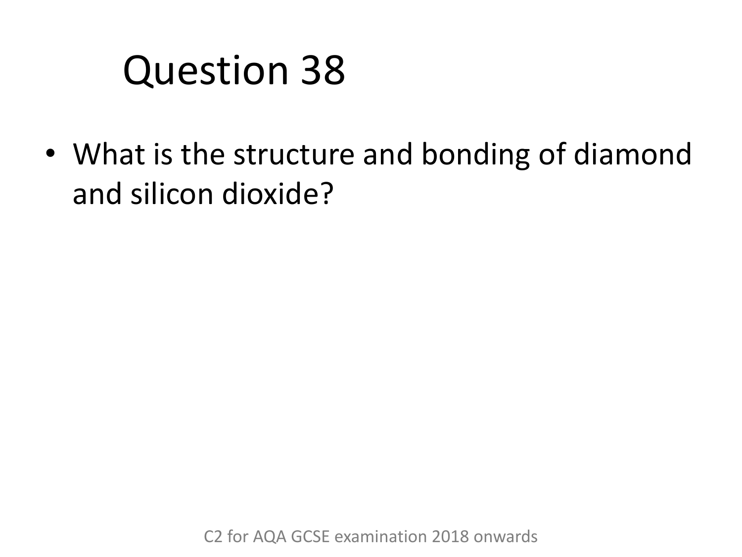# Question 38

- What is the structure and bonding of diamond and silicon dioxide?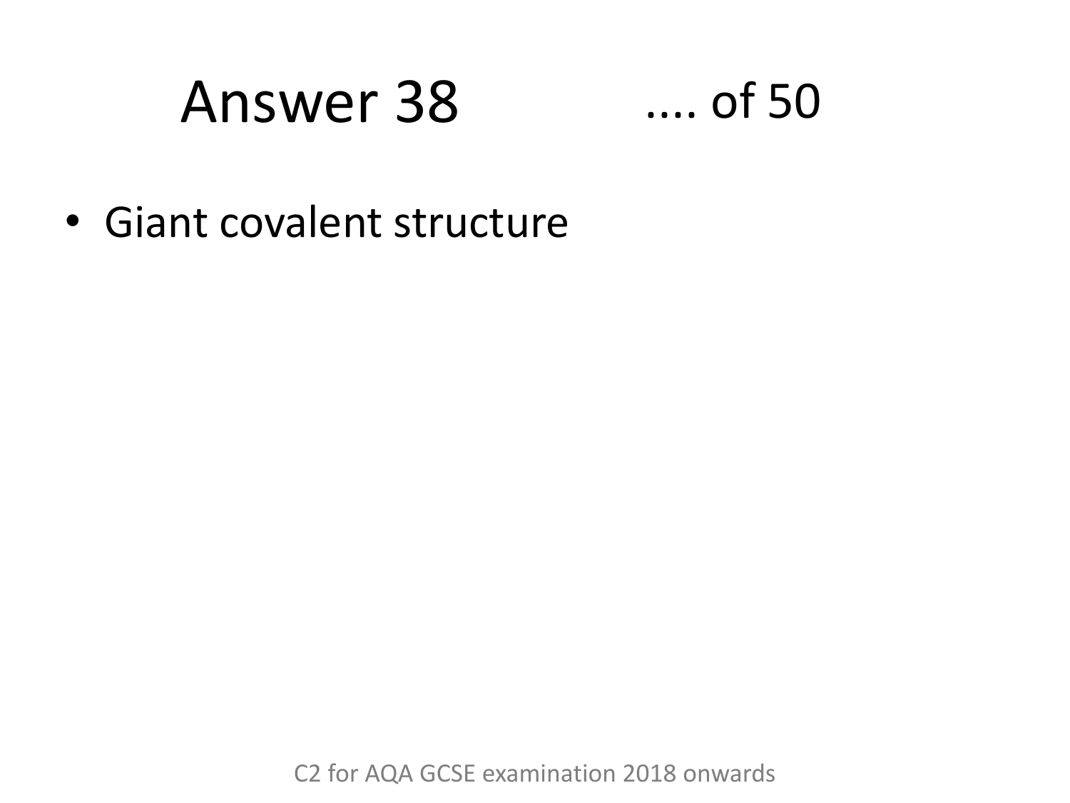# Answer 38 .... of 50

- Giant covalent structure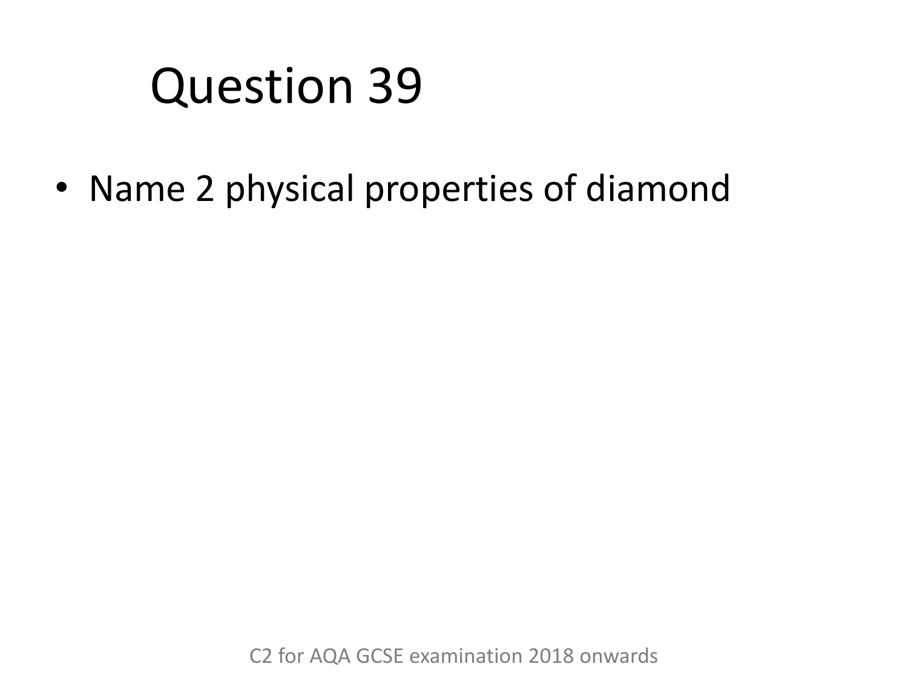# Question 39

- Name 2 physical properties of diamond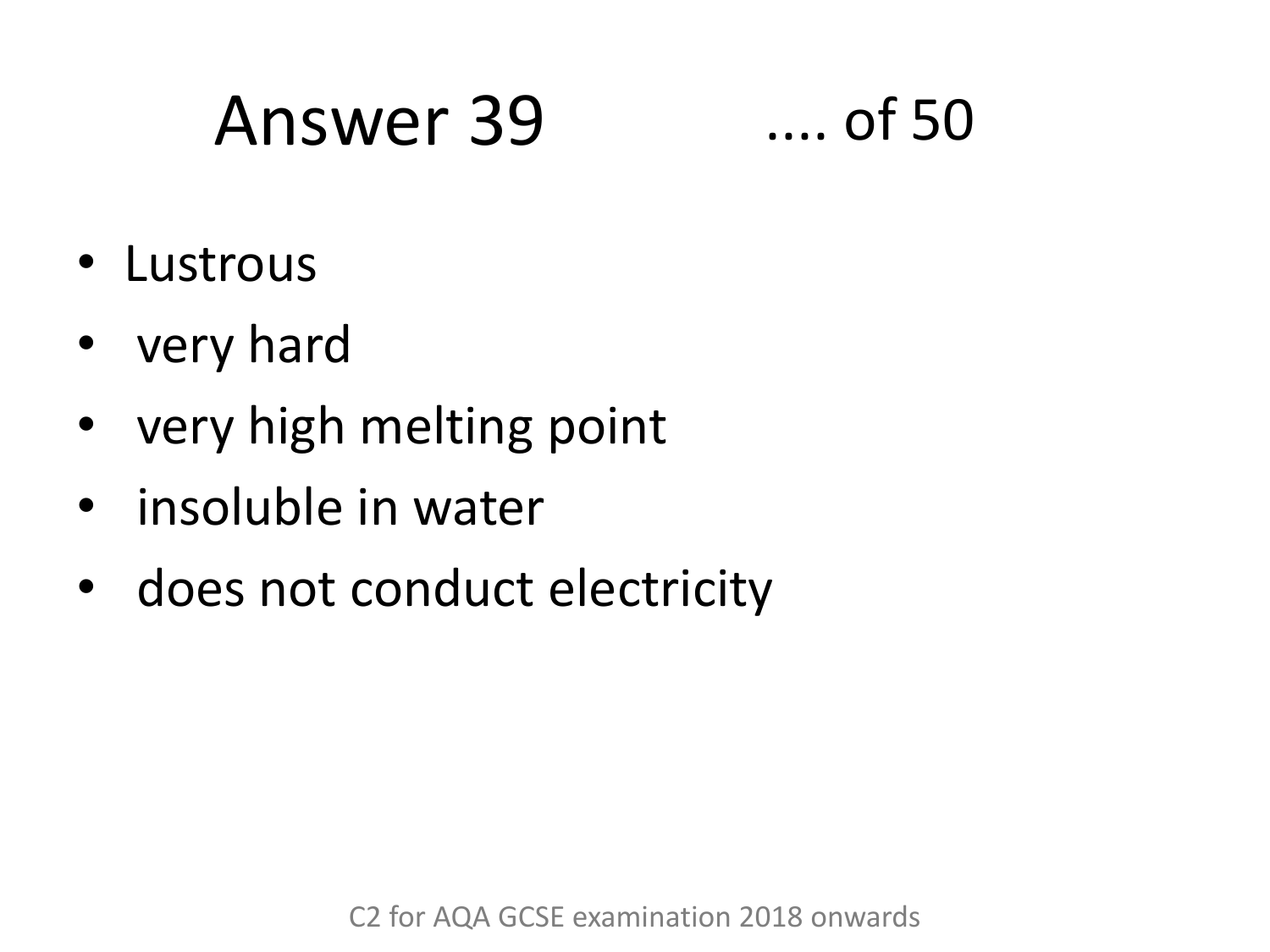# Answer 39 .... of 50

- Lustrous
- very hard
- very high melting point
- insoluble in water
- does not conduct electricity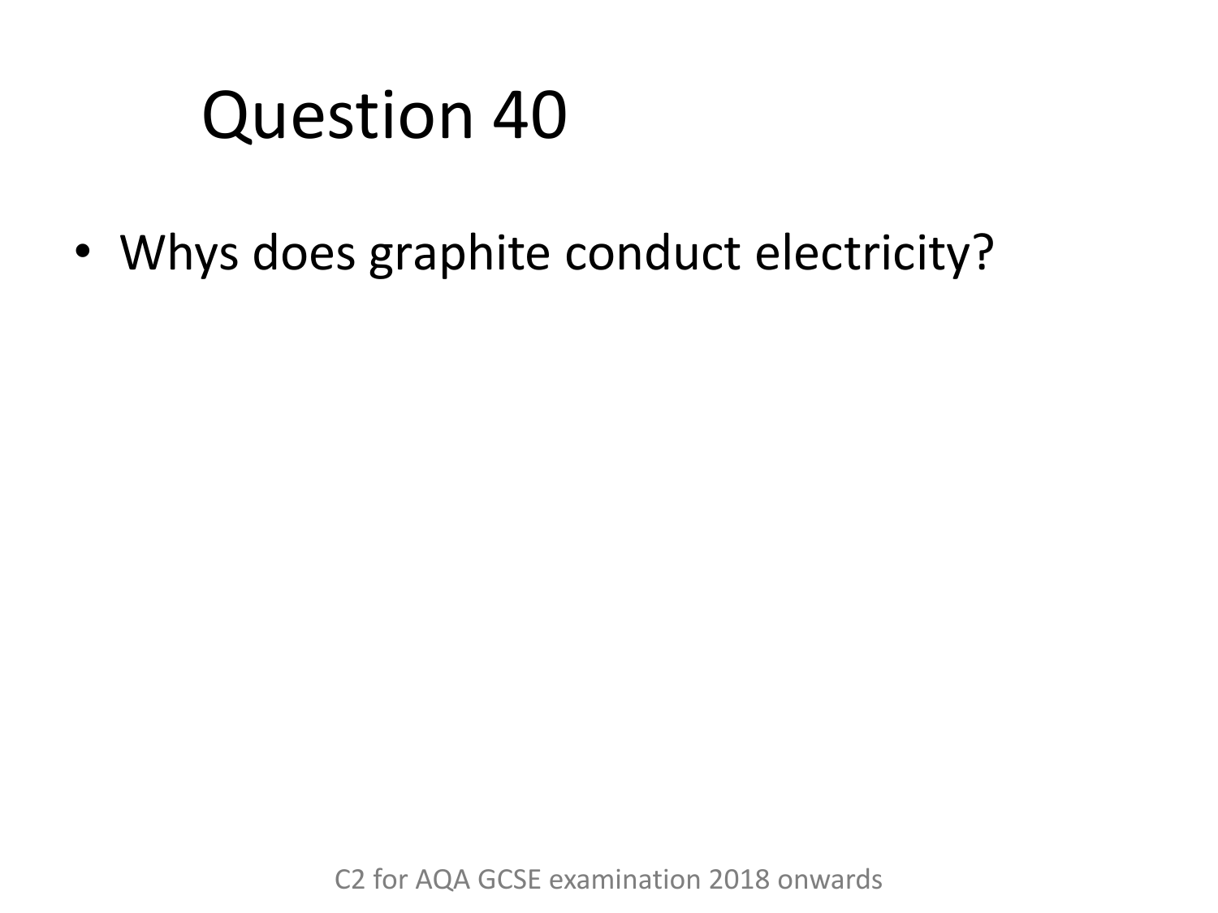# Question 40

- Whys does graphite conduct electricity?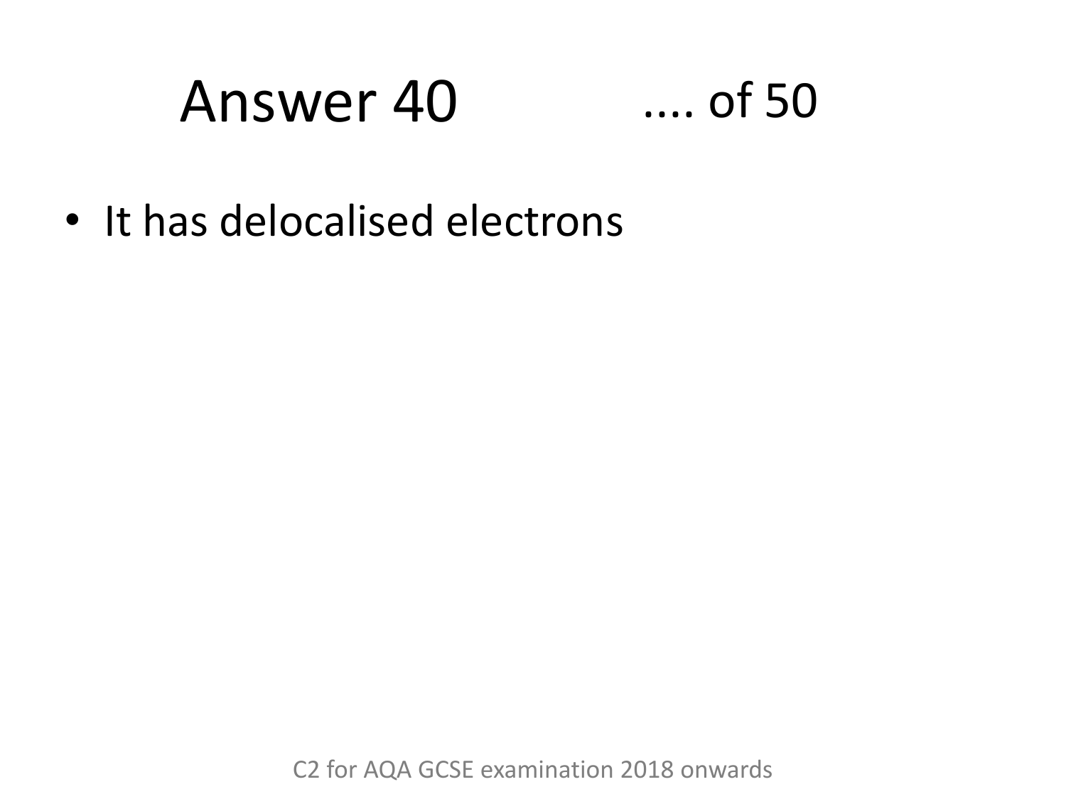# Answer 40

- It has delocalised electrons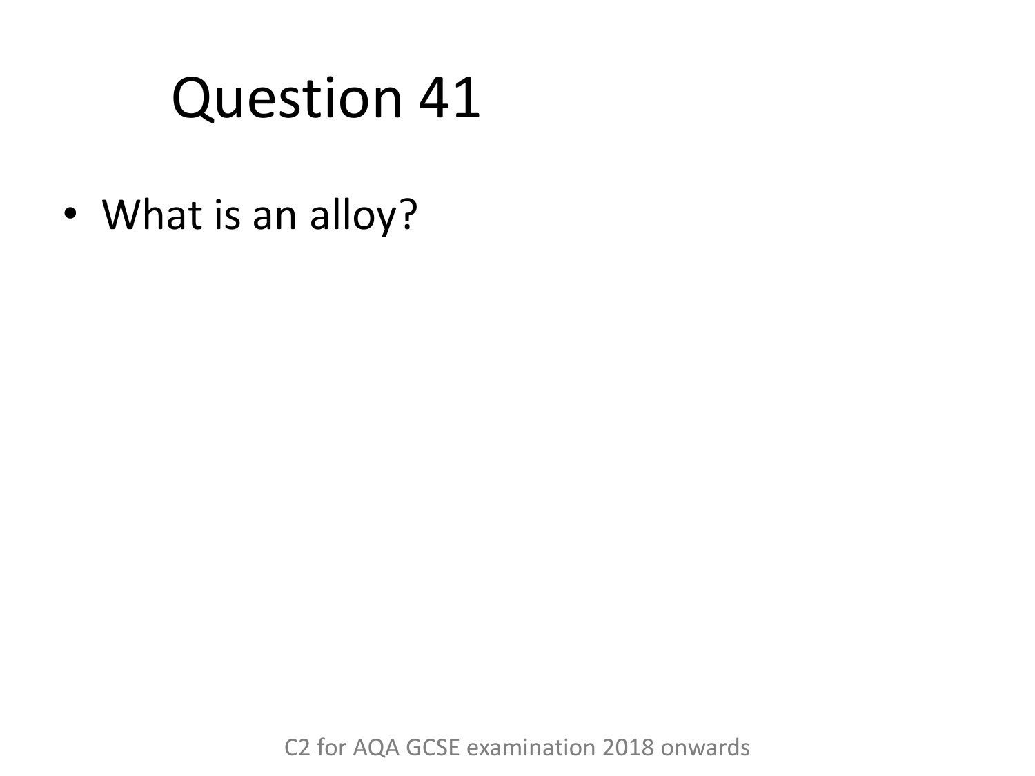# Question 41

- What is an alloy?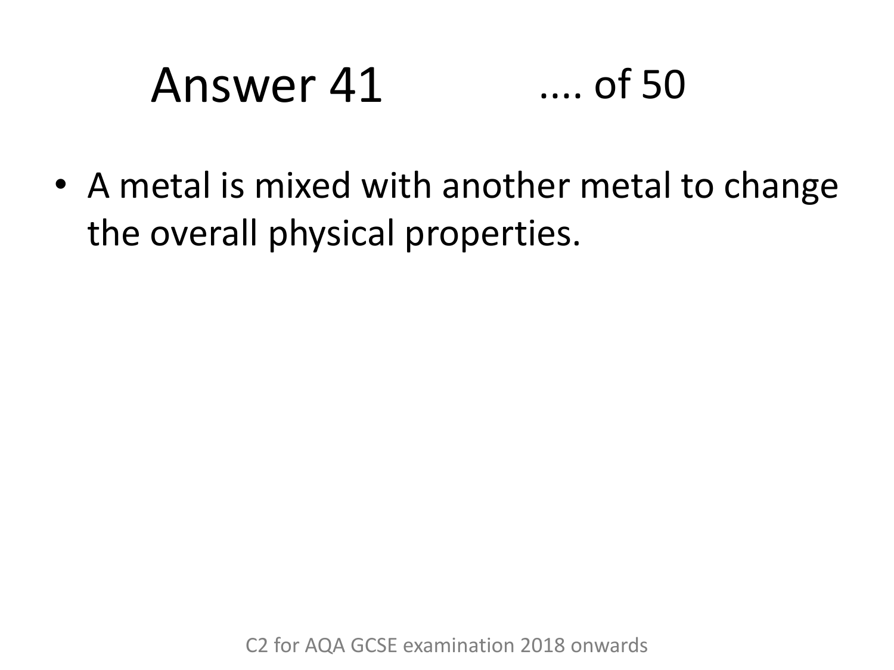# Answer 41

- A metal is mixed with another metal to change the overall physical properties.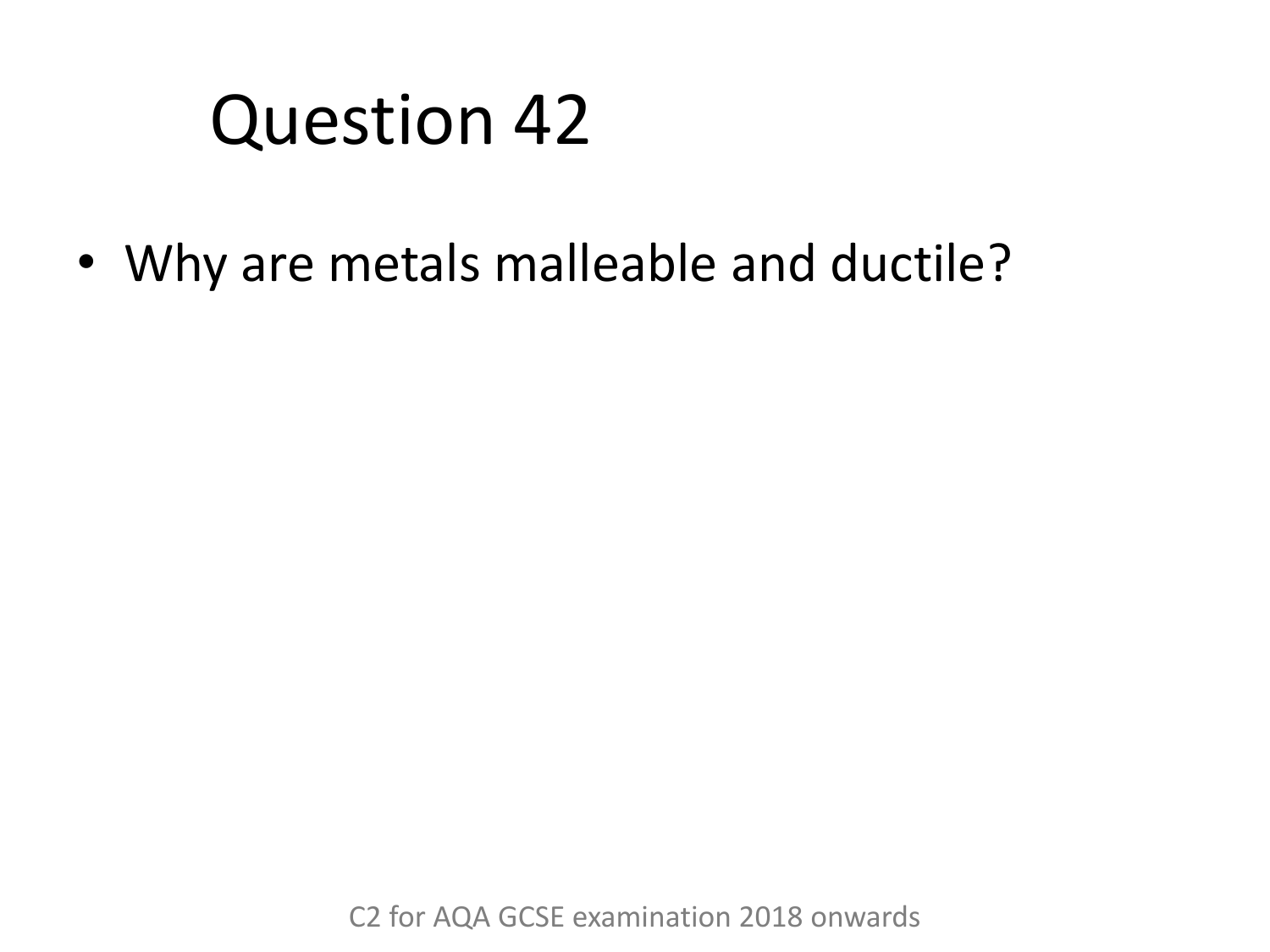# Question 42

- Why are metals malleable and ductile?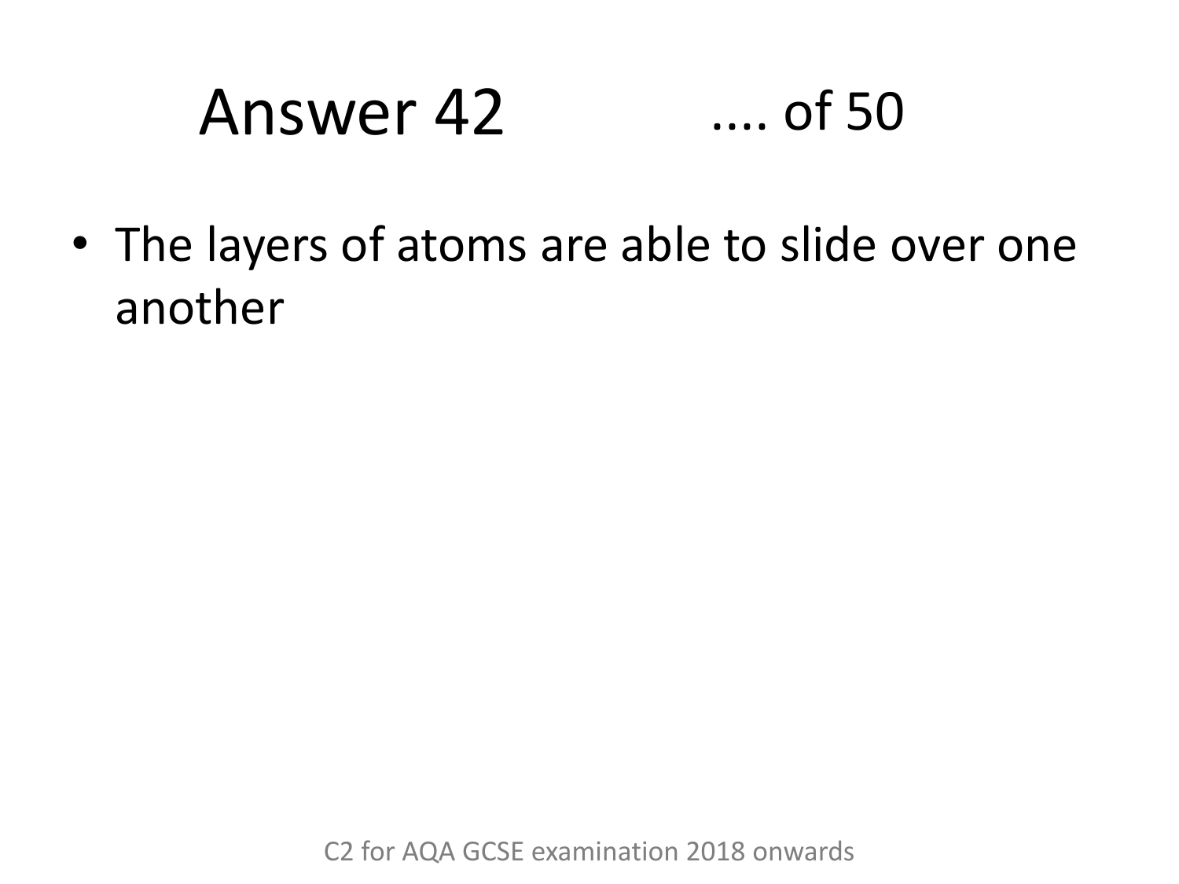# Answer 42 .... of 50

- The layers of atoms are able to slide over one another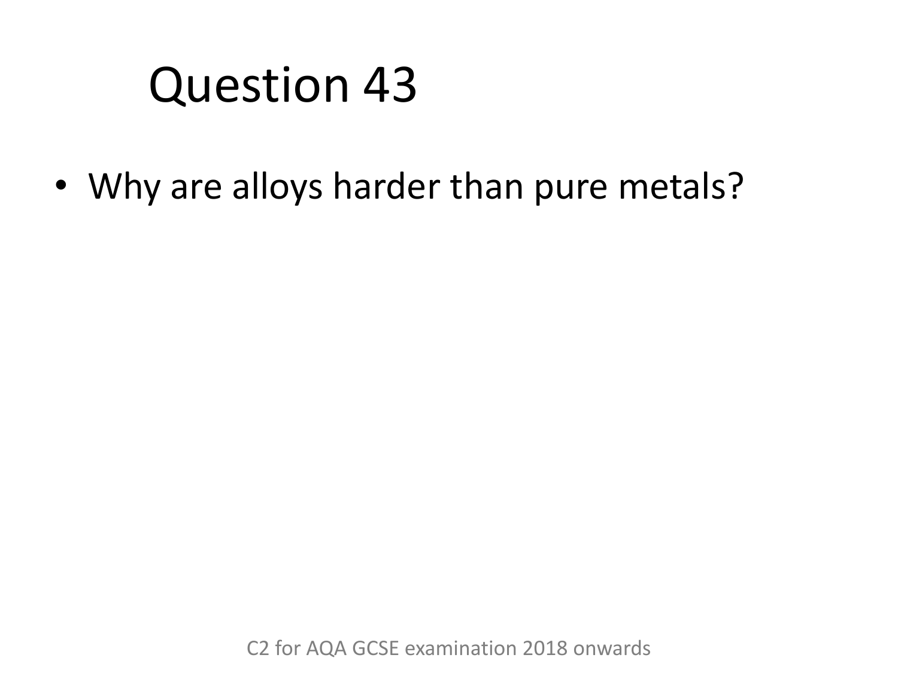# Question 43

- Why are alloys harder than pure metals?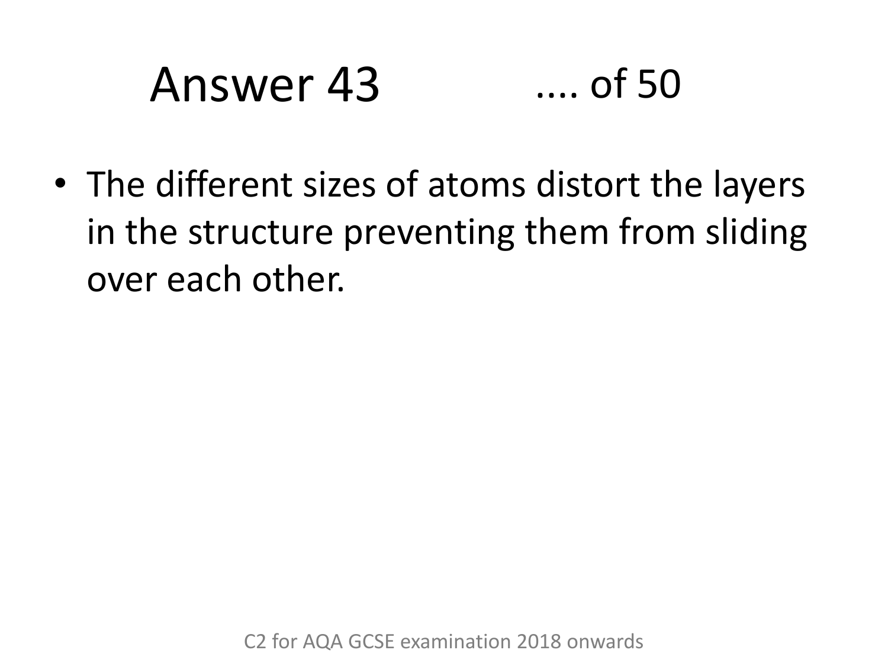# Answer 43 .... of 50

- The different sizes of atoms distort the layers in the structure preventing them from sliding over each other.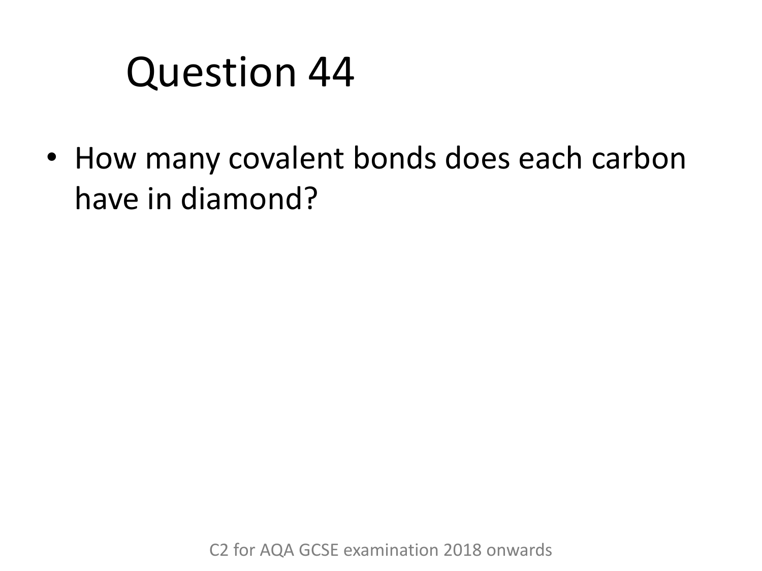# Question 44

- How many covalent bonds does each carbon have in diamond?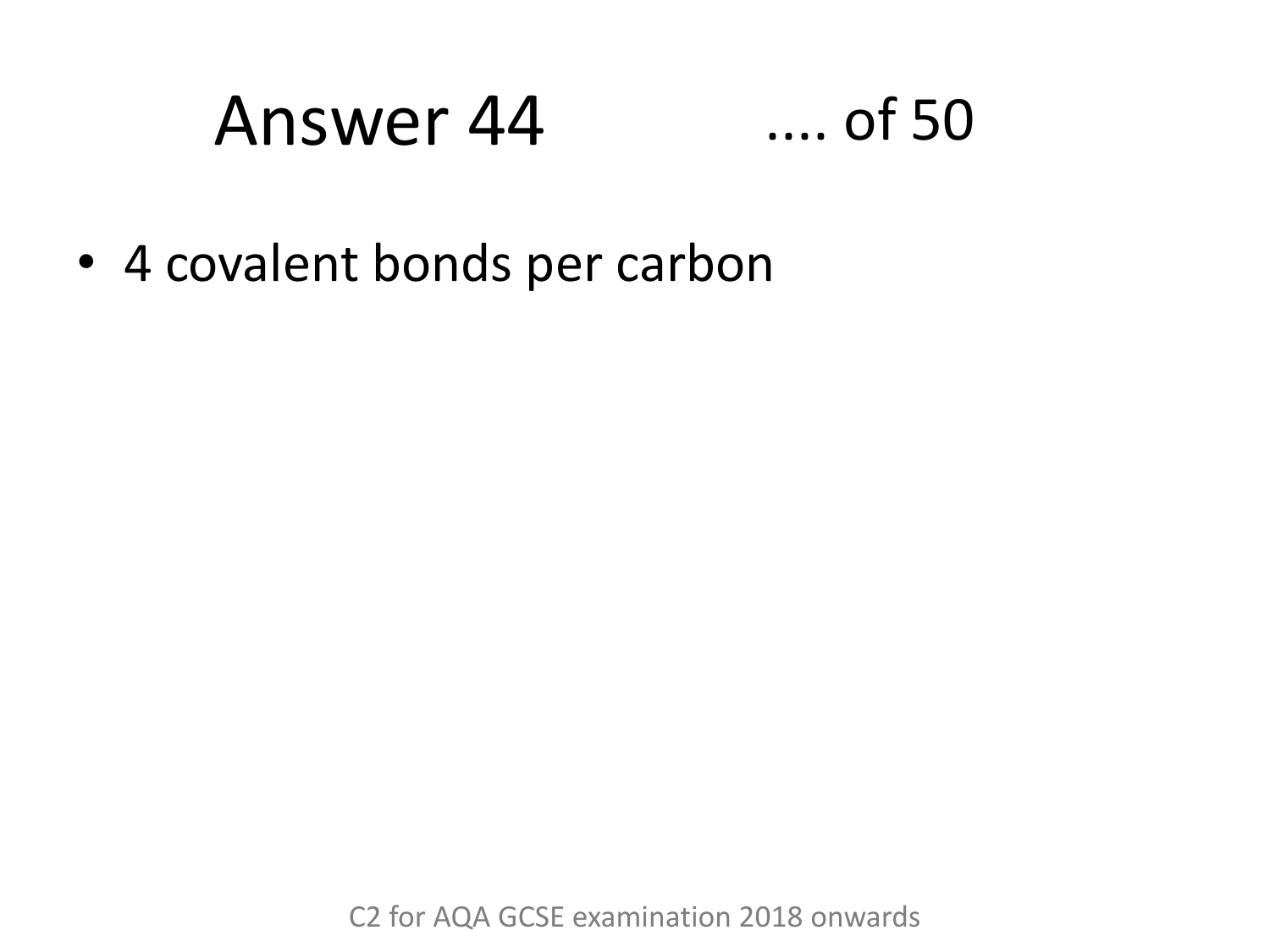# Answer 44

- 4 covalent bonds per carbon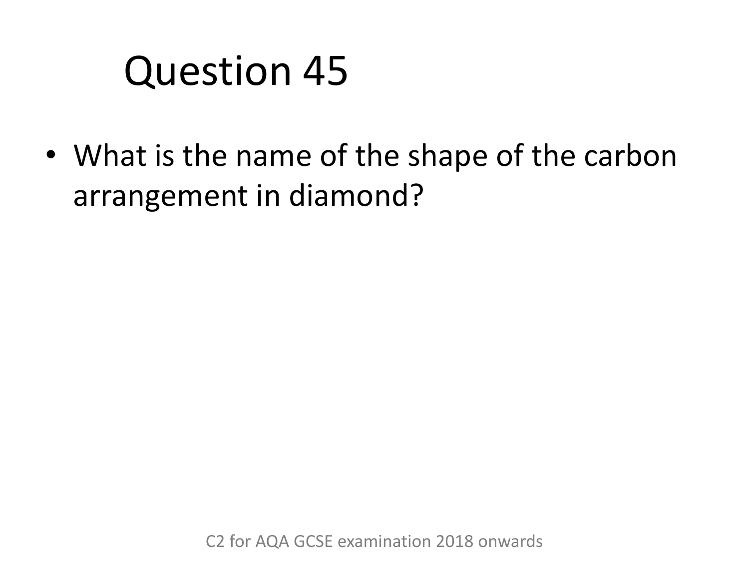# Question 45

- What is the name of the shape of the carbon arrangement in diamond?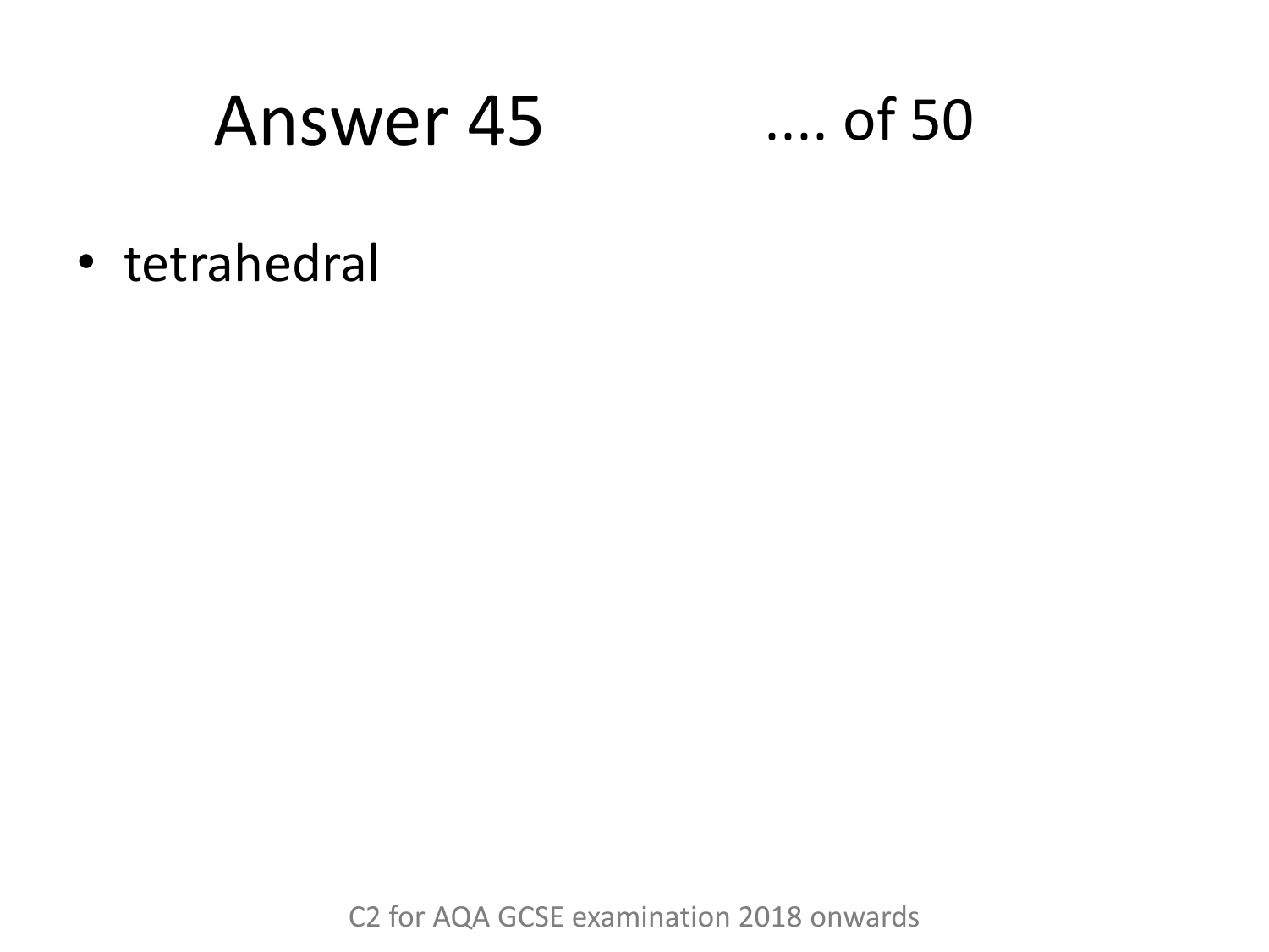# Answer 45 .... of 50

- tetrahedral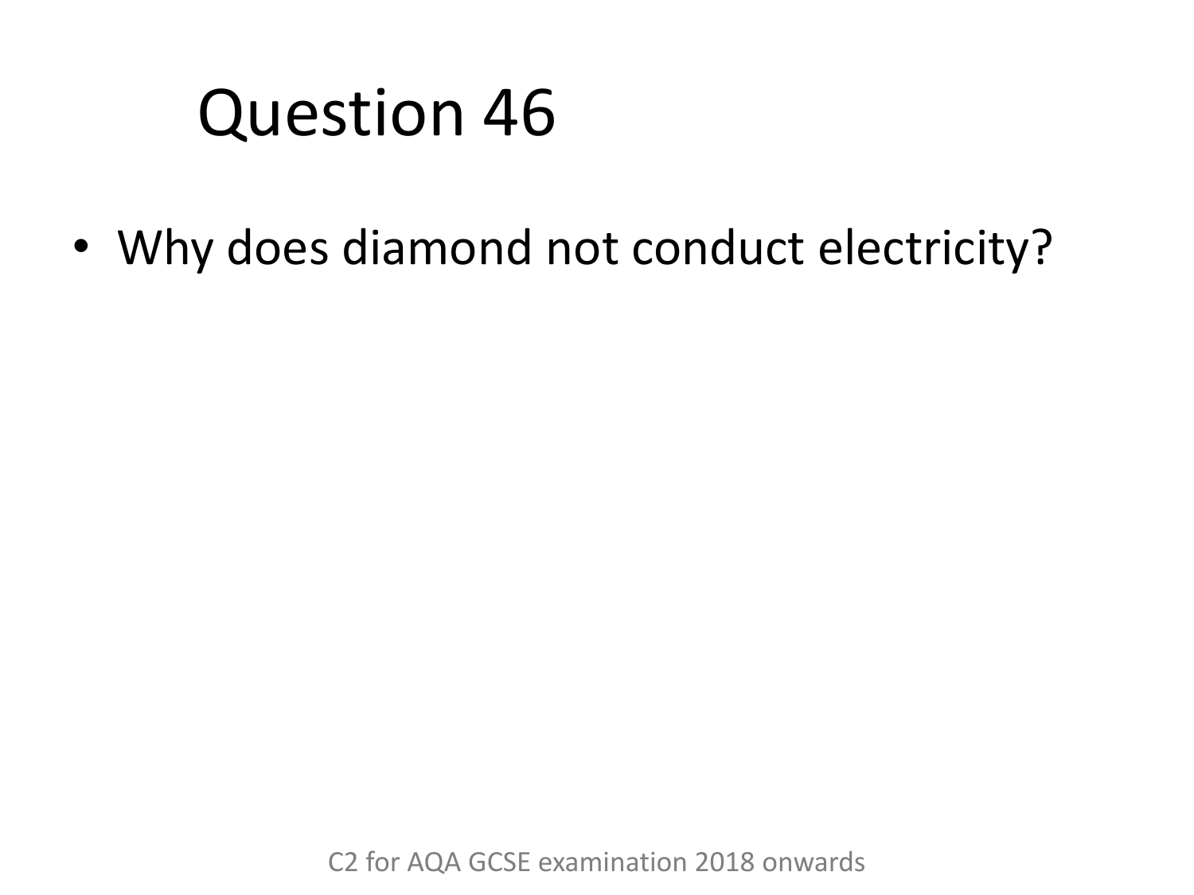# Question 46

- Why does diamond not conduct electricity?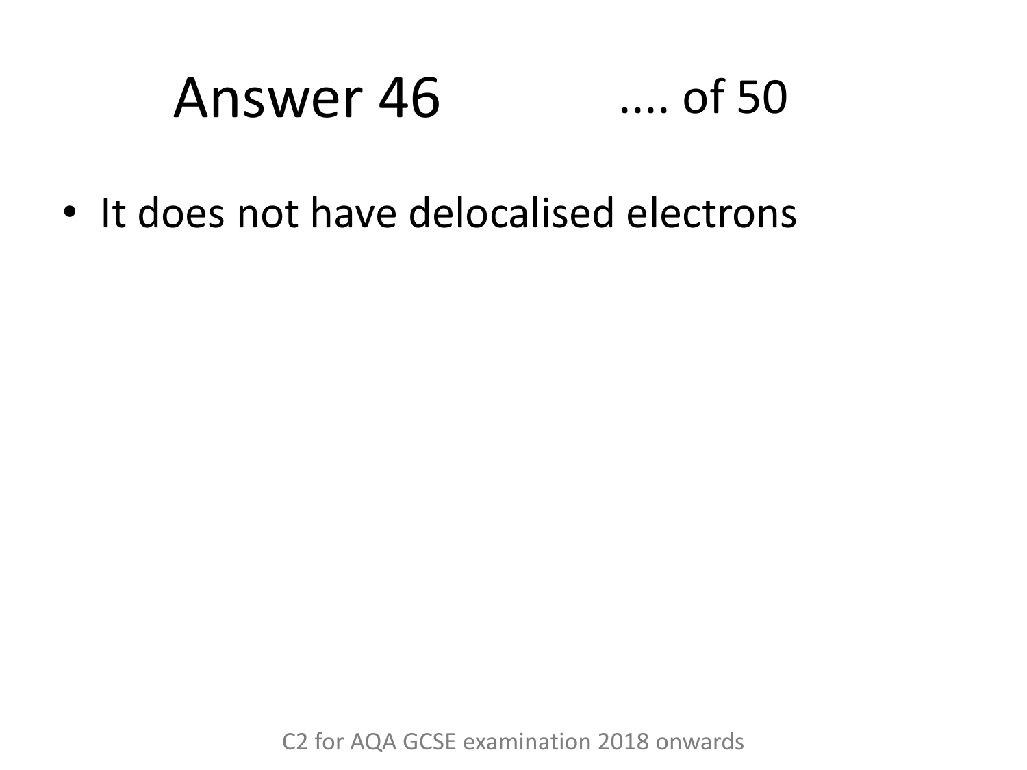# Answer 46 .... of 50

- It does not have delocalised electrons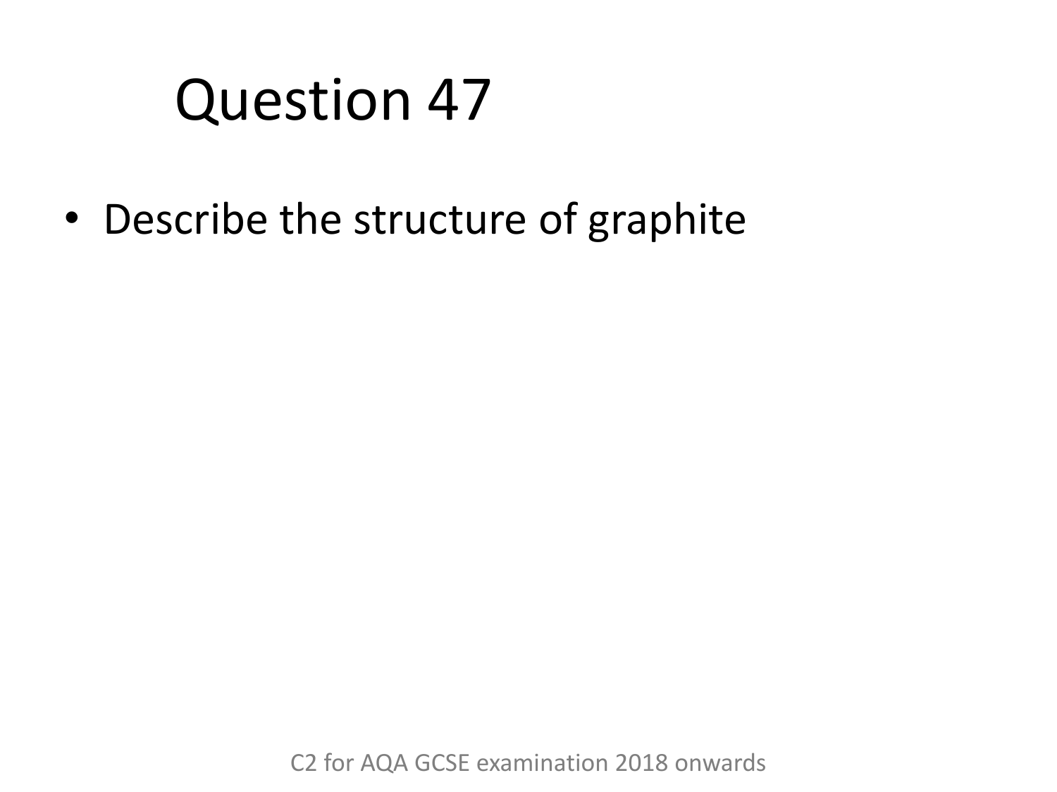# Question 47

- Describe the structure of graphite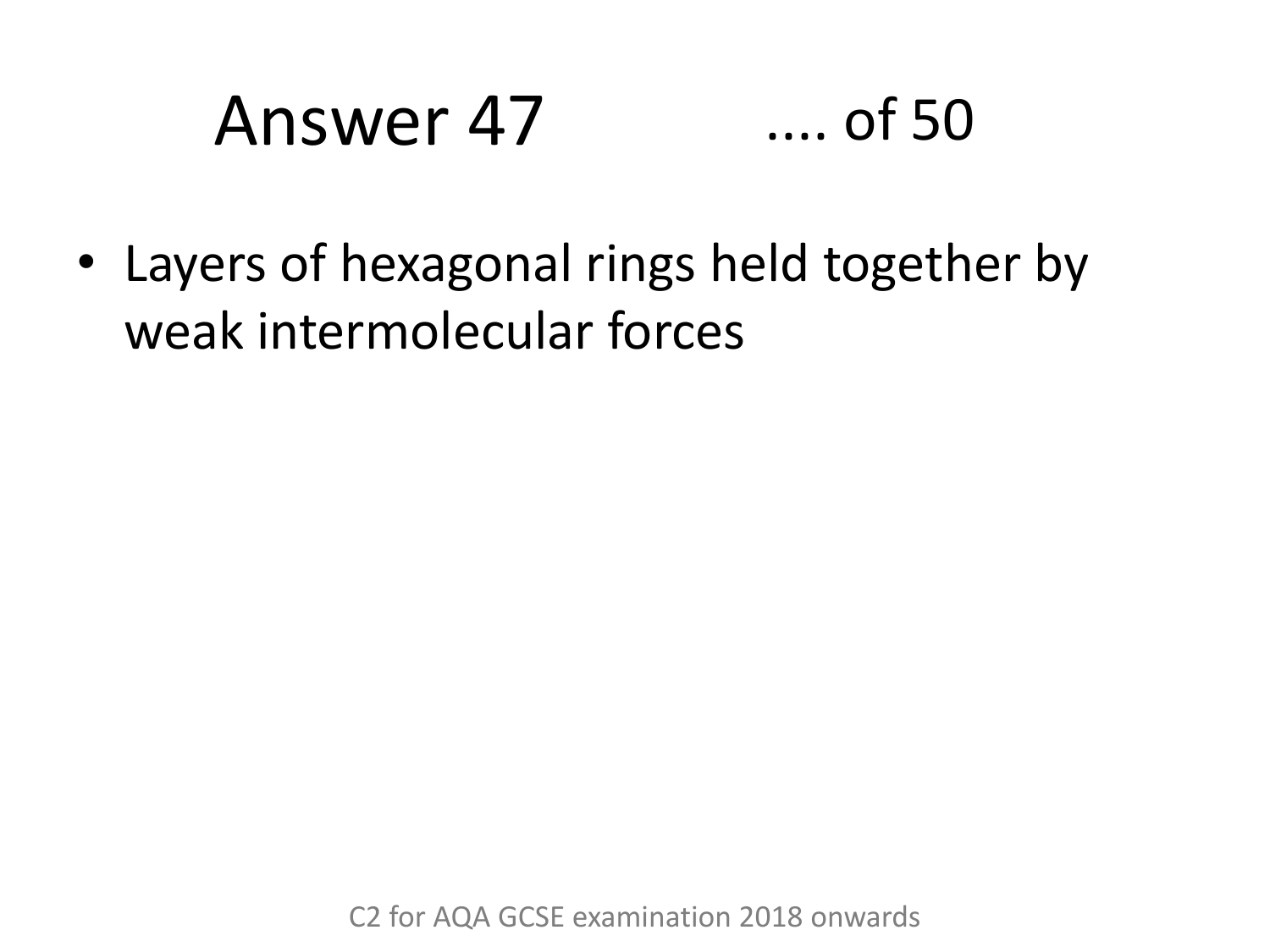# Answer 47

- Layers of hexagonal rings held together by weak intermolecular forces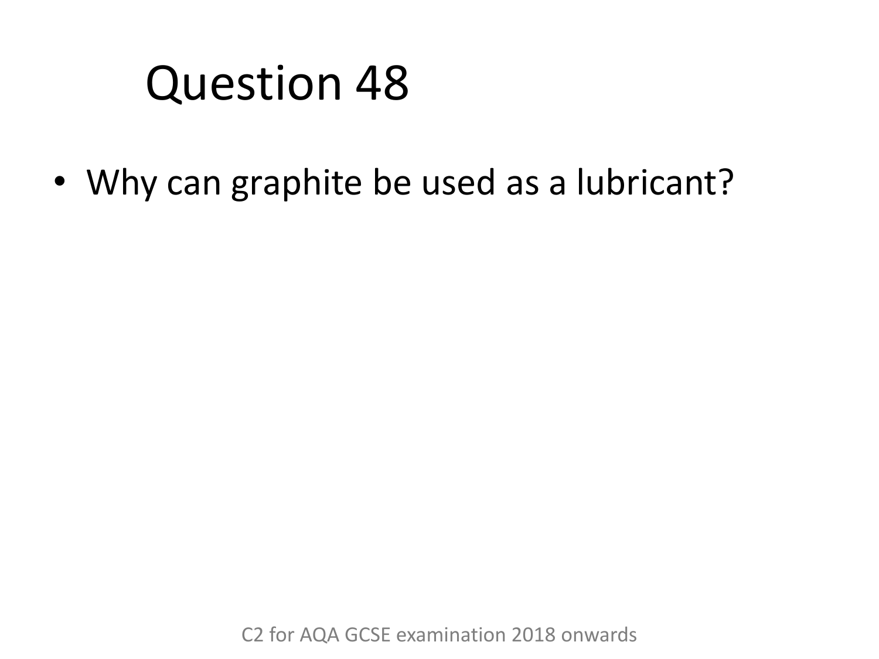# Question 48

- Why can graphite be used as a lubricant?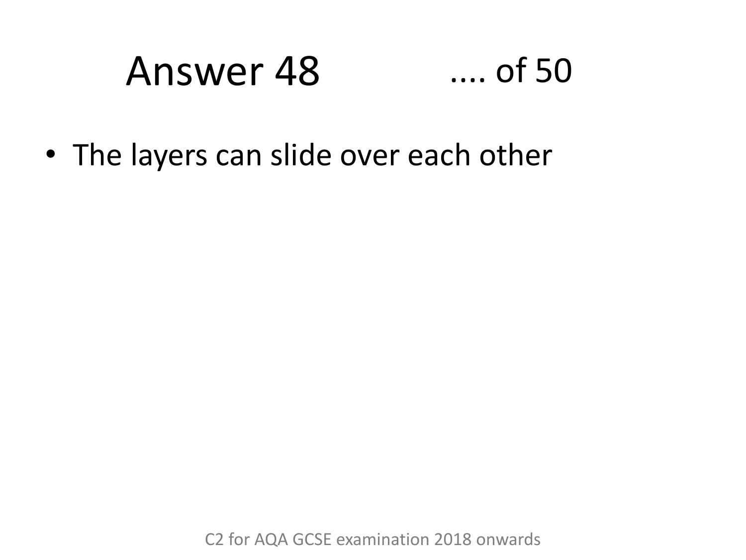# Answer 48 .... of 50

- The layers can slide over each other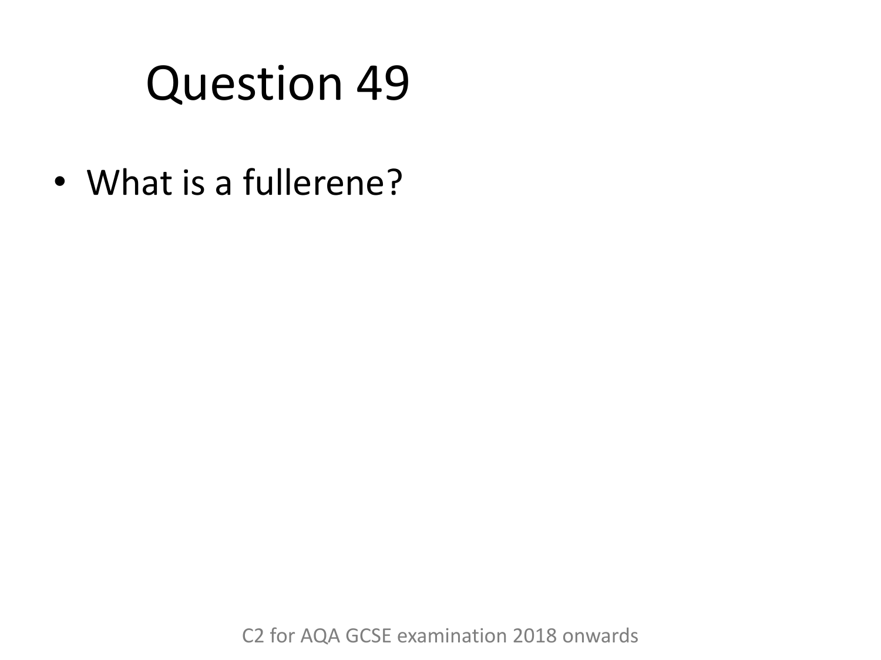# Question 49

- What is a fullerene?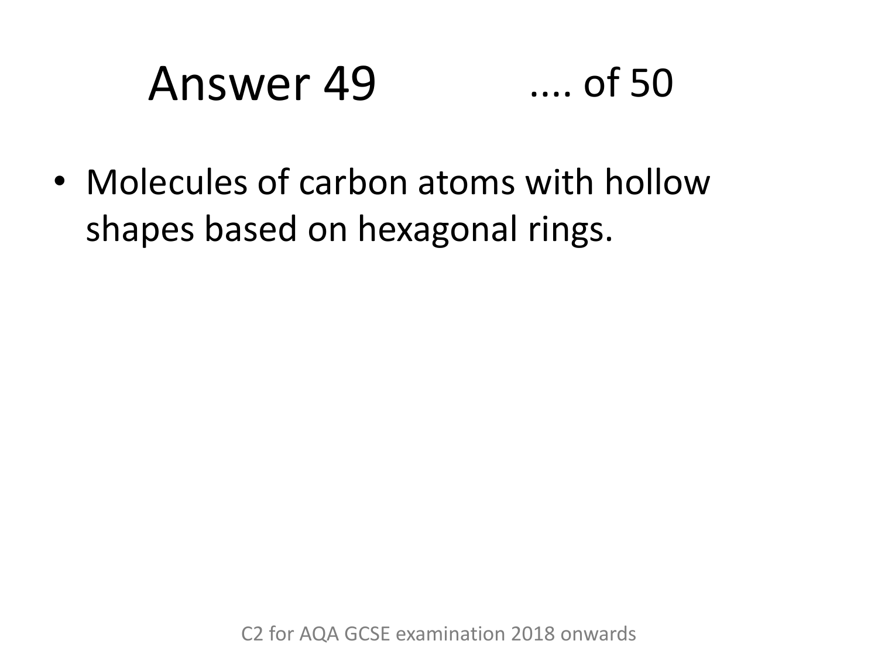# Answer 49

- Molecules of carbon atoms with hollow shapes based on hexagonal rings.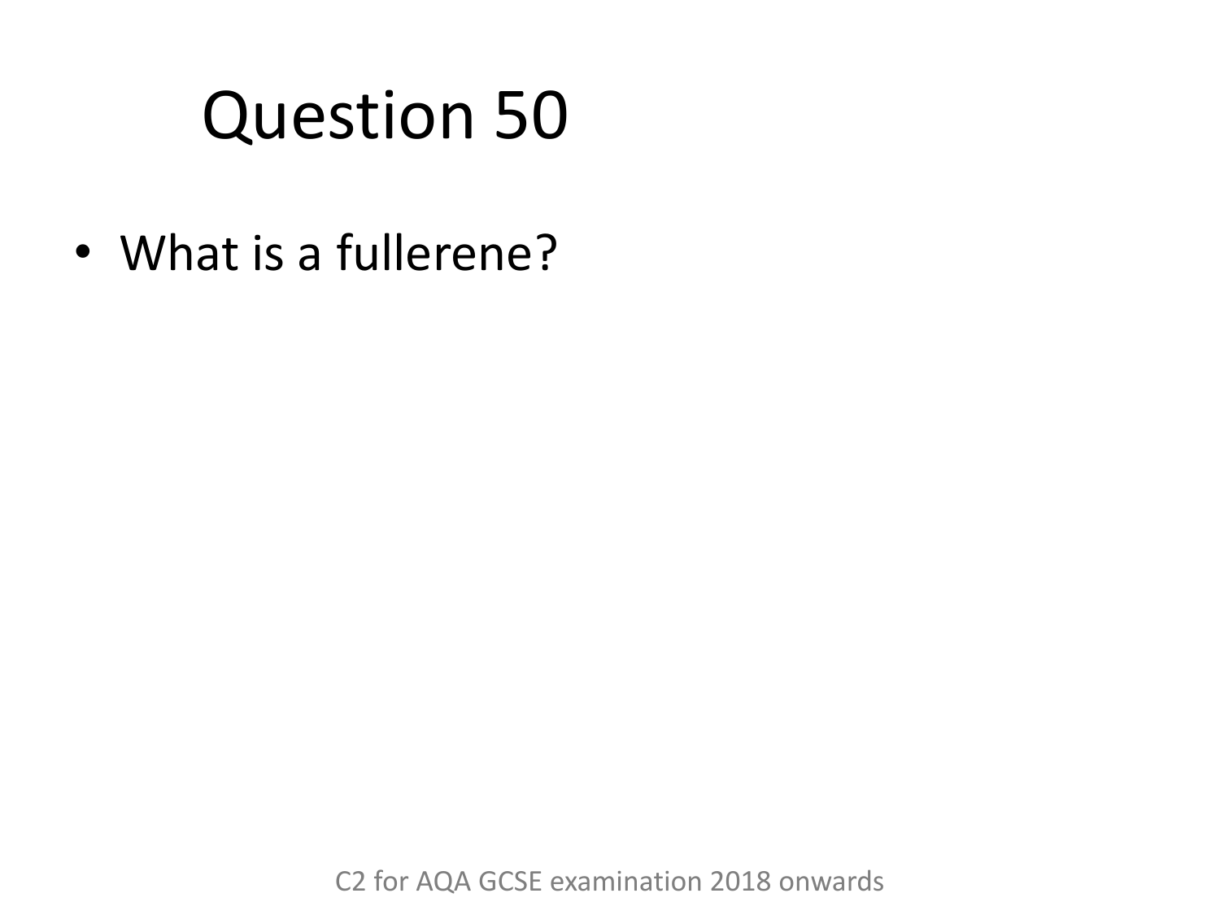# Question 50

- What is a fullerene?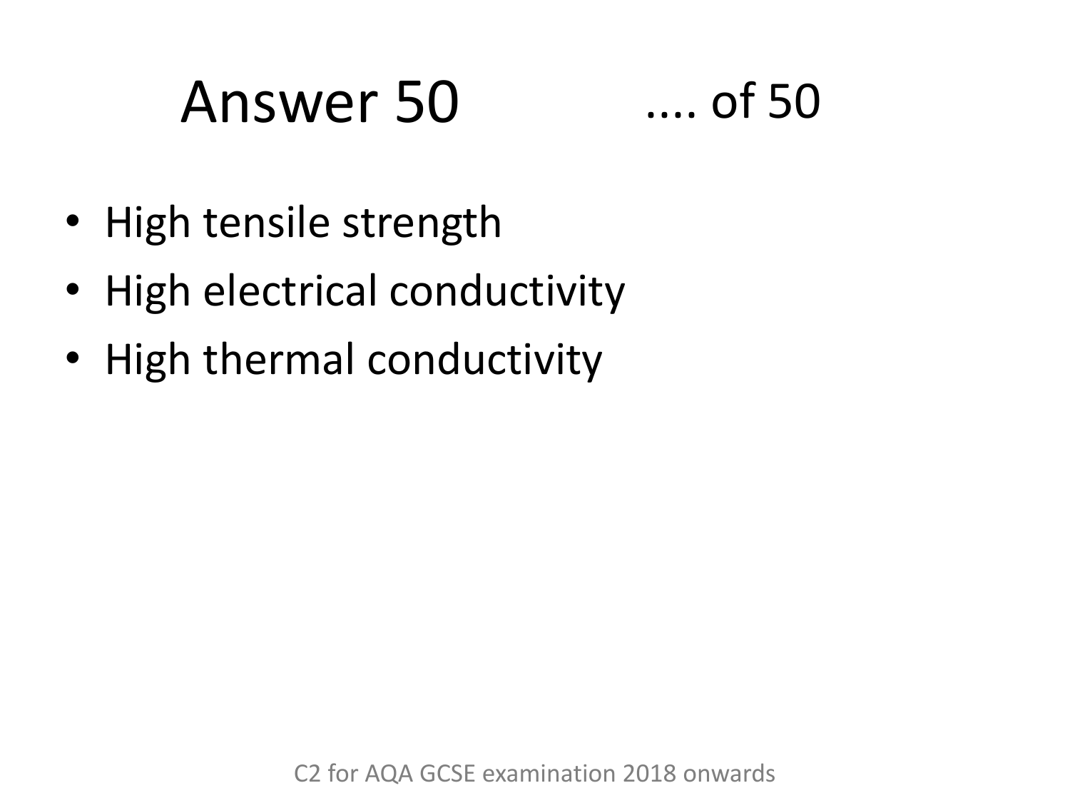# Answer 50

- High tensile strength
- High electrical conductivity
- High thermal conductivity